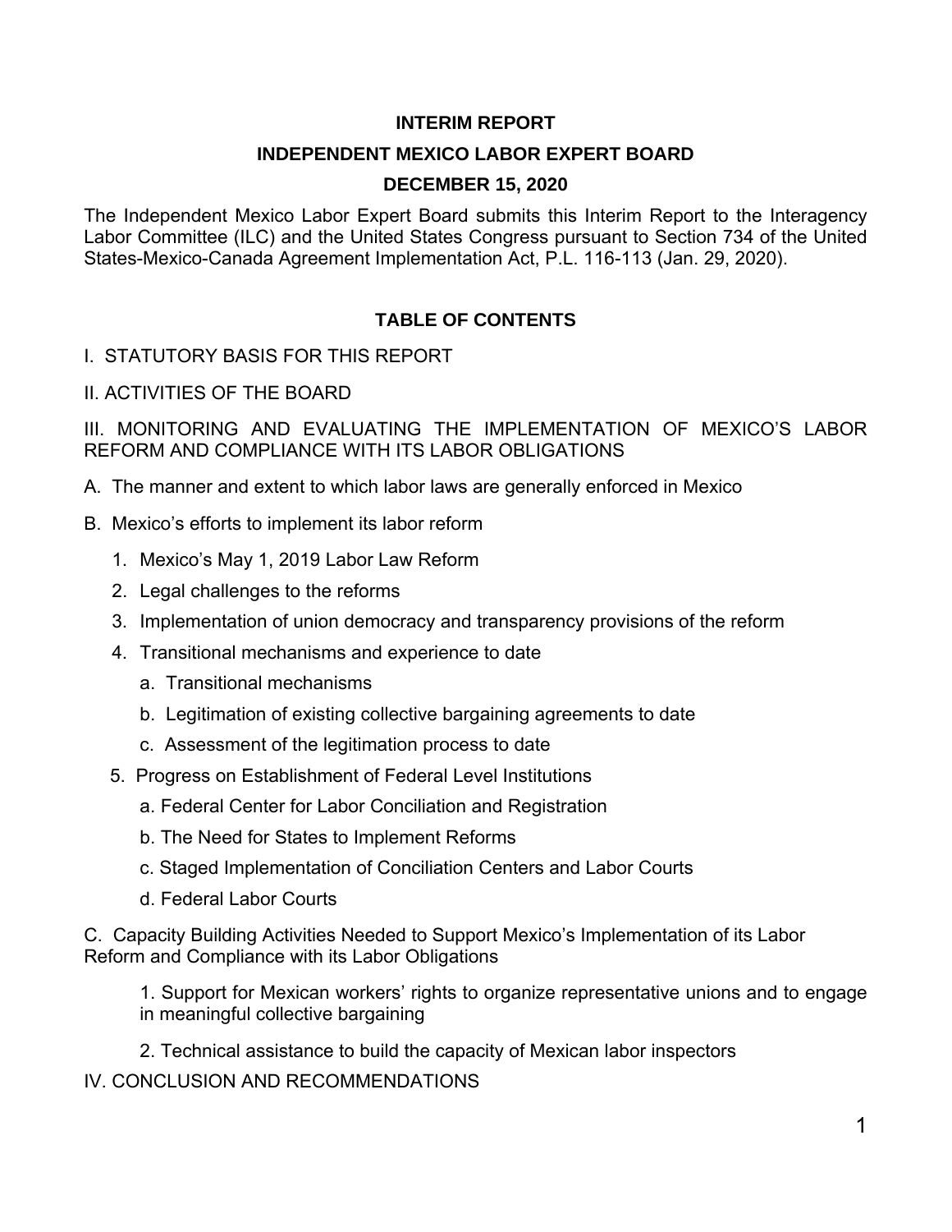**INTERIM REPORT**

**INDEPENDENT MEXICO LABOR EXPERT BOARD**

**DECEMBER 15, 2020**

The Independent Mexico Labor Expert Board submits this Interim Report to the Interagency Labor Committee (ILC) and the United States Congress pursuant to Section 734 of the United States-Mexico-Canada Agreement Implementation Act, P.L. 116-113 (Jan. 29, 2020).

**TABLE OF CONTENTS**

I. STATUTORY BASIS FOR THIS REPORT

II. ACTIVITIES OF THE BOARD

III. MONITORING AND EVALUATING THE IMPLEMENTATION OF MEXICO'S LABOR REFORM AND COMPLIANCE WITH ITS LABOR OBLIGATIONS

A. The manner and extent to which labor laws are generally enforced in Mexico

B. Mexico's efforts to implement its labor reform

1. Mexico's May 1, 2019 Labor Law Reform
2. Legal challenges to the reforms
3. Implementation of union democracy and transparency provisions of the reform
4. Transitional mechanisms and experience to date
   a. Transitional mechanisms
   b. Legitimation of existing collective bargaining agreements to date
   c. Assessment of the legitimation process to date
5. Progress on Establishment of Federal Level Institutions
   a. Federal Center for Labor Conciliation and Registration
   b. The Need for States to Implement Reforms
   c. Staged Implementation of Conciliation Centers and Labor Courts
   d. Federal Labor Courts

C. Capacity Building Activities Needed to Support Mexico's Implementation of its Labor Reform and Compliance with its Labor Obligations

1. Support for Mexican workers' rights to organize representative unions and to engage in meaningful collective bargaining
2. Technical assistance to build the capacity of Mexican labor inspectors

IV. CONCLUSION AND RECOMMENDATIONS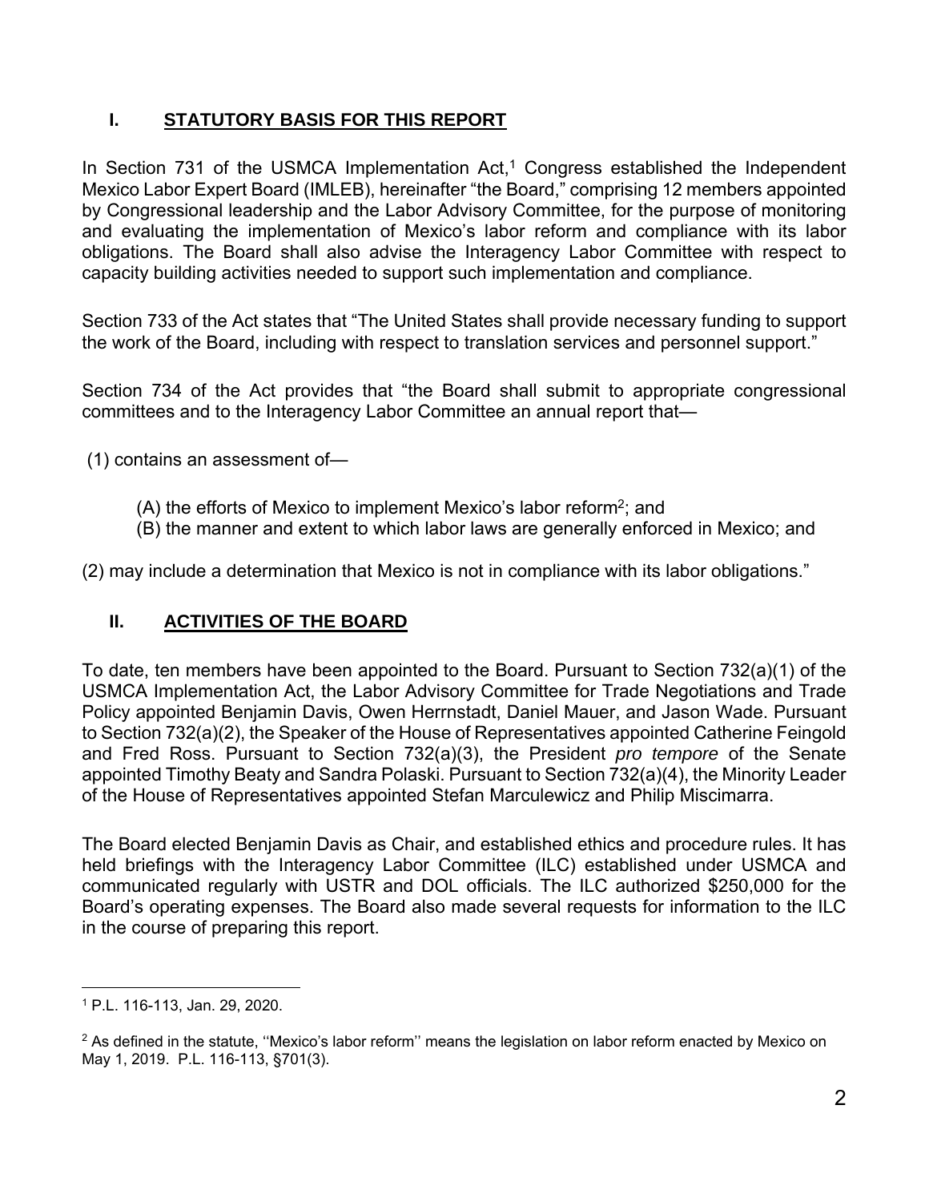## I. STATUTORY BASIS FOR THIS REPORT

In Section 731 of the USMCA Implementation Act,[1] Congress established the Independent Mexico Labor Expert Board (IMLEB), hereinafter "the Board," comprising 12 members appointed by Congressional leadership and the Labor Advisory Committee, for the purpose of monitoring and evaluating the implementation of Mexico's labor reform and compliance with its labor obligations. The Board shall also advise the Interagency Labor Committee with respect to capacity building activities needed to support such implementation and compliance.

Section 733 of the Act states that "The United States shall provide necessary funding to support the work of the Board, including with respect to translation services and personnel support."

Section 734 of the Act provides that "the Board shall submit to appropriate congressional committees and to the Interagency Labor Committee an annual report that—

(1) contains an assessment of—

(A) the efforts of Mexico to implement Mexico's labor reform[2]; and
(B) the manner and extent to which labor laws are generally enforced in Mexico; and

(2) may include a determination that Mexico is not in compliance with its labor obligations."

## II. ACTIVITIES OF THE BOARD

To date, ten members have been appointed to the Board. Pursuant to Section 732(a)(1) of the USMCA Implementation Act, the Labor Advisory Committee for Trade Negotiations and Trade Policy appointed Benjamin Davis, Owen Herrnstadt, Daniel Mauer, and Jason Wade. Pursuant to Section 732(a)(2), the Speaker of the House of Representatives appointed Catherine Feingold and Fred Ross. Pursuant to Section 732(a)(3), the President *pro tempore* of the Senate appointed Timothy Beaty and Sandra Polaski. Pursuant to Section 732(a)(4), the Minority Leader of the House of Representatives appointed Stefan Marculewicz and Philip Miscimarra.

The Board elected Benjamin Davis as Chair, and established ethics and procedure rules. It has held briefings with the Interagency Labor Committee (ILC) established under USMCA and communicated regularly with USTR and DOL officials. The ILC authorized $250,000 for the Board's operating expenses. The Board also made several requests for information to the ILC in the course of preparing this report.

---

[1] P.L. 116-113, Jan. 29, 2020.

[2] As defined in the statute, ''Mexico's labor reform'' means the legislation on labor reform enacted by Mexico on May 1, 2019. P.L. 116-113, §701(3).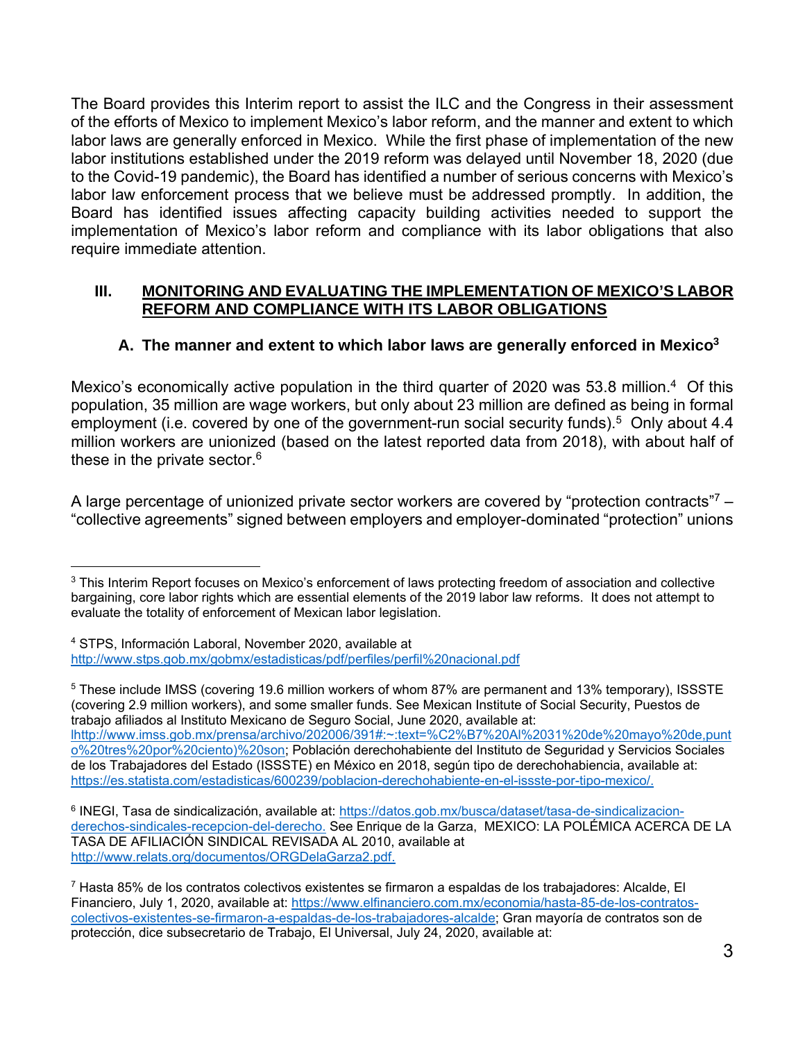The Board provides this Interim report to assist the ILC and the Congress in their assessment of the efforts of Mexico to implement Mexico's labor reform, and the manner and extent to which labor laws are generally enforced in Mexico. While the first phase of implementation of the new labor institutions established under the 2019 reform was delayed until November 18, 2020 (due to the Covid-19 pandemic), the Board has identified a number of serious concerns with Mexico's labor law enforcement process that we believe must be addressed promptly. In addition, the Board has identified issues affecting capacity building activities needed to support the implementation of Mexico's labor reform and compliance with its labor obligations that also require immediate attention.

## III. MONITORING AND EVALUATING THE IMPLEMENTATION OF MEXICO'S LABOR REFORM AND COMPLIANCE WITH ITS LABOR OBLIGATIONS

### A. The manner and extent to which labor laws are generally enforced in Mexico[3]

Mexico's economically active population in the third quarter of 2020 was 53.8 million.[4] Of this population, 35 million are wage workers, but only about 23 million are defined as being in formal employment (i.e. covered by one of the government-run social security funds).[5] Only about 4.4 million workers are unionized (based on the latest reported data from 2018), with about half of these in the private sector.[6]

A large percentage of unionized private sector workers are covered by "protection contracts"[7] – "collective agreements" signed between employers and employer-dominated "protection" unions

---

[3] This Interim Report focuses on Mexico's enforcement of laws protecting freedom of association and collective bargaining, core labor rights which are essential elements of the 2019 labor law reforms. It does not attempt to evaluate the totality of enforcement of Mexican labor legislation.

[4] STPS, Información Laboral, November 2020, available at http://www.stps.gob.mx/gobmx/estadisticas/pdf/perfiles/perfil%20nacional.pdf

[5] These include IMSS (covering 19.6 million workers of whom 87% are permanent and 13% temporary), ISSSTE (covering 2.9 million workers), and some smaller funds. See Mexican Institute of Social Security, Puestos de trabajo afiliados al Instituto Mexicano de Seguro Social, June 2020, available at: lhttp://www.imss.gob.mx/prensa/archivo/202006/391#:~:text=%C2%B7%20Al%2031%20de%20mayo%20de,punto%20tres%20por%20ciento)%20son; Población derechohabiente del Instituto de Seguridad y Servicios Sociales de los Trabajadores del Estado (ISSSTE) en México en 2018, según tipo de derechohabiencia, available at: https://es.statista.com/estadisticas/600239/poblacion-derechohabiente-en-el-issste-por-tipo-mexico/.

[6] INEGI, Tasa de sindicalización, available at: https://datos.gob.mx/busca/dataset/tasa-de-sindicalizacion-derechos-sindicales-recepcion-del-derecho. See Enrique de la Garza, MEXICO: LA POLÉMICA ACERCA DE LA TASA DE AFILIACIÓN SINDICAL REVISADA AL 2010, available at http://www.relats.org/documentos/ORGDelaGarza2.pdf.

[7] Hasta 85% de los contratos colectivos existentes se firmaron a espaldas de los trabajadores: Alcalde, El Financiero, July 1, 2020, available at: https://www.elfinanciero.com.mx/economia/hasta-85-de-los-contratos-colectivos-existentes-se-firmaron-a-espaldas-de-los-trabajadores-alcalde; Gran mayoría de contratos son de protección, dice subsecretario de Trabajo, El Universal, July 24, 2020, available at: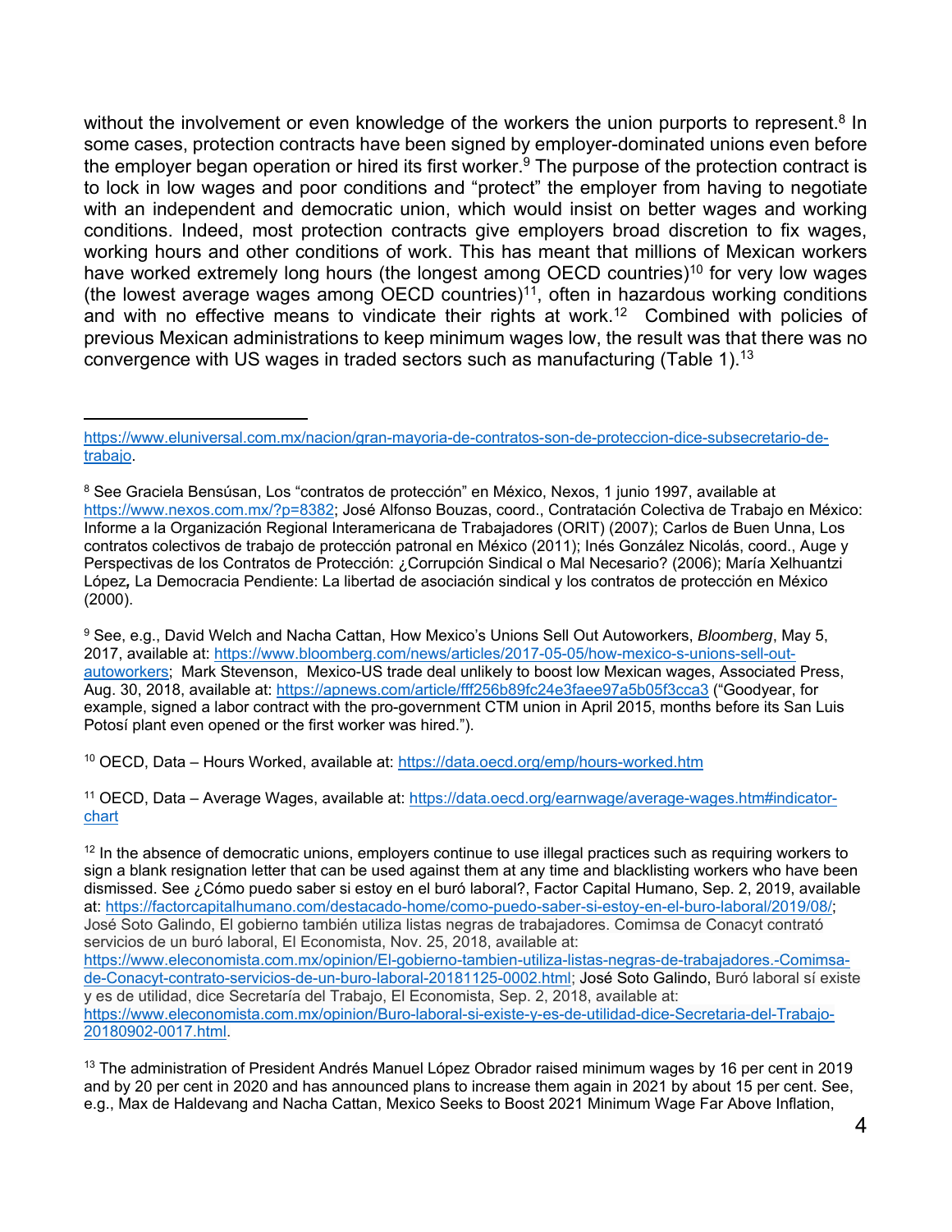without the involvement or even knowledge of the workers the union purports to represent.[8] In some cases, protection contracts have been signed by employer-dominated unions even before the employer began operation or hired its first worker.[9] The purpose of the protection contract is to lock in low wages and poor conditions and "protect" the employer from having to negotiate with an independent and democratic union, which would insist on better wages and working conditions. Indeed, most protection contracts give employers broad discretion to fix wages, working hours and other conditions of work. This has meant that millions of Mexican workers have worked extremely long hours (the longest among OECD countries)[10] for very low wages (the lowest average wages among OECD countries)[11], often in hazardous working conditions and with no effective means to vindicate their rights at work.[12] Combined with policies of previous Mexican administrations to keep minimum wages low, the result was that there was no convergence with US wages in traded sectors such as manufacturing (Table 1).[13]

---

https://www.eluniversal.com.mx/nacion/gran-mayoria-de-contratos-son-de-proteccion-dice-subsecretario-de-trabajo.

[8] See Graciela Bensúsan, Los "contratos de protección" en México, Nexos, 1 junio 1997, available at https://www.nexos.com.mx/?p=8382; José Alfonso Bouzas, coord., Contratación Colectiva de Trabajo en México: Informe a la Organización Regional Interamericana de Trabajadores (ORIT) (2007); Carlos de Buen Unna, Los contratos colectivos de trabajo de protección patronal en México (2011); Inés González Nicolás, coord., Auge y Perspectivas de los Contratos de Protección: ¿Corrupción Sindical o Mal Necesario? (2006); María Xelhuantzi López**,** La Democracia Pendiente: La libertad de asociación sindical y los contratos de protección en México (2000).

[9] See, e.g., David Welch and Nacha Cattan, How Mexico's Unions Sell Out Autoworkers, *Bloomberg*, May 5, 2017, available at: https://www.bloomberg.com/news/articles/2017-05-05/how-mexico-s-unions-sell-out-autoworkers; Mark Stevenson, Mexico-US trade deal unlikely to boost low Mexican wages, Associated Press, Aug. 30, 2018, available at: https://apnews.com/article/fff256b89fc24e3faee97a5b05f3cca3 ("Goodyear, for example, signed a labor contract with the pro-government CTM union in April 2015, months before its San Luis Potosí plant even opened or the first worker was hired.").

[10] OECD, Data – Hours Worked, available at: https://data.oecd.org/emp/hours-worked.htm

[11] OECD, Data – Average Wages, available at: https://data.oecd.org/earnwage/average-wages.htm#indicator-chart

[12] In the absence of democratic unions, employers continue to use illegal practices such as requiring workers to sign a blank resignation letter that can be used against them at any time and blacklisting workers who have been dismissed. See ¿Cómo puedo saber si estoy en el buró laboral?, Factor Capital Humano, Sep. 2, 2019, available at: https://factorcapitalhumano.com/destacado-home/como-puedo-saber-si-estoy-en-el-buro-laboral/2019/08/; José Soto Galindo, El gobierno también utiliza listas negras de trabajadores. Comimsa de Conacyt contrató servicios de un buró laboral, El Economista, Nov. 25, 2018, available at: https://www.eleconomista.com.mx/opinion/El-gobierno-tambien-utiliza-listas-negras-de-trabajadores.-Comimsa-de-Conacyt-contrato-servicios-de-un-buro-laboral-20181125-0002.html; José Soto Galindo, Buró laboral sí existe y es de utilidad, dice Secretaría del Trabajo, El Economista, Sep. 2, 2018, available at: https://www.eleconomista.com.mx/opinion/Buro-laboral-si-existe-y-es-de-utilidad-dice-Secretaria-del-Trabajo-20180902-0017.html.

[13] The administration of President Andrés Manuel López Obrador raised minimum wages by 16 per cent in 2019 and by 20 per cent in 2020 and has announced plans to increase them again in 2021 by about 15 per cent. See, e.g., Max de Haldevang and Nacha Cattan, Mexico Seeks to Boost 2021 Minimum Wage Far Above Inflation,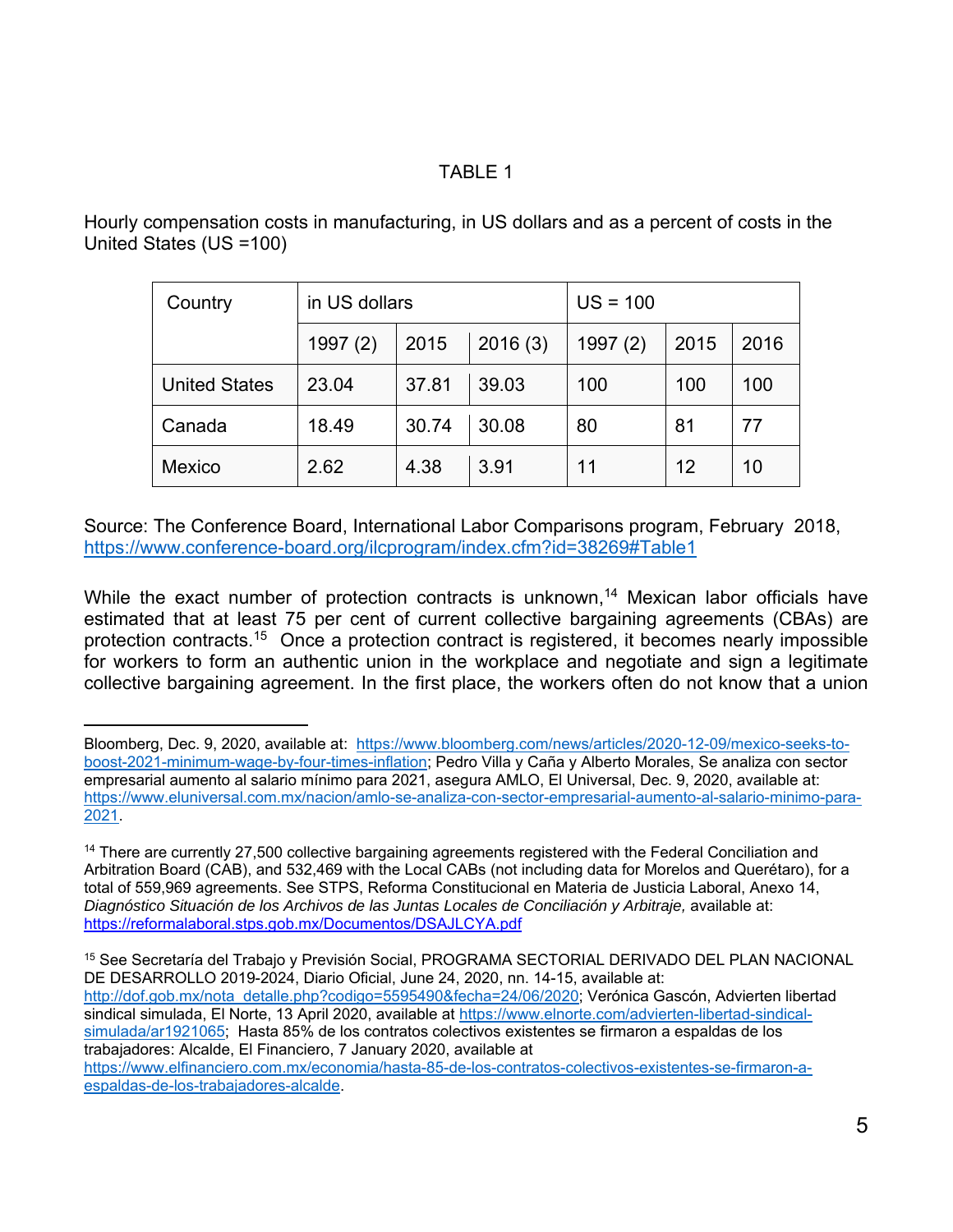TABLE 1

Hourly compensation costs in manufacturing, in US dollars and as a percent of costs in the United States (US =100)

| Country | in US dollars | | | US = 100 | | |
|---|---|---|---|---|---|---|
| | 1997 (2) | 2015 | 2016 (3) | 1997 (2) | 2015 | 2016 |
| United States | 23.04 | 37.81 | 39.03 | 100 | 100 | 100 |
| Canada | 18.49 | 30.74 | 30.08 | 80 | 81 | 77 |
| Mexico | 2.62 | 4.38 | 3.91 | 11 | 12 | 10 |

Source: The Conference Board, International Labor Comparisons program, February 2018, https://www.conference-board.org/ilcprogram/index.cfm?id=38269#Table1

While the exact number of protection contracts is unknown,[14] Mexican labor officials have estimated that at least 75 per cent of current collective bargaining agreements (CBAs) are protection contracts.[15] Once a protection contract is registered, it becomes nearly impossible for workers to form an authentic union in the workplace and negotiate and sign a legitimate collective bargaining agreement. In the first place, the workers often do not know that a union

---

Bloomberg, Dec. 9, 2020, available at: https://www.bloomberg.com/news/articles/2020-12-09/mexico-seeks-to-boost-2021-minimum-wage-by-four-times-inflation; Pedro Villa y Caña y Alberto Morales, Se analiza con sector empresarial aumento al salario mínimo para 2021, asegura AMLO, El Universal, Dec. 9, 2020, available at: https://www.eluniversal.com.mx/nacion/amlo-se-analiza-con-sector-empresarial-aumento-al-salario-minimo-para-2021.

[14] There are currently 27,500 collective bargaining agreements registered with the Federal Conciliation and Arbitration Board (CAB), and 532,469 with the Local CABs (not including data for Morelos and Querétaro), for a total of 559,969 agreements. See STPS, Reforma Constitucional en Materia de Justicia Laboral, Anexo 14, *Diagnóstico Situación de los Archivos de las Juntas Locales de Conciliación y Arbitraje,* available at: https://reformalaboral.stps.gob.mx/Documentos/DSAJLCYA.pdf

[15] See Secretaría del Trabajo y Previsión Social, PROGRAMA SECTORIAL DERIVADO DEL PLAN NACIONAL DE DESARROLLO 2019-2024, Diario Oficial, June 24, 2020, nn. 14-15, available at: http://dof.gob.mx/nota_detalle.php?codigo=5595490&fecha=24/06/2020; Verónica Gascón, Advierten libertad sindical simulada, El Norte, 13 April 2020, available at https://www.elnorte.com/advierten-libertad-sindical-simulada/ar1921065; Hasta 85% de los contratos colectivos existentes se firmaron a espaldas de los trabajadores: Alcalde, El Financiero, 7 January 2020, available at https://www.elfinanciero.com.mx/economia/hasta-85-de-los-contratos-colectivos-existentes-se-firmaron-a-espaldas-de-los-trabajadores-alcalde.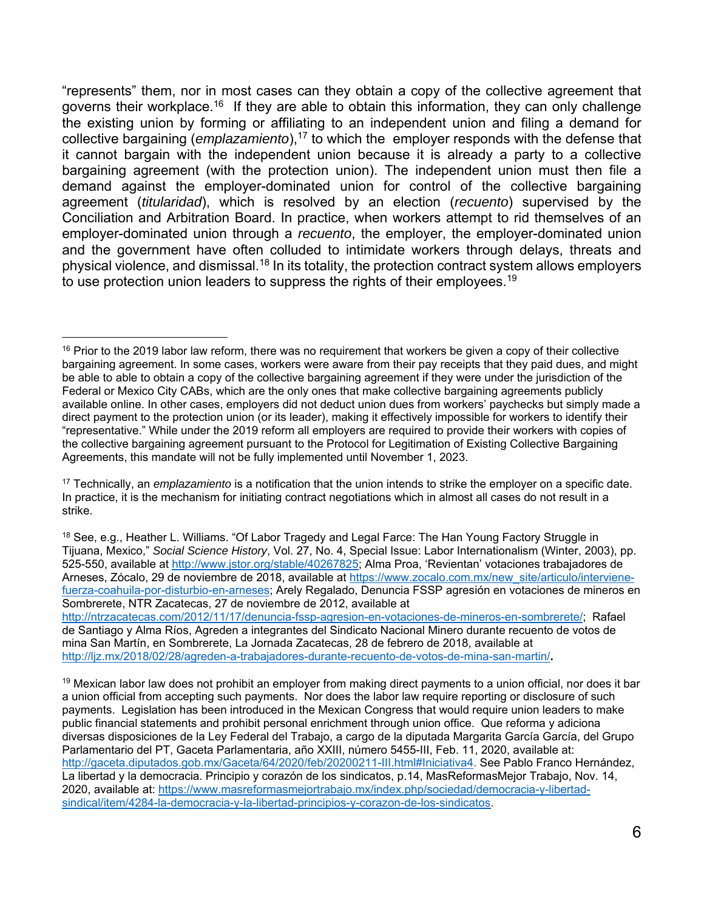"represents" them, nor in most cases can they obtain a copy of the collective agreement that governs their workplace.[16] If they are able to obtain this information, they can only challenge the existing union by forming or affiliating to an independent union and filing a demand for collective bargaining (*emplazamiento*),[17] to which the employer responds with the defense that it cannot bargain with the independent union because it is already a party to a collective bargaining agreement (with the protection union). The independent union must then file a demand against the employer-dominated union for control of the collective bargaining agreement (*titularidad*), which is resolved by an election (*recuento*) supervised by the Conciliation and Arbitration Board. In practice, when workers attempt to rid themselves of an employer-dominated union through a *recuento*, the employer, the employer-dominated union and the government have often colluded to intimidate workers through delays, threats and physical violence, and dismissal.[18] In its totality, the protection contract system allows employers to use protection union leaders to suppress the rights of their employees.[19]

---

[16] Prior to the 2019 labor law reform, there was no requirement that workers be given a copy of their collective bargaining agreement. In some cases, workers were aware from their pay receipts that they paid dues, and might be able to able to obtain a copy of the collective bargaining agreement if they were under the jurisdiction of the Federal or Mexico City CABs, which are the only ones that make collective bargaining agreements publicly available online. In other cases, employers did not deduct union dues from workers' paychecks but simply made a direct payment to the protection union (or its leader), making it effectively impossible for workers to identify their "representative." While under the 2019 reform all employers are required to provide their workers with copies of the collective bargaining agreement pursuant to the Protocol for Legitimation of Existing Collective Bargaining Agreements, this mandate will not be fully implemented until November 1, 2023.

[17] Technically, an *emplazamiento* is a notification that the union intends to strike the employer on a specific date. In practice, it is the mechanism for initiating contract negotiations which in almost all cases do not result in a strike.

[18] See, e.g., Heather L. Williams. "Of Labor Tragedy and Legal Farce: The Han Young Factory Struggle in Tijuana, Mexico," *Social Science History*, Vol. 27, No. 4, Special Issue: Labor Internationalism (Winter, 2003), pp. 525-550, available at http://www.jstor.org/stable/40267825; Alma Proa, 'Revientan' votaciones trabajadores de Arneses, Zócalo, 29 de noviembre de 2018, available at https://www.zocalo.com.mx/new_site/articulo/interviene-fuerza-coahuila-por-disturbio-en-arneses; Arely Regalado, Denuncia FSSP agresión en votaciones de mineros en Sombrerete, NTR Zacatecas, 27 de noviembre de 2012, available at http://ntrzacatecas.com/2012/11/17/denuncia-fssp-agresion-en-votaciones-de-mineros-en-sombrerete/; Rafael de Santiago y Alma Ríos, Agreden a integrantes del Sindicato Nacional Minero durante recuento de votos de mina San Martín, en Sombrerete, La Jornada Zacatecas, 28 de febrero de 2018, available at http://ljz.mx/2018/02/28/agreden-a-trabajadores-durante-recuento-de-votos-de-mina-san-martin/**.**

[19] Mexican labor law does not prohibit an employer from making direct payments to a union official, nor does it bar a union official from accepting such payments. Nor does the labor law require reporting or disclosure of such payments. Legislation has been introduced in the Mexican Congress that would require union leaders to make public financial statements and prohibit personal enrichment through union office. Que reforma y adiciona diversas disposiciones de la Ley Federal del Trabajo, a cargo de la diputada Margarita García García, del Grupo Parlamentario del PT, Gaceta Parlamentaria, año XXIII, número 5455-III, Feb. 11, 2020, available at: http://gaceta.diputados.gob.mx/Gaceta/64/2020/feb/20200211-III.html#Iniciativa4. See Pablo Franco Hernández, La libertad y la democracia. Principio y corazón de los sindicatos, p.14, MasReformasMejor Trabajo, Nov. 14, 2020, available at: https://www.masreformasmejortrabajo.mx/index.php/sociedad/democracia-y-libertad-sindical/item/4284-la-democracia-y-la-libertad-principios-y-corazon-de-los-sindicatos.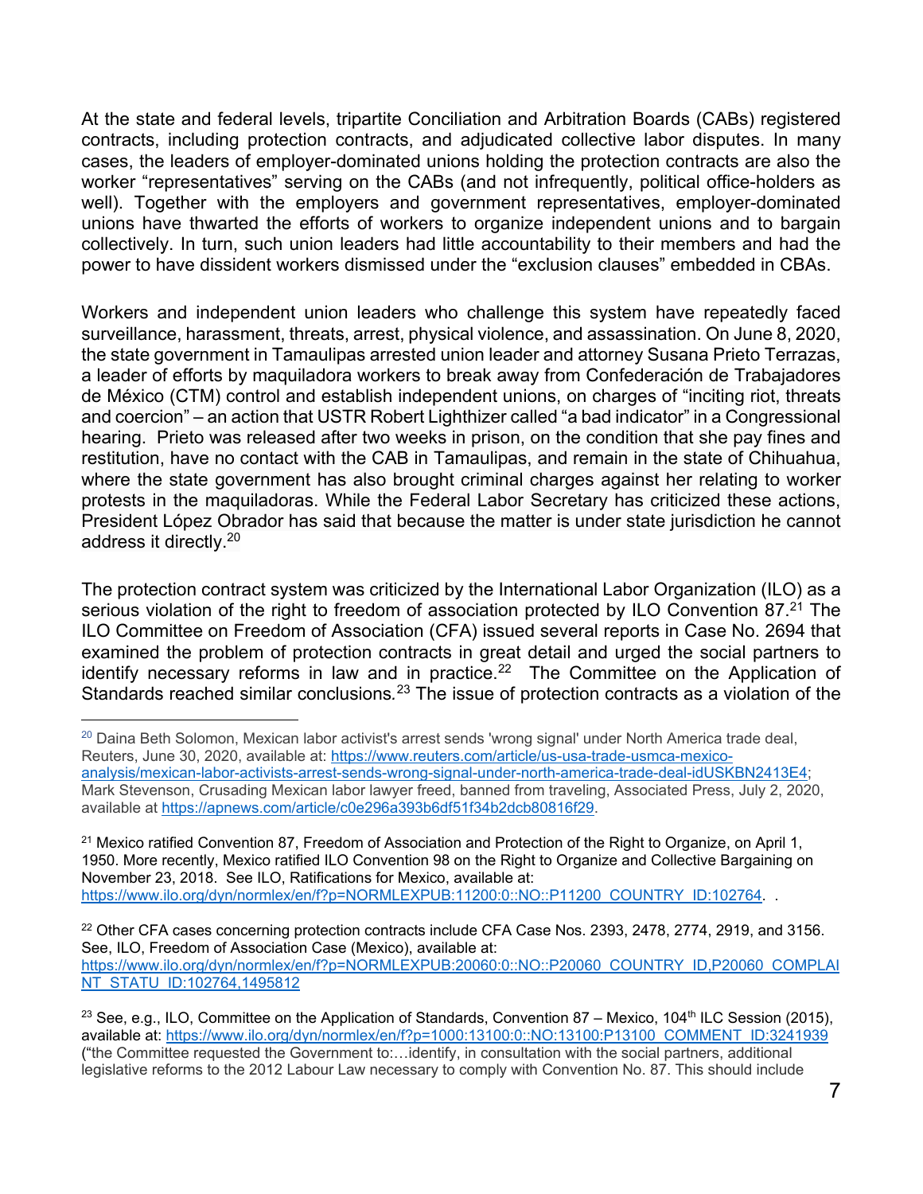At the state and federal levels, tripartite Conciliation and Arbitration Boards (CABs) registered contracts, including protection contracts, and adjudicated collective labor disputes. In many cases, the leaders of employer-dominated unions holding the protection contracts are also the worker "representatives" serving on the CABs (and not infrequently, political office-holders as well). Together with the employers and government representatives, employer-dominated unions have thwarted the efforts of workers to organize independent unions and to bargain collectively. In turn, such union leaders had little accountability to their members and had the power to have dissident workers dismissed under the "exclusion clauses" embedded in CBAs.

Workers and independent union leaders who challenge this system have repeatedly faced surveillance, harassment, threats, arrest, physical violence, and assassination. On June 8, 2020, the state government in Tamaulipas arrested union leader and attorney Susana Prieto Terrazas, a leader of efforts by maquiladora workers to break away from Confederación de Trabajadores de México (CTM) control and establish independent unions, on charges of "inciting riot, threats and coercion" – an action that USTR Robert Lighthizer called "a bad indicator" in a Congressional hearing. Prieto was released after two weeks in prison, on the condition that she pay fines and restitution, have no contact with the CAB in Tamaulipas, and remain in the state of Chihuahua, where the state government has also brought criminal charges against her relating to worker protests in the maquiladoras. While the Federal Labor Secretary has criticized these actions, President López Obrador has said that because the matter is under state jurisdiction he cannot address it directly.[20]

The protection contract system was criticized by the International Labor Organization (ILO) as a serious violation of the right to freedom of association protected by ILO Convention 87.[21] The ILO Committee on Freedom of Association (CFA) issued several reports in Case No. 2694 that examined the problem of protection contracts in great detail and urged the social partners to identify necessary reforms in law and in practice.[22] The Committee on the Application of Standards reached similar conclusions.[23] The issue of protection contracts as a violation of the

---

[20] Daina Beth Solomon, Mexican labor activist's arrest sends 'wrong signal' under North America trade deal, Reuters, June 30, 2020, available at: https://www.reuters.com/article/us-usa-trade-usmca-mexico-analysis/mexican-labor-activists-arrest-sends-wrong-signal-under-north-america-trade-deal-idUSKBN2413E4; Mark Stevenson, Crusading Mexican labor lawyer freed, banned from traveling, Associated Press, July 2, 2020, available at https://apnews.com/article/c0e296a393b6df51f34b2dcb80816f29.

[21] Mexico ratified Convention 87, Freedom of Association and Protection of the Right to Organize, on April 1, 1950. More recently, Mexico ratified ILO Convention 98 on the Right to Organize and Collective Bargaining on November 23, 2018. See ILO, Ratifications for Mexico, available at: https://www.ilo.org/dyn/normlex/en/f?p=NORMLEXPUB:11200:0::NO::P11200_COUNTRY_ID:102764. .

[22] Other CFA cases concerning protection contracts include CFA Case Nos. 2393, 2478, 2774, 2919, and 3156. See, ILO, Freedom of Association Case (Mexico), available at: https://www.ilo.org/dyn/normlex/en/f?p=NORMLEXPUB:20060:0::NO::P20060_COUNTRY_ID,P20060_COMPLAINT_STATU_ID:102764,1495812

[23] See, e.g., ILO, Committee on the Application of Standards, Convention 87 – Mexico, 104th ILC Session (2015), available at: https://www.ilo.org/dyn/normlex/en/f?p=1000:13100:0::NO:13100:P13100_COMMENT_ID:3241939 ("the Committee requested the Government to:…identify, in consultation with the social partners, additional legislative reforms to the 2012 Labour Law necessary to comply with Convention No. 87. This should include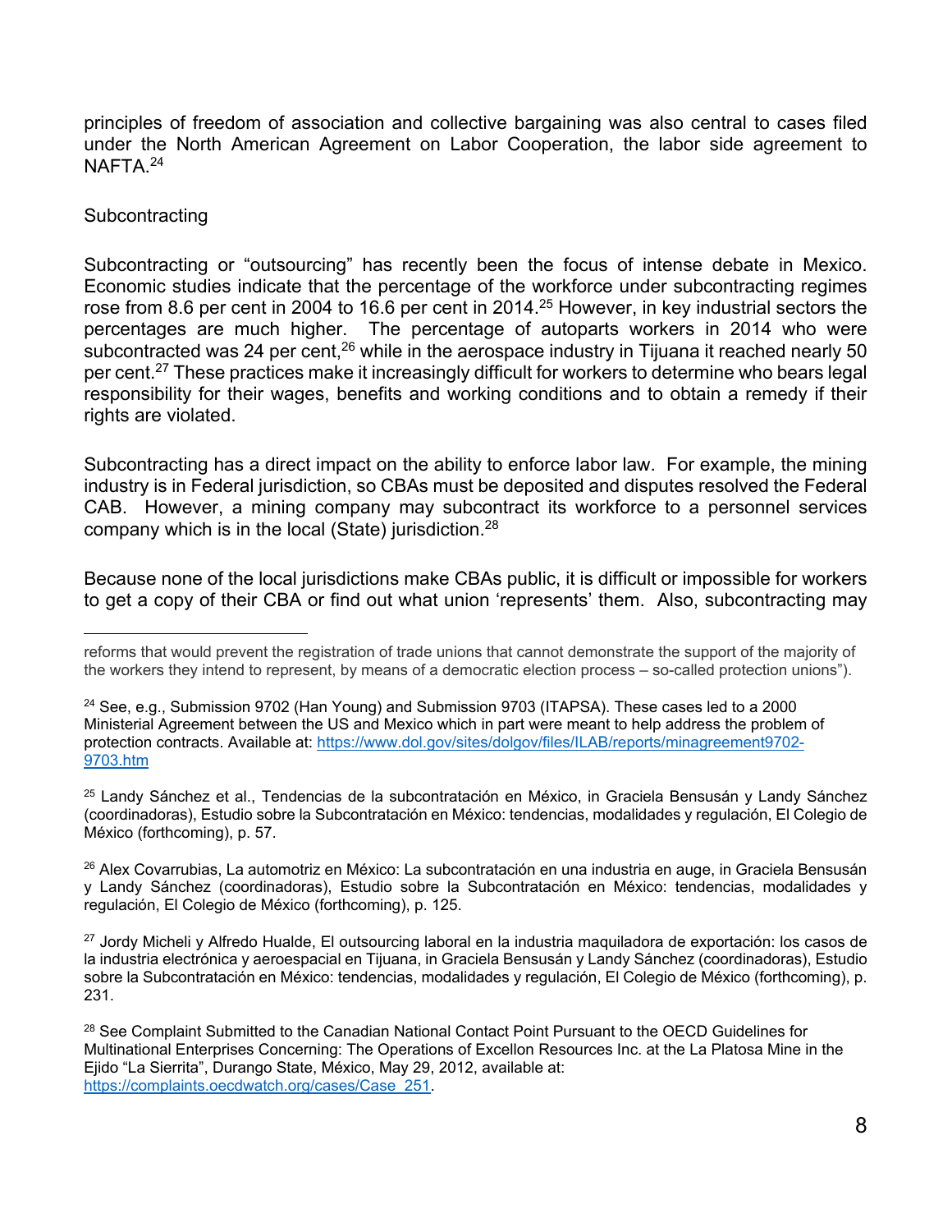principles of freedom of association and collective bargaining was also central to cases filed under the North American Agreement on Labor Cooperation, the labor side agreement to NAFTA.[24]

Subcontracting

Subcontracting or “outsourcing” has recently been the focus of intense debate in Mexico. Economic studies indicate that the percentage of the workforce under subcontracting regimes rose from 8.6 per cent in 2004 to 16.6 per cent in 2014.[25] However, in key industrial sectors the percentages are much higher. The percentage of autoparts workers in 2014 who were subcontracted was 24 per cent,[26] while in the aerospace industry in Tijuana it reached nearly 50 per cent.[27] These practices make it increasingly difficult for workers to determine who bears legal responsibility for their wages, benefits and working conditions and to obtain a remedy if their rights are violated.

Subcontracting has a direct impact on the ability to enforce labor law. For example, the mining industry is in Federal jurisdiction, so CBAs must be deposited and disputes resolved the Federal CAB. However, a mining company may subcontract its workforce to a personnel services company which is in the local (State) jurisdiction.[28]

Because none of the local jurisdictions make CBAs public, it is difficult or impossible for workers to get a copy of their CBA or find out what union ‘represents’ them. Also, subcontracting may

---

reforms that would prevent the registration of trade unions that cannot demonstrate the support of the majority of the workers they intend to represent, by means of a democratic election process – so-called protection unions”).

[24] See, e.g., Submission 9702 (Han Young) and Submission 9703 (ITAPSA). These cases led to a 2000 Ministerial Agreement between the US and Mexico which in part were meant to help address the problem of protection contracts. Available at: https://www.dol.gov/sites/dolgov/files/ILAB/reports/minagreement9702-9703.htm

[25] Landy Sánchez et al., Tendencias de la subcontratación en México, in Graciela Bensusán y Landy Sánchez (coordinadoras), Estudio sobre la Subcontratación en México: tendencias, modalidades y regulación, El Colegio de México (forthcoming), p. 57.

[26] Alex Covarrubias, La automotriz en México: La subcontratación en una industria en auge, in Graciela Bensusán y Landy Sánchez (coordinadoras), Estudio sobre la Subcontratación en México: tendencias, modalidades y regulación, El Colegio de México (forthcoming), p. 125.

[27] Jordy Micheli y Alfredo Hualde, El outsourcing laboral en la industria maquiladora de exportación: los casos de la industria electrónica y aeroespacial en Tijuana, in Graciela Bensusán y Landy Sánchez (coordinadoras), Estudio sobre la Subcontratación en México: tendencias, modalidades y regulación, El Colegio de México (forthcoming), p. 231.

[28] See Complaint Submitted to the Canadian National Contact Point Pursuant to the OECD Guidelines for Multinational Enterprises Concerning: The Operations of Excellon Resources Inc. at the La Platosa Mine in the Ejido “La Sierrita”, Durango State, México, May 29, 2012, available at: https://complaints.oecdwatch.org/cases/Case_251.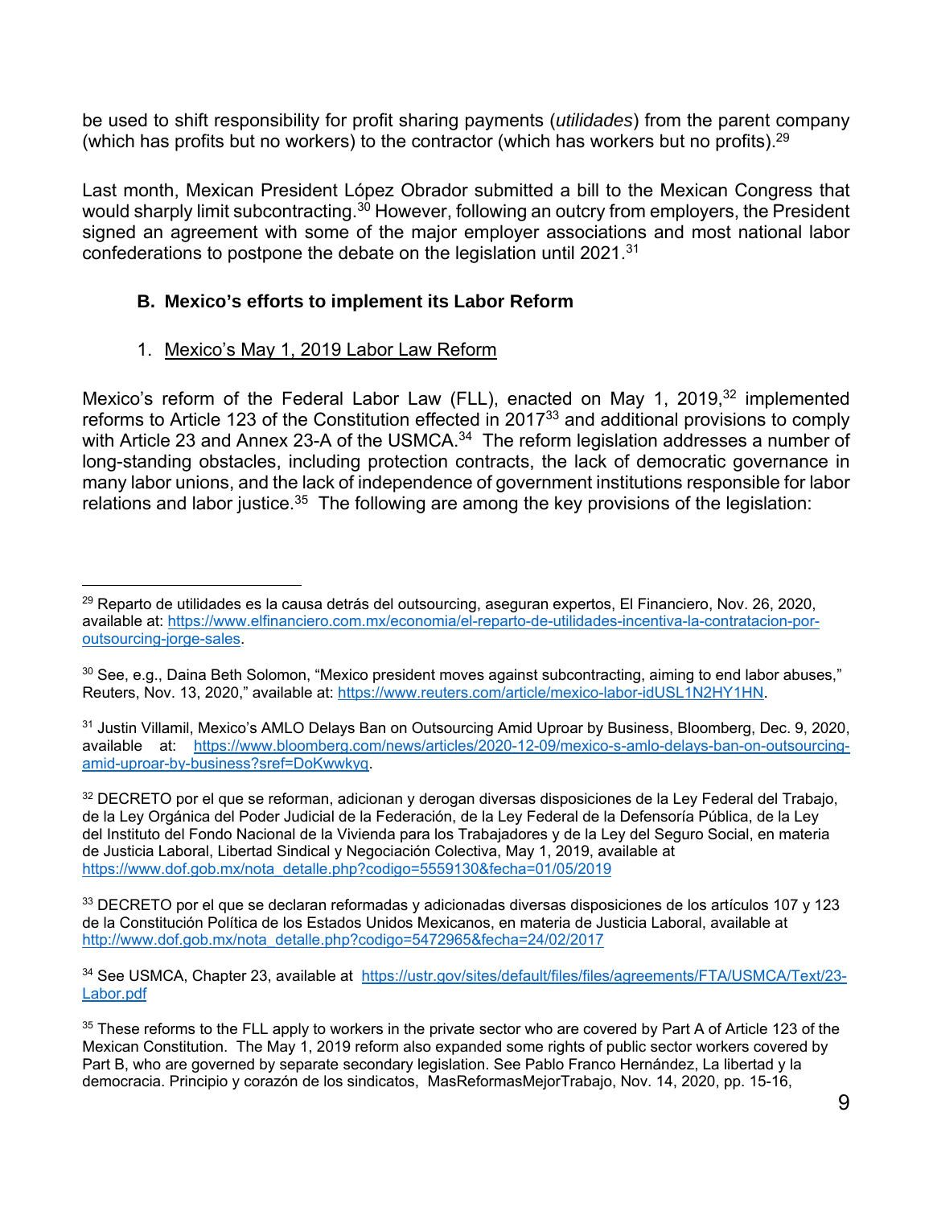be used to shift responsibility for profit sharing payments (*utilidades*) from the parent company (which has profits but no workers) to the contractor (which has workers but no profits).[29]

Last month, Mexican President López Obrador submitted a bill to the Mexican Congress that would sharply limit subcontracting.[30] However, following an outcry from employers, the President signed an agreement with some of the major employer associations and most national labor confederations to postpone the debate on the legislation until 2021.[31]

### B. Mexico's efforts to implement its Labor Reform

#### 1. Mexico's May 1, 2019 Labor Law Reform

Mexico's reform of the Federal Labor Law (FLL), enacted on May 1, 2019,[32] implemented reforms to Article 123 of the Constitution effected in 2017[33] and additional provisions to comply with Article 23 and Annex 23-A of the USMCA.[34] The reform legislation addresses a number of long-standing obstacles, including protection contracts, the lack of democratic governance in many labor unions, and the lack of independence of government institutions responsible for labor relations and labor justice.[35] The following are among the key provisions of the legislation:

---

[29] Reparto de utilidades es la causa detrás del outsourcing, aseguran expertos, El Financiero, Nov. 26, 2020, available at: https://www.elfinanciero.com.mx/economia/el-reparto-de-utilidades-incentiva-la-contratacion-por-outsourcing-jorge-sales.

[30] See, e.g., Daina Beth Solomon, "Mexico president moves against subcontracting, aiming to end labor abuses," Reuters, Nov. 13, 2020," available at: https://www.reuters.com/article/mexico-labor-idUSL1N2HY1HN.

[31] Justin Villamil, Mexico's AMLO Delays Ban on Outsourcing Amid Uproar by Business, Bloomberg, Dec. 9, 2020, available at: https://www.bloomberg.com/news/articles/2020-12-09/mexico-s-amlo-delays-ban-on-outsourcing-amid-uproar-by-business?sref=DoKwwkyq.

[32] DECRETO por el que se reforman, adicionan y derogan diversas disposiciones de la Ley Federal del Trabajo, de la Ley Orgánica del Poder Judicial de la Federación, de la Ley Federal de la Defensoría Pública, de la Ley del Instituto del Fondo Nacional de la Vivienda para los Trabajadores y de la Ley del Seguro Social, en materia de Justicia Laboral, Libertad Sindical y Negociación Colectiva, May 1, 2019, available at https://www.dof.gob.mx/nota_detalle.php?codigo=5559130&fecha=01/05/2019

[33] DECRETO por el que se declaran reformadas y adicionadas diversas disposiciones de los artículos 107 y 123 de la Constitución Política de los Estados Unidos Mexicanos, en materia de Justicia Laboral, available at http://www.dof.gob.mx/nota_detalle.php?codigo=5472965&fecha=24/02/2017

[34] See USMCA, Chapter 23, available at https://ustr.gov/sites/default/files/files/agreements/FTA/USMCA/Text/23-Labor.pdf

[35] These reforms to the FLL apply to workers in the private sector who are covered by Part A of Article 123 of the Mexican Constitution. The May 1, 2019 reform also expanded some rights of public sector workers covered by Part B, who are governed by separate secondary legislation. See Pablo Franco Hernández, La libertad y la democracia. Principio y corazón de los sindicatos, MasReformasMejorTrabajo, Nov. 14, 2020, pp. 15-16,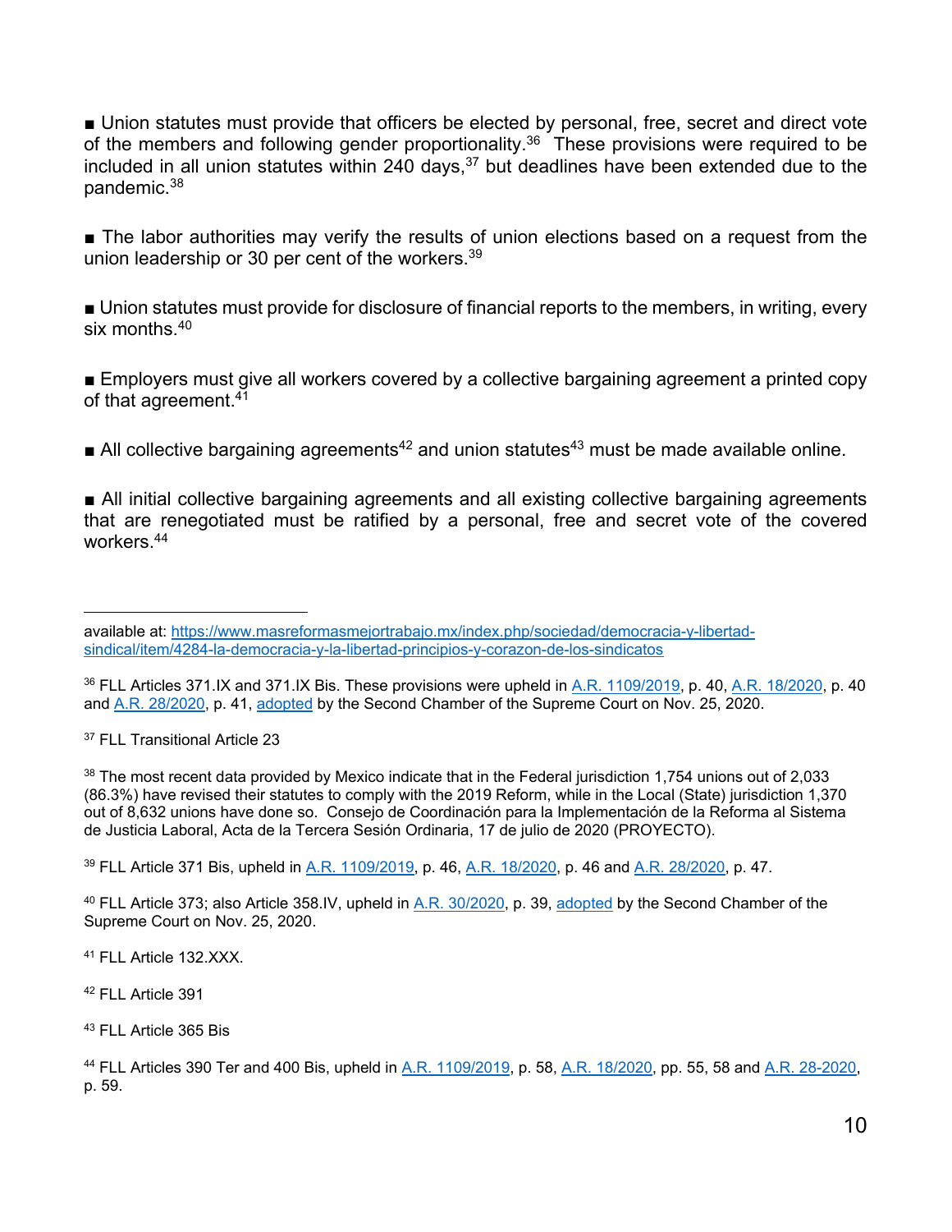■ Union statutes must provide that officers be elected by personal, free, secret and direct vote of the members and following gender proportionality.[36] These provisions were required to be included in all union statutes within 240 days,[37] but deadlines have been extended due to the pandemic.[38]

■ The labor authorities may verify the results of union elections based on a request from the union leadership or 30 per cent of the workers.[39]

■ Union statutes must provide for disclosure of financial reports to the members, in writing, every six months.[40]

■ Employers must give all workers covered by a collective bargaining agreement a printed copy of that agreement.[41]

■ All collective bargaining agreements[42] and union statutes[43] must be made available online.

■ All initial collective bargaining agreements and all existing collective bargaining agreements that are renegotiated must be ratified by a personal, free and secret vote of the covered workers.[44]

---

available at: https://www.masreformasmejortrabajo.mx/index.php/sociedad/democracia-y-libertad-sindical/item/4284-la-democracia-y-la-libertad-principios-y-corazon-de-los-sindicatos

[36] FLL Articles 371.IX and 371.IX Bis. These provisions were upheld in A.R. 1109/2019, p. 40, A.R. 18/2020, p. 40 and A.R. 28/2020, p. 41, adopted by the Second Chamber of the Supreme Court on Nov. 25, 2020.

[37] FLL Transitional Article 23

[38] The most recent data provided by Mexico indicate that in the Federal jurisdiction 1,754 unions out of 2,033 (86.3%) have revised their statutes to comply with the 2019 Reform, while in the Local (State) jurisdiction 1,370 out of 8,632 unions have done so. Consejo de Coordinación para la Implementación de la Reforma al Sistema de Justicia Laboral, Acta de la Tercera Sesión Ordinaria, 17 de julio de 2020 (PROYECTO).

[39] FLL Article 371 Bis, upheld in A.R. 1109/2019, p. 46, A.R. 18/2020, p. 46 and A.R. 28/2020, p. 47.

[40] FLL Article 373; also Article 358.IV, upheld in A.R. 30/2020, p. 39, adopted by the Second Chamber of the Supreme Court on Nov. 25, 2020.

[41] FLL Article 132.XXX.

[42] FLL Article 391

[43] FLL Article 365 Bis

[44] FLL Articles 390 Ter and 400 Bis, upheld in A.R. 1109/2019, p. 58, A.R. 18/2020, pp. 55, 58 and A.R. 28-2020, p. 59.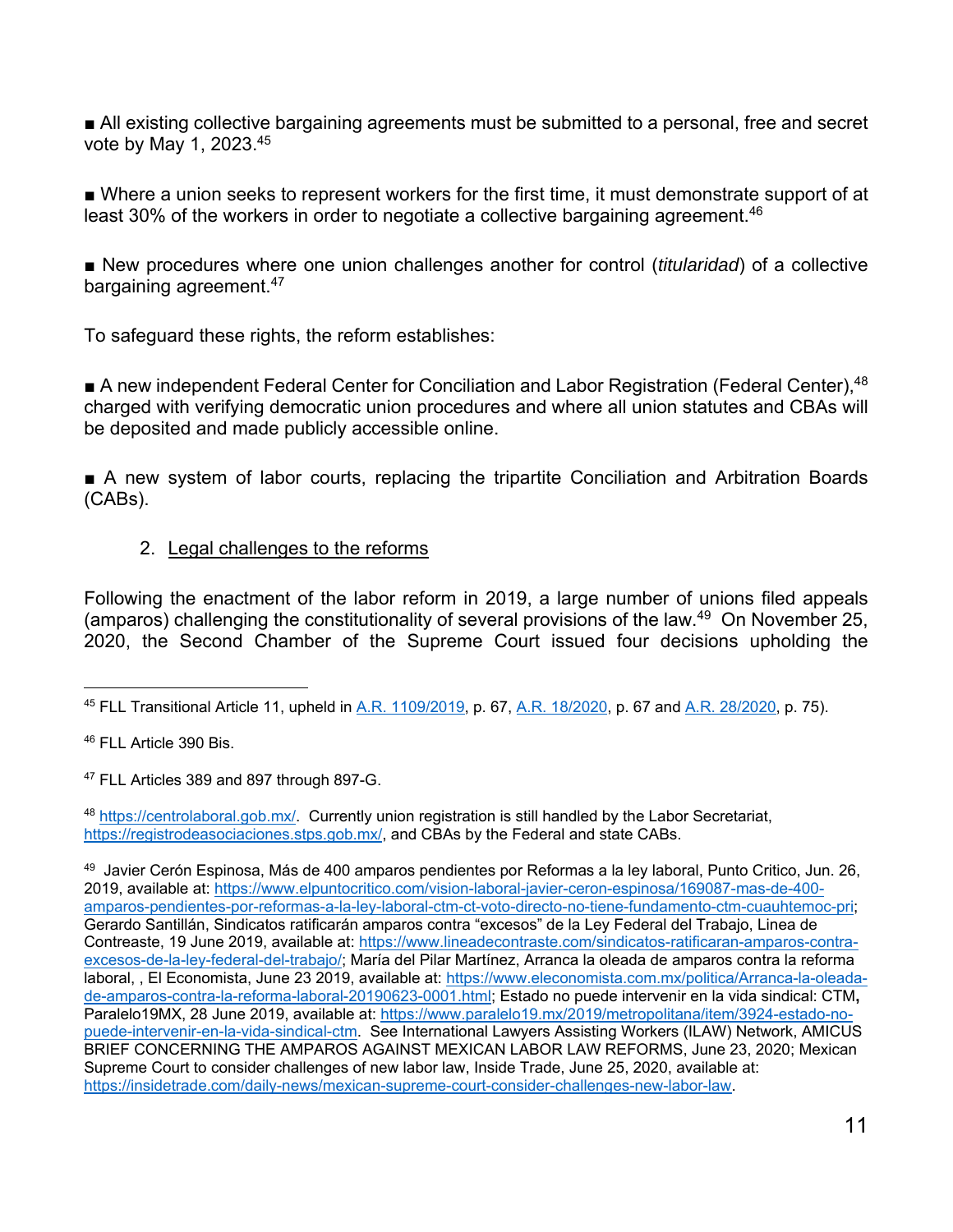■ All existing collective bargaining agreements must be submitted to a personal, free and secret vote by May 1, 2023.[45]

■ Where a union seeks to represent workers for the first time, it must demonstrate support of at least 30% of the workers in order to negotiate a collective bargaining agreement.[46]

■ New procedures where one union challenges another for control (*titularidad*) of a collective bargaining agreement.[47]

To safeguard these rights, the reform establishes:

■ A new independent Federal Center for Conciliation and Labor Registration (Federal Center),[48] charged with verifying democratic union procedures and where all union statutes and CBAs will be deposited and made publicly accessible online.

■ A new system of labor courts, replacing the tripartite Conciliation and Arbitration Boards (CABs).

2. Legal challenges to the reforms

Following the enactment of the labor reform in 2019, a large number of unions filed appeals (amparos) challenging the constitutionality of several provisions of the law.[49] On November 25, 2020, the Second Chamber of the Supreme Court issued four decisions upholding the

---

[45] FLL Transitional Article 11, upheld in A.R. 1109/2019, p. 67, A.R. 18/2020, p. 67 and A.R. 28/2020, p. 75).

[46] FLL Article 390 Bis.

[47] FLL Articles 389 and 897 through 897-G.

[48] https://centrolaboral.gob.mx/. Currently union registration is still handled by the Labor Secretariat, https://registrodeasociaciones.stps.gob.mx/, and CBAs by the Federal and state CABs.

[49] Javier Cerón Espinosa, Más de 400 amparos pendientes por Reformas a la ley laboral, Punto Critico, Jun. 26, 2019, available at: https://www.elpuntocritico.com/vision-laboral-javier-ceron-espinosa/169087-mas-de-400-amparos-pendientes-por-reformas-a-la-ley-laboral-ctm-ct-voto-directo-no-tiene-fundamento-ctm-cuauhtemoc-pri; Gerardo Santillán, Sindicatos ratificarán amparos contra "excesos" de la Ley Federal del Trabajo, Linea de Contreaste, 19 June 2019, available at: https://www.lineadecontraste.com/sindicatos-ratificaran-amparos-contra-excesos-de-la-ley-federal-del-trabajo/; María del Pilar Martínez, Arranca la oleada de amparos contra la reforma laboral, , El Economista, June 23 2019, available at: https://www.eleconomista.com.mx/politica/Arranca-la-oleada-de-amparos-contra-la-reforma-laboral-20190623-0001.html; Estado no puede intervenir en la vida sindical: CTM**,** Paralelo19MX, 28 June 2019, available at: https://www.paralelo19.mx/2019/metropolitana/item/3924-estado-no-puede-intervenir-en-la-vida-sindical-ctm. See International Lawyers Assisting Workers (ILAW) Network, AMICUS BRIEF CONCERNING THE AMPAROS AGAINST MEXICAN LABOR LAW REFORMS, June 23, 2020; Mexican Supreme Court to consider challenges of new labor law, Inside Trade, June 25, 2020, available at: https://insidetrade.com/daily-news/mexican-supreme-court-consider-challenges-new-labor-law.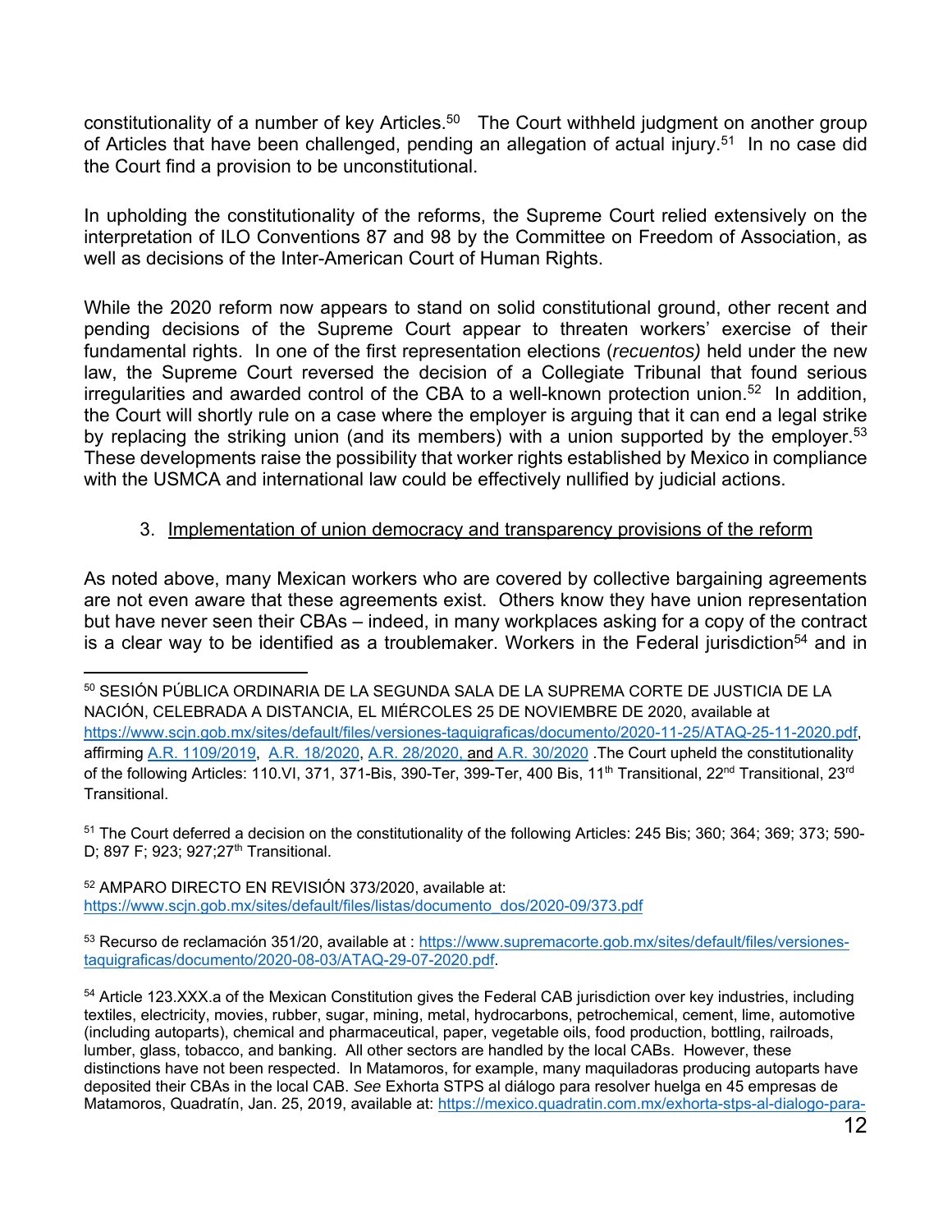constitutionality of a number of key Articles.[50] The Court withheld judgment on another group of Articles that have been challenged, pending an allegation of actual injury.[51] In no case did the Court find a provision to be unconstitutional.

In upholding the constitutionality of the reforms, the Supreme Court relied extensively on the interpretation of ILO Conventions 87 and 98 by the Committee on Freedom of Association, as well as decisions of the Inter-American Court of Human Rights.

While the 2020 reform now appears to stand on solid constitutional ground, other recent and pending decisions of the Supreme Court appear to threaten workers' exercise of their fundamental rights. In one of the first representation elections (*recuentos)* held under the new law, the Supreme Court reversed the decision of a Collegiate Tribunal that found serious irregularities and awarded control of the CBA to a well-known protection union.[52] In addition, the Court will shortly rule on a case where the employer is arguing that it can end a legal strike by replacing the striking union (and its members) with a union supported by the employer.[53] These developments raise the possibility that worker rights established by Mexico in compliance with the USMCA and international law could be effectively nullified by judicial actions.

3. <u>Implementation of union democracy and transparency provisions of the reform</u>

As noted above, many Mexican workers who are covered by collective bargaining agreements are not even aware that these agreements exist. Others know they have union representation but have never seen their CBAs – indeed, in many workplaces asking for a copy of the contract is a clear way to be identified as a troublemaker. Workers in the Federal jurisdiction[54] and in

---

[50] SESIÓN PÚBLICA ORDINARIA DE LA SEGUNDA SALA DE LA SUPREMA CORTE DE JUSTICIA DE LA NACIÓN, CELEBRADA A DISTANCIA, EL MIÉRCOLES 25 DE NOVIEMBRE DE 2020, available at https://www.scjn.gob.mx/sites/default/files/versiones-taquigraficas/documento/2020-11-25/ATAQ-25-11-2020.pdf, affirming A.R. 1109/2019, A.R. 18/2020, A.R. 28/2020, and A.R. 30/2020 .The Court upheld the constitutionality of the following Articles: 110.VI, 371, 371-Bis, 390-Ter, 399-Ter, 400 Bis, 11th Transitional, 22nd Transitional, 23rd Transitional.

[51] The Court deferred a decision on the constitutionality of the following Articles: 245 Bis; 360; 364; 369; 373; 590-D; 897 F; 923; 927;27th Transitional.

[52] AMPARO DIRECTO EN REVISIÓN 373/2020, available at: https://www.scjn.gob.mx/sites/default/files/listas/documento_dos/2020-09/373.pdf

[53] Recurso de reclamación 351/20, available at : https://www.supremacorte.gob.mx/sites/default/files/versiones-taquigraficas/documento/2020-08-03/ATAQ-29-07-2020.pdf.

[54] Article 123.XXX.a of the Mexican Constitution gives the Federal CAB jurisdiction over key industries, including textiles, electricity, movies, rubber, sugar, mining, metal, hydrocarbons, petrochemical, cement, lime, automotive (including autoparts), chemical and pharmaceutical, paper, vegetable oils, food production, bottling, railroads, lumber, glass, tobacco, and banking. All other sectors are handled by the local CABs. However, these distinctions have not been respected. In Matamoros, for example, many maquiladoras producing autoparts have deposited their CBAs in the local CAB. *See* Exhorta STPS al diálogo para resolver huelga en 45 empresas de Matamoros, Quadratín, Jan. 25, 2019, available at: https://mexico.quadratin.com.mx/exhorta-stps-al-dialogo-para-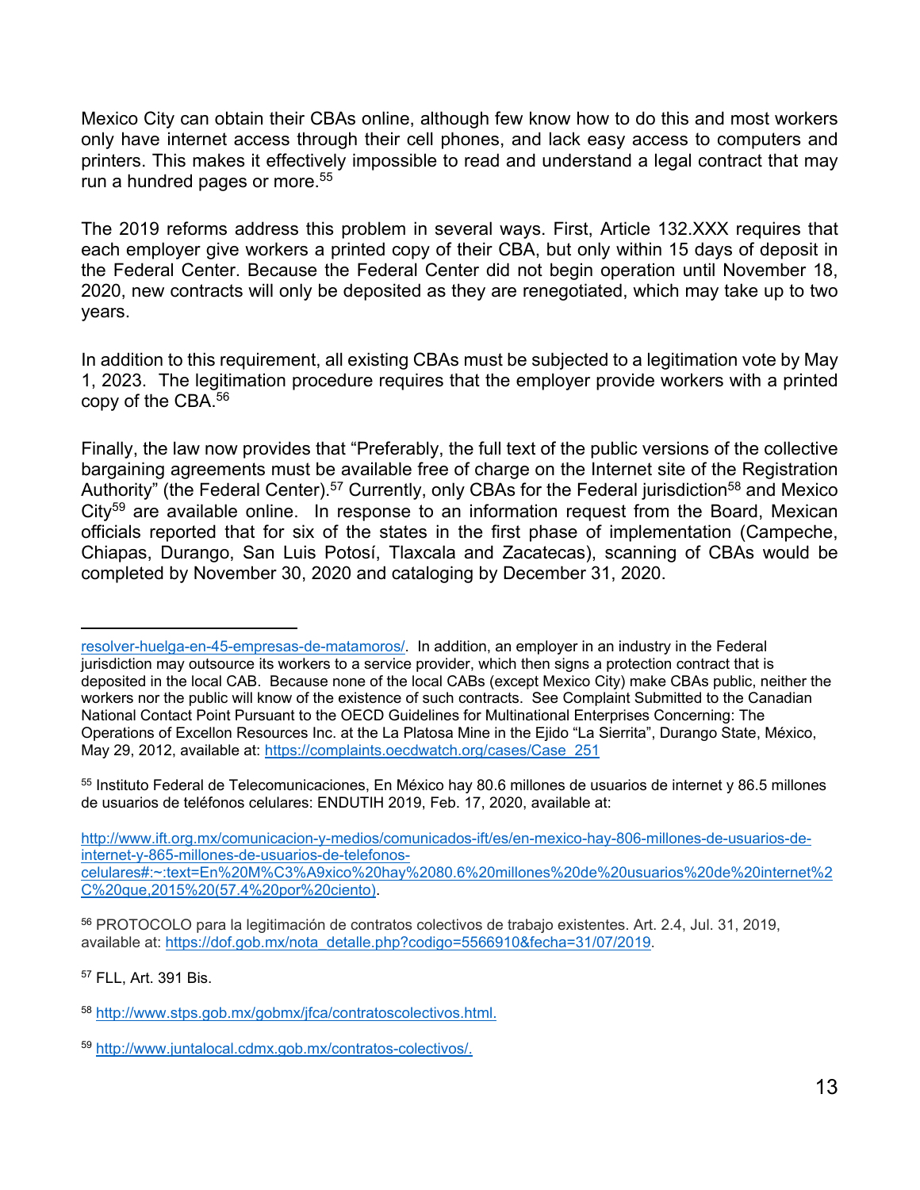Mexico City can obtain their CBAs online, although few know how to do this and most workers only have internet access through their cell phones, and lack easy access to computers and printers. This makes it effectively impossible to read and understand a legal contract that may run a hundred pages or more.[55]

The 2019 reforms address this problem in several ways. First, Article 132.XXX requires that each employer give workers a printed copy of their CBA, but only within 15 days of deposit in the Federal Center. Because the Federal Center did not begin operation until November 18, 2020, new contracts will only be deposited as they are renegotiated, which may take up to two years.

In addition to this requirement, all existing CBAs must be subjected to a legitimation vote by May 1, 2023. The legitimation procedure requires that the employer provide workers with a printed copy of the CBA.[56]

Finally, the law now provides that "Preferably, the full text of the public versions of the collective bargaining agreements must be available free of charge on the Internet site of the Registration Authority" (the Federal Center).[57] Currently, only CBAs for the Federal jurisdiction[58] and Mexico City[59] are available online. In response to an information request from the Board, Mexican officials reported that for six of the states in the first phase of implementation (Campeche, Chiapas, Durango, San Luis Potosí, Tlaxcala and Zacatecas), scanning of CBAs would be completed by November 30, 2020 and cataloging by December 31, 2020.

---

resolver-huelga-en-45-empresas-de-matamoros/. In addition, an employer in an industry in the Federal jurisdiction may outsource its workers to a service provider, which then signs a protection contract that is deposited in the local CAB. Because none of the local CABs (except Mexico City) make CBAs public, neither the workers nor the public will know of the existence of such contracts. See Complaint Submitted to the Canadian National Contact Point Pursuant to the OECD Guidelines for Multinational Enterprises Concerning: The Operations of Excellon Resources Inc. at the La Platosa Mine in the Ejido "La Sierrita", Durango State, México, May 29, 2012, available at: https://complaints.oecdwatch.org/cases/Case_251

[55] Instituto Federal de Telecomunicaciones, En México hay 80.6 millones de usuarios de internet y 86.5 millones de usuarios de teléfonos celulares: ENDUTIH 2019, Feb. 17, 2020, available at:

http://www.ift.org.mx/comunicacion-y-medios/comunicados-ift/es/en-mexico-hay-806-millones-de-usuarios-de-internet-y-865-millones-de-usuarios-de-telefonos-celulares#:~:text=En%20M%C3%A9xico%20hay%2080.6%20millones%20de%20usuarios%20de%20internet%2C%20que,2015%20(57.4%20por%20ciento).

[56] PROTOCOLO para la legitimación de contratos colectivos de trabajo existentes. Art. 2.4, Jul. 31, 2019, available at: https://dof.gob.mx/nota_detalle.php?codigo=5566910&fecha=31/07/2019.

[57] FLL, Art. 391 Bis.

[58] http://www.stps.gob.mx/gobmx/jfca/contratoscolectivos.html.

[59] http://www.juntalocal.cdmx.gob.mx/contratos-colectivos/.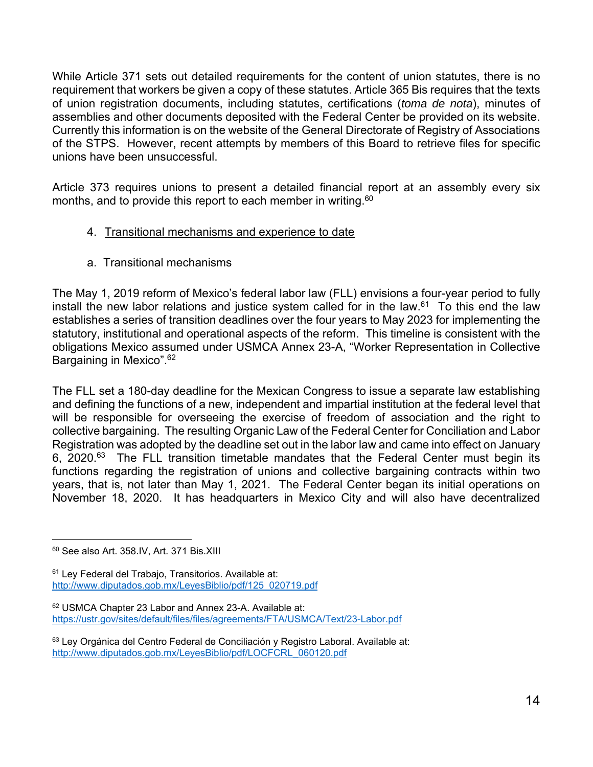While Article 371 sets out detailed requirements for the content of union statutes, there is no requirement that workers be given a copy of these statutes. Article 365 Bis requires that the texts of union registration documents, including statutes, certifications (*toma de nota*), minutes of assemblies and other documents deposited with the Federal Center be provided on its website. Currently this information is on the website of the General Directorate of Registry of Associations of the STPS. However, recent attempts by members of this Board to retrieve files for specific unions have been unsuccessful.

Article 373 requires unions to present a detailed financial report at an assembly every six months, and to provide this report to each member in writing.[60]

4. Transitional mechanisms and experience to date

a. Transitional mechanisms

The May 1, 2019 reform of Mexico's federal labor law (FLL) envisions a four-year period to fully install the new labor relations and justice system called for in the law.[61] To this end the law establishes a series of transition deadlines over the four years to May 2023 for implementing the statutory, institutional and operational aspects of the reform. This timeline is consistent with the obligations Mexico assumed under USMCA Annex 23-A, "Worker Representation in Collective Bargaining in Mexico".[62]

The FLL set a 180-day deadline for the Mexican Congress to issue a separate law establishing and defining the functions of a new, independent and impartial institution at the federal level that will be responsible for overseeing the exercise of freedom of association and the right to collective bargaining. The resulting Organic Law of the Federal Center for Conciliation and Labor Registration was adopted by the deadline set out in the labor law and came into effect on January 6, 2020.[63] The FLL transition timetable mandates that the Federal Center must begin its functions regarding the registration of unions and collective bargaining contracts within two years, that is, not later than May 1, 2021. The Federal Center began its initial operations on November 18, 2020. It has headquarters in Mexico City and will also have decentralized

---

[60] See also Art. 358.IV, Art. 371 Bis.XIII

[61] Ley Federal del Trabajo, Transitorios. Available at: http://www.diputados.gob.mx/LeyesBiblio/pdf/125_020719.pdf

[62] USMCA Chapter 23 Labor and Annex 23-A. Available at: https://ustr.gov/sites/default/files/files/agreements/FTA/USMCA/Text/23-Labor.pdf

[63] Ley Orgánica del Centro Federal de Conciliación y Registro Laboral. Available at: http://www.diputados.gob.mx/LeyesBiblio/pdf/LOCFCRL_060120.pdf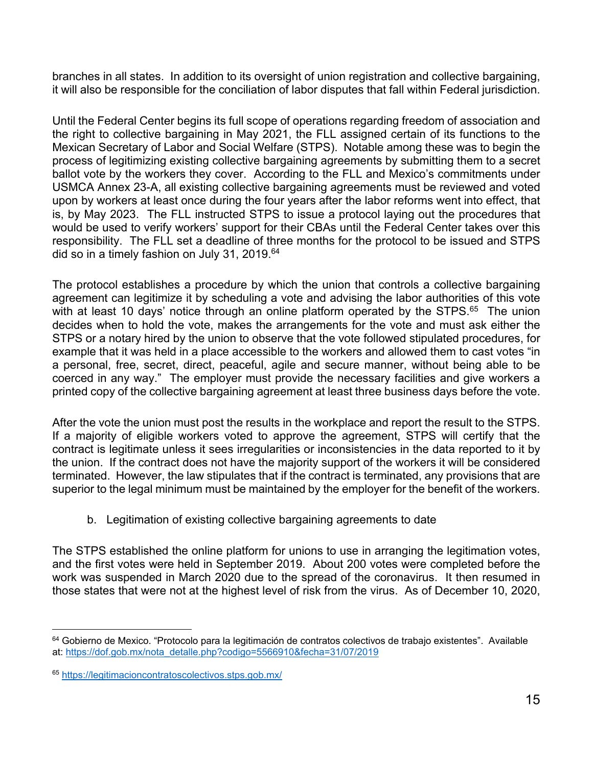branches in all states. In addition to its oversight of union registration and collective bargaining, it will also be responsible for the conciliation of labor disputes that fall within Federal jurisdiction.

Until the Federal Center begins its full scope of operations regarding freedom of association and the right to collective bargaining in May 2021, the FLL assigned certain of its functions to the Mexican Secretary of Labor and Social Welfare (STPS). Notable among these was to begin the process of legitimizing existing collective bargaining agreements by submitting them to a secret ballot vote by the workers they cover. According to the FLL and Mexico's commitments under USMCA Annex 23-A, all existing collective bargaining agreements must be reviewed and voted upon by workers at least once during the four years after the labor reforms went into effect, that is, by May 2023. The FLL instructed STPS to issue a protocol laying out the procedures that would be used to verify workers' support for their CBAs until the Federal Center takes over this responsibility. The FLL set a deadline of three months for the protocol to be issued and STPS did so in a timely fashion on July 31, 2019.[64]

The protocol establishes a procedure by which the union that controls a collective bargaining agreement can legitimize it by scheduling a vote and advising the labor authorities of this vote with at least 10 days' notice through an online platform operated by the STPS.[65] The union decides when to hold the vote, makes the arrangements for the vote and must ask either the STPS or a notary hired by the union to observe that the vote followed stipulated procedures, for example that it was held in a place accessible to the workers and allowed them to cast votes "in a personal, free, secret, direct, peaceful, agile and secure manner, without being able to be coerced in any way." The employer must provide the necessary facilities and give workers a printed copy of the collective bargaining agreement at least three business days before the vote.

After the vote the union must post the results in the workplace and report the result to the STPS. If a majority of eligible workers voted to approve the agreement, STPS will certify that the contract is legitimate unless it sees irregularities or inconsistencies in the data reported to it by the union. If the contract does not have the majority support of the workers it will be considered terminated. However, the law stipulates that if the contract is terminated, any provisions that are superior to the legal minimum must be maintained by the employer for the benefit of the workers.

### b. Legitimation of existing collective bargaining agreements to date

The STPS established the online platform for unions to use in arranging the legitimation votes, and the first votes were held in September 2019. About 200 votes were completed before the work was suspended in March 2020 due to the spread of the coronavirus. It then resumed in those states that were not at the highest level of risk from the virus. As of December 10, 2020,

---

[64] Gobierno de Mexico. "Protocolo para la legitimación de contratos colectivos de trabajo existentes". Available at: https://dof.gob.mx/nota_detalle.php?codigo=5566910&fecha=31/07/2019

[65] https://legitimacioncontratoscolectivos.stps.gob.mx/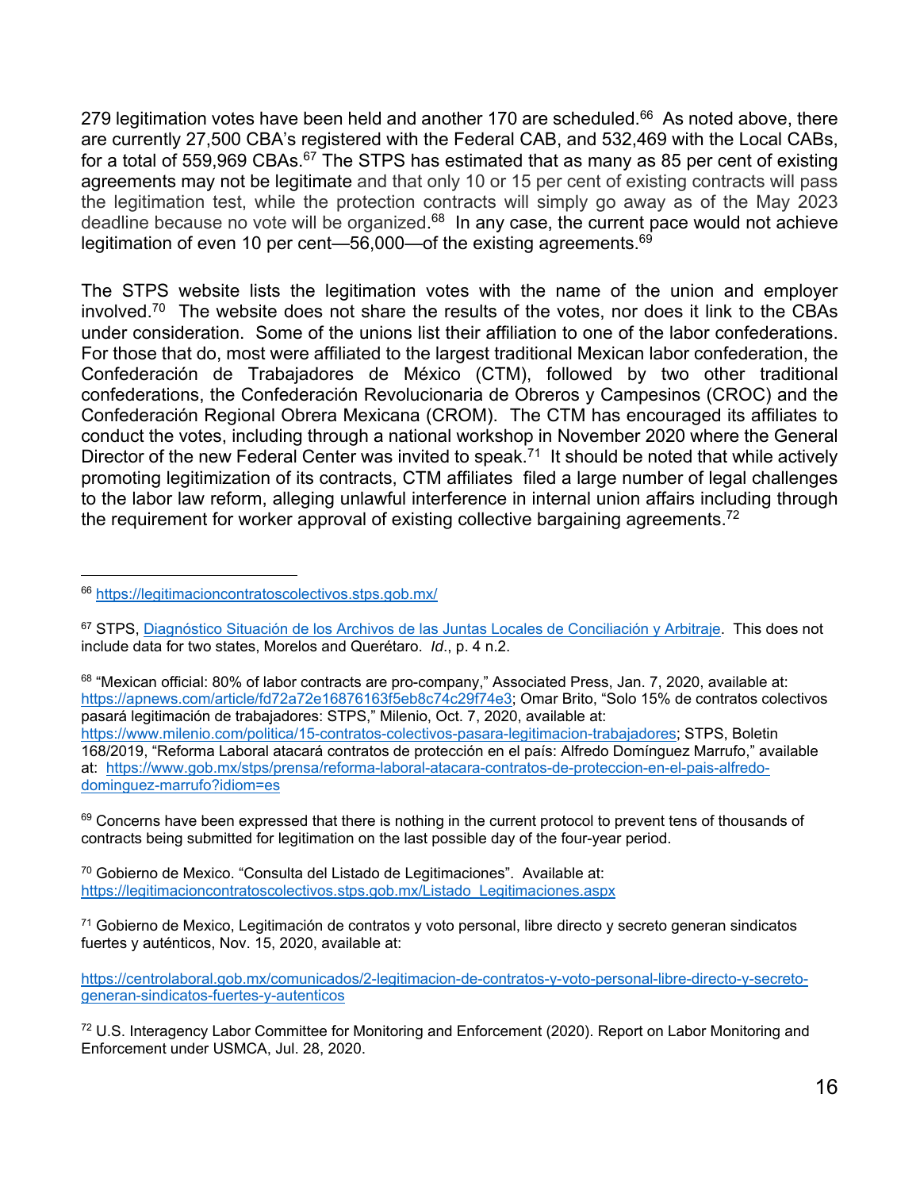279 legitimation votes have been held and another 170 are scheduled.[66] As noted above, there are currently 27,500 CBA's registered with the Federal CAB, and 532,469 with the Local CABs, for a total of 559,969 CBAs.[67] The STPS has estimated that as many as 85 per cent of existing agreements may not be legitimate and that only 10 or 15 per cent of existing contracts will pass the legitimation test, while the protection contracts will simply go away as of the May 2023 deadline because no vote will be organized.[68] In any case, the current pace would not achieve legitimation of even 10 per cent—56,000—of the existing agreements.[69]

The STPS website lists the legitimation votes with the name of the union and employer involved.[70] The website does not share the results of the votes, nor does it link to the CBAs under consideration. Some of the unions list their affiliation to one of the labor confederations. For those that do, most were affiliated to the largest traditional Mexican labor confederation, the Confederación de Trabajadores de México (CTM), followed by two other traditional confederations, the Confederación Revolucionaria de Obreros y Campesinos (CROC) and the Confederación Regional Obrera Mexicana (CROM). The CTM has encouraged its affiliates to conduct the votes, including through a national workshop in November 2020 where the General Director of the new Federal Center was invited to speak.[71] It should be noted that while actively promoting legitimization of its contracts, CTM affiliates filed a large number of legal challenges to the labor law reform, alleging unlawful interference in internal union affairs including through the requirement for worker approval of existing collective bargaining agreements.[72]

---

[66] https://legitimacioncontratoscolectivos.stps.gob.mx/

[67] STPS, Diagnóstico Situación de los Archivos de las Juntas Locales de Conciliación y Arbitraje. This does not include data for two states, Morelos and Querétaro. *Id*., p. 4 n.2.

[68] "Mexican official: 80% of labor contracts are pro-company," Associated Press, Jan. 7, 2020, available at: https://apnews.com/article/fd72a72e16876163f5eb8c74c29f74e3; Omar Brito, "Solo 15% de contratos colectivos pasará legitimación de trabajadores: STPS," Milenio, Oct. 7, 2020, available at: https://www.milenio.com/politica/15-contratos-colectivos-pasara-legitimacion-trabajadores; STPS, Boletin 168/2019, "Reforma Laboral atacará contratos de protección en el país: Alfredo Domínguez Marrufo," available at: https://www.gob.mx/stps/prensa/reforma-laboral-atacara-contratos-de-proteccion-en-el-pais-alfredo-dominguez-marrufo?idiom=es

[69] Concerns have been expressed that there is nothing in the current protocol to prevent tens of thousands of contracts being submitted for legitimation on the last possible day of the four-year period.

[70] Gobierno de Mexico. "Consulta del Listado de Legitimaciones". Available at: https://legitimacioncontratoscolectivos.stps.gob.mx/Listado_Legitimaciones.aspx

[71] Gobierno de Mexico, Legitimación de contratos y voto personal, libre directo y secreto generan sindicatos fuertes y auténticos, Nov. 15, 2020, available at:

https://centrolaboral.gob.mx/comunicados/2-legitimacion-de-contratos-y-voto-personal-libre-directo-y-secreto-generan-sindicatos-fuertes-y-autenticos

[72] U.S. Interagency Labor Committee for Monitoring and Enforcement (2020). Report on Labor Monitoring and Enforcement under USMCA, Jul. 28, 2020.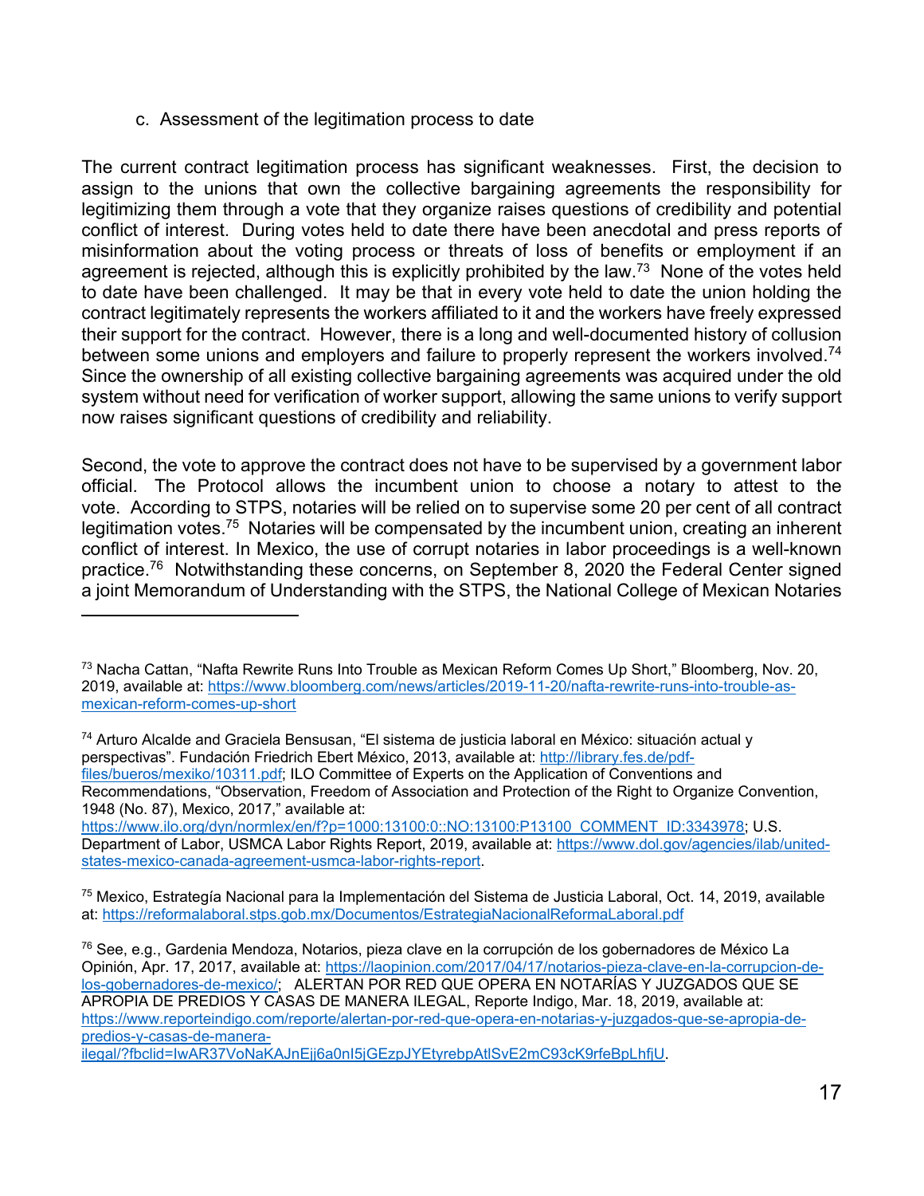### c. Assessment of the legitimation process to date

The current contract legitimation process has significant weaknesses. First, the decision to assign to the unions that own the collective bargaining agreements the responsibility for legitimizing them through a vote that they organize raises questions of credibility and potential conflict of interest. During votes held to date there have been anecdotal and press reports of misinformation about the voting process or threats of loss of benefits or employment if an agreement is rejected, although this is explicitly prohibited by the law.[73] None of the votes held to date have been challenged. It may be that in every vote held to date the union holding the contract legitimately represents the workers affiliated to it and the workers have freely expressed their support for the contract. However, there is a long and well-documented history of collusion between some unions and employers and failure to properly represent the workers involved.[74] Since the ownership of all existing collective bargaining agreements was acquired under the old system without need for verification of worker support, allowing the same unions to verify support now raises significant questions of credibility and reliability.

Second, the vote to approve the contract does not have to be supervised by a government labor official. The Protocol allows the incumbent union to choose a notary to attest to the vote. According to STPS, notaries will be relied on to supervise some 20 per cent of all contract legitimation votes.[75] Notaries will be compensated by the incumbent union, creating an inherent conflict of interest. In Mexico, the use of corrupt notaries in labor proceedings is a well-known practice.[76] Notwithstanding these concerns, on September 8, 2020 the Federal Center signed a joint Memorandum of Understanding with the STPS, the National College of Mexican Notaries

---

[73] Nacha Cattan, "Nafta Rewrite Runs Into Trouble as Mexican Reform Comes Up Short," Bloomberg, Nov. 20, 2019, available at: https://www.bloomberg.com/news/articles/2019-11-20/nafta-rewrite-runs-into-trouble-as-mexican-reform-comes-up-short

[74] Arturo Alcalde and Graciela Bensusan, "El sistema de justicia laboral en México: situación actual y perspectivas". Fundación Friedrich Ebert México, 2013, available at: http://library.fes.de/pdf-files/bueros/mexiko/10311.pdf; ILO Committee of Experts on the Application of Conventions and Recommendations, "Observation, Freedom of Association and Protection of the Right to Organize Convention, 1948 (No. 87), Mexico, 2017," available at: https://www.ilo.org/dyn/normlex/en/f?p=1000:13100:0::NO:13100:P13100_COMMENT_ID:3343978; U.S. Department of Labor, USMCA Labor Rights Report, 2019, available at: https://www.dol.gov/agencies/ilab/united-states-mexico-canada-agreement-usmca-labor-rights-report.

[75] Mexico, Estrategía Nacional para la Implementación del Sistema de Justicia Laboral, Oct. 14, 2019, available at: https://reformalaboral.stps.gob.mx/Documentos/EstrategiaNacionalReformaLaboral.pdf

[76] See, e.g., Gardenia Mendoza, Notarios, pieza clave en la corrupción de los gobernadores de México La Opinión, Apr. 17, 2017, available at: https://laopinion.com/2017/04/17/notarios-pieza-clave-en-la-corrupcion-de-los-gobernadores-de-mexico/; ALERTAN POR RED QUE OPERA EN NOTARÍAS Y JUZGADOS QUE SE APROPIA DE PREDIOS Y CASAS DE MANERA ILEGAL, Reporte Indigo, Mar. 18, 2019, available at: https://www.reporteindigo.com/reporte/alertan-por-red-que-opera-en-notarias-y-juzgados-que-se-apropia-de-predios-y-casas-de-manera-ilegal/?fbclid=IwAR37VoNaKAJnEjj6a0nI5jGEzpJYEtyrebpAtlSvE2mC93cK9rfeBpLhfjU.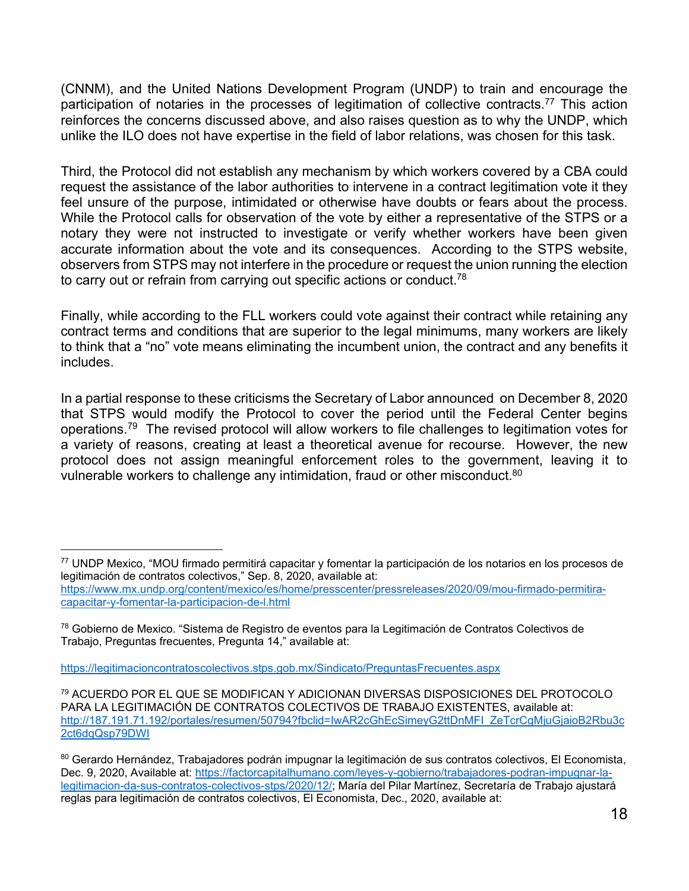(CNNM), and the United Nations Development Program (UNDP) to train and encourage the participation of notaries in the processes of legitimation of collective contracts.[77] This action reinforces the concerns discussed above, and also raises question as to why the UNDP, which unlike the ILO does not have expertise in the field of labor relations, was chosen for this task.

Third, the Protocol did not establish any mechanism by which workers covered by a CBA could request the assistance of the labor authorities to intervene in a contract legitimation vote it they feel unsure of the purpose, intimidated or otherwise have doubts or fears about the process. While the Protocol calls for observation of the vote by either a representative of the STPS or a notary they were not instructed to investigate or verify whether workers have been given accurate information about the vote and its consequences. According to the STPS website, observers from STPS may not interfere in the procedure or request the union running the election to carry out or refrain from carrying out specific actions or conduct.[78]

Finally, while according to the FLL workers could vote against their contract while retaining any contract terms and conditions that are superior to the legal minimums, many workers are likely to think that a "no" vote means eliminating the incumbent union, the contract and any benefits it includes.

In a partial response to these criticisms the Secretary of Labor announced on December 8, 2020 that STPS would modify the Protocol to cover the period until the Federal Center begins operations.[79] The revised protocol will allow workers to file challenges to legitimation votes for a variety of reasons, creating at least a theoretical avenue for recourse. However, the new protocol does not assign meaningful enforcement roles to the government, leaving it to vulnerable workers to challenge any intimidation, fraud or other misconduct.[80]

---

[77] UNDP Mexico, "MOU firmado permitirá capacitar y fomentar la participación de los notarios en los procesos de legitimación de contratos colectivos," Sep. 8, 2020, available at: https://www.mx.undp.org/content/mexico/es/home/presscenter/pressreleases/2020/09/mou-firmado-permitira-capacitar-y-fomentar-la-participacion-de-l.html

[78] Gobierno de Mexico. "Sistema de Registro de eventos para la Legitimación de Contratos Colectivos de Trabajo, Preguntas frecuentes, Pregunta 14," available at:

https://legitimacioncontratoscolectivos.stps.gob.mx/Sindicato/PreguntasFrecuentes.aspx

[79] ACUERDO POR EL QUE SE MODIFICAN Y ADICIONAN DIVERSAS DISPOSICIONES DEL PROTOCOLO PARA LA LEGITIMACIÓN DE CONTRATOS COLECTIVOS DE TRABAJO EXISTENTES, available at: http://187.191.71.192/portales/resumen/50794?fbclid=IwAR2cGhEcSimeyG2ttDnMFI_ZeTcrCgMjuGjaioB2Rbu3c2ct6dqQsp79DWI

[80] Gerardo Hernández, Trabajadores podrán impugnar la legitimación de sus contratos colectivos, El Economista, Dec. 9, 2020, Available at: https://factorcapitalhumano.com/leyes-y-gobierno/trabajadores-podran-impugnar-la-legitimacion-da-sus-contratos-colectivos-stps/2020/12/; María del Pilar Martínez, Secretaría de Trabajo ajustará reglas para legitimación de contratos colectivos, El Economista, Dec., 2020, available at: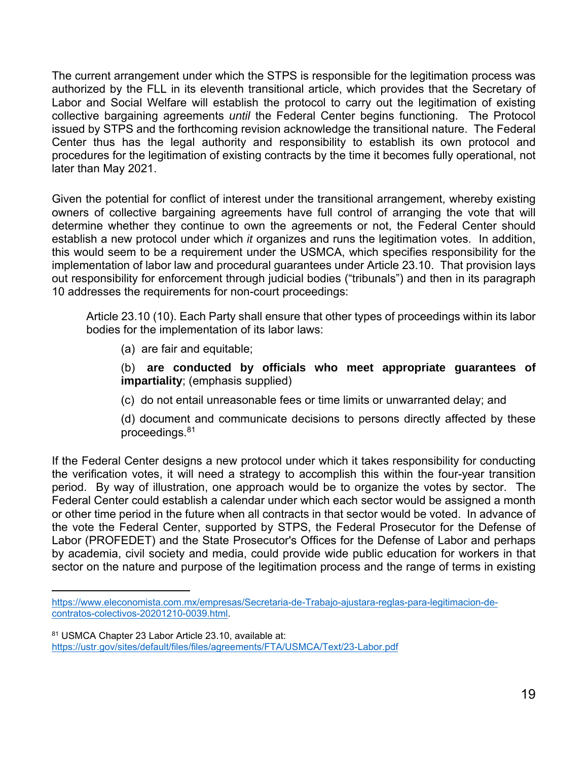The current arrangement under which the STPS is responsible for the legitimation process was authorized by the FLL in its eleventh transitional article, which provides that the Secretary of Labor and Social Welfare will establish the protocol to carry out the legitimation of existing collective bargaining agreements *until* the Federal Center begins functioning. The Protocol issued by STPS and the forthcoming revision acknowledge the transitional nature. The Federal Center thus has the legal authority and responsibility to establish its own protocol and procedures for the legitimation of existing contracts by the time it becomes fully operational, not later than May 2021.

Given the potential for conflict of interest under the transitional arrangement, whereby existing owners of collective bargaining agreements have full control of arranging the vote that will determine whether they continue to own the agreements or not, the Federal Center should establish a new protocol under which *it* organizes and runs the legitimation votes. In addition, this would seem to be a requirement under the USMCA, which specifies responsibility for the implementation of labor law and procedural guarantees under Article 23.10. That provision lays out responsibility for enforcement through judicial bodies ("tribunals") and then in its paragraph 10 addresses the requirements for non-court proceedings:

> Article 23.10 (10). Each Party shall ensure that other types of proceedings within its labor bodies for the implementation of its labor laws:
>
> (a) are fair and equitable;
>
> (b) **are conducted by officials who meet appropriate guarantees of impartiality**; (emphasis supplied)
>
> (c) do not entail unreasonable fees or time limits or unwarranted delay; and
>
> (d) document and communicate decisions to persons directly affected by these proceedings.[81]

If the Federal Center designs a new protocol under which it takes responsibility for conducting the verification votes, it will need a strategy to accomplish this within the four-year transition period. By way of illustration, one approach would be to organize the votes by sector. The Federal Center could establish a calendar under which each sector would be assigned a month or other time period in the future when all contracts in that sector would be voted. In advance of the vote the Federal Center, supported by STPS, the Federal Prosecutor for the Defense of Labor (PROFEDET) and the State Prosecutor's Offices for the Defense of Labor and perhaps by academia, civil society and media, could provide wide public education for workers in that sector on the nature and purpose of the legitimation process and the range of terms in existing

---

https://www.eleconomista.com.mx/empresas/Secretaria-de-Trabajo-ajustara-reglas-para-legitimacion-de-contratos-colectivos-20201210-0039.html.

[81] USMCA Chapter 23 Labor Article 23.10, available at: https://ustr.gov/sites/default/files/files/agreements/FTA/USMCA/Text/23-Labor.pdf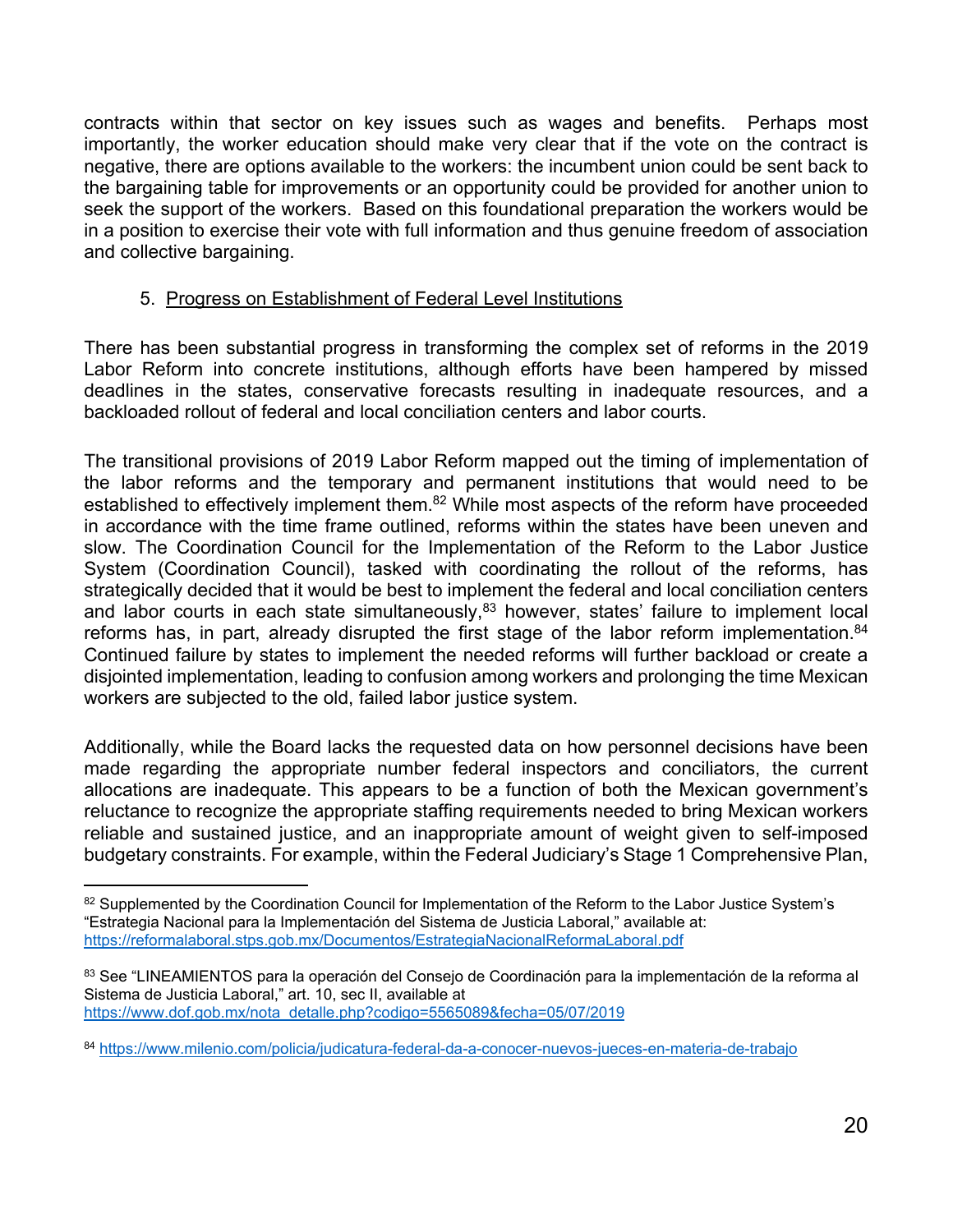contracts within that sector on key issues such as wages and benefits. Perhaps most importantly, the worker education should make very clear that if the vote on the contract is negative, there are options available to the workers: the incumbent union could be sent back to the bargaining table for improvements or an opportunity could be provided for another union to seek the support of the workers. Based on this foundational preparation the workers would be in a position to exercise their vote with full information and thus genuine freedom of association and collective bargaining.

5. Progress on Establishment of Federal Level Institutions

There has been substantial progress in transforming the complex set of reforms in the 2019 Labor Reform into concrete institutions, although efforts have been hampered by missed deadlines in the states, conservative forecasts resulting in inadequate resources, and a backloaded rollout of federal and local conciliation centers and labor courts.

The transitional provisions of 2019 Labor Reform mapped out the timing of implementation of the labor reforms and the temporary and permanent institutions that would need to be established to effectively implement them.[82] While most aspects of the reform have proceeded in accordance with the time frame outlined, reforms within the states have been uneven and slow. The Coordination Council for the Implementation of the Reform to the Labor Justice System (Coordination Council), tasked with coordinating the rollout of the reforms, has strategically decided that it would be best to implement the federal and local conciliation centers and labor courts in each state simultaneously,[83] however, states' failure to implement local reforms has, in part, already disrupted the first stage of the labor reform implementation.[84] Continued failure by states to implement the needed reforms will further backload or create a disjointed implementation, leading to confusion among workers and prolonging the time Mexican workers are subjected to the old, failed labor justice system.

Additionally, while the Board lacks the requested data on how personnel decisions have been made regarding the appropriate number federal inspectors and conciliators, the current allocations are inadequate. This appears to be a function of both the Mexican government's reluctance to recognize the appropriate staffing requirements needed to bring Mexican workers reliable and sustained justice, and an inappropriate amount of weight given to self-imposed budgetary constraints. For example, within the Federal Judiciary's Stage 1 Comprehensive Plan,

---

[82] Supplemented by the Coordination Council for Implementation of the Reform to the Labor Justice System's "Estrategia Nacional para la Implementación del Sistema de Justicia Laboral," available at: https://reformalaboral.stps.gob.mx/Documentos/EstrategiaNacionalReformaLaboral.pdf

[83] See "LINEAMIENTOS para la operación del Consejo de Coordinación para la implementación de la reforma al Sistema de Justicia Laboral," art. 10, sec II, available at https://www.dof.gob.mx/nota_detalle.php?codigo=5565089&fecha=05/07/2019

[84] https://www.milenio.com/policia/judicatura-federal-da-a-conocer-nuevos-jueces-en-materia-de-trabajo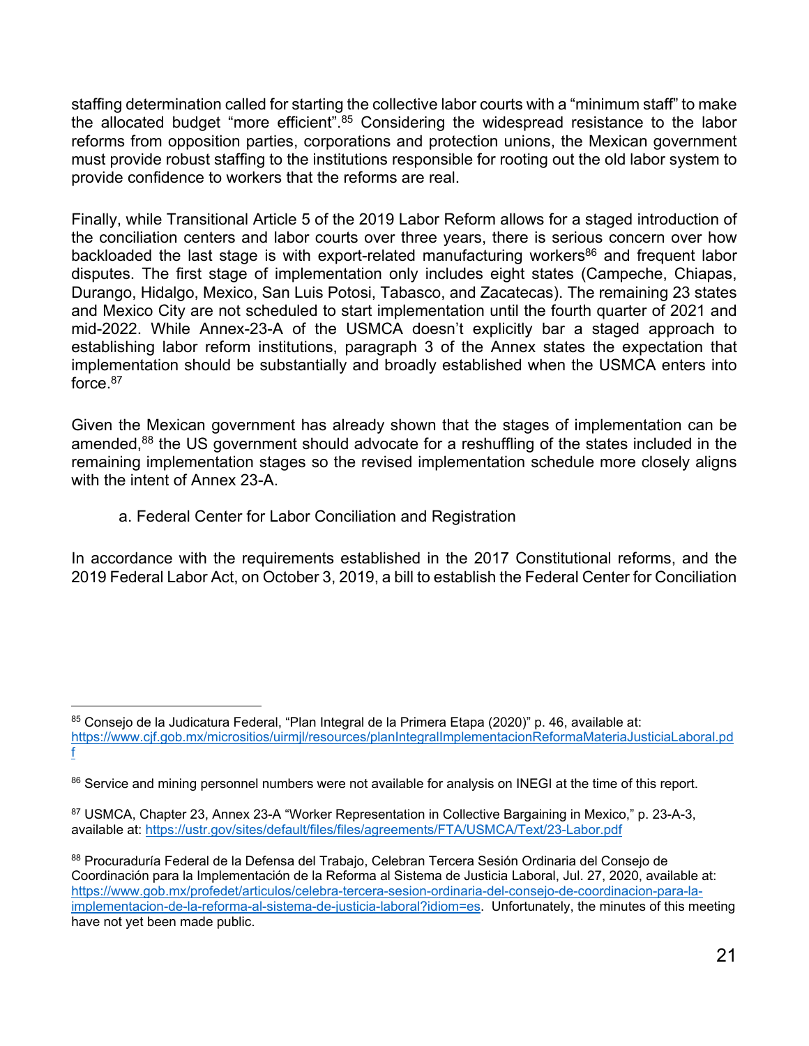staffing determination called for starting the collective labor courts with a "minimum staff" to make the allocated budget "more efficient".[85] Considering the widespread resistance to the labor reforms from opposition parties, corporations and protection unions, the Mexican government must provide robust staffing to the institutions responsible for rooting out the old labor system to provide confidence to workers that the reforms are real.

Finally, while Transitional Article 5 of the 2019 Labor Reform allows for a staged introduction of the conciliation centers and labor courts over three years, there is serious concern over how backloaded the last stage is with export-related manufacturing workers[86] and frequent labor disputes. The first stage of implementation only includes eight states (Campeche, Chiapas, Durango, Hidalgo, Mexico, San Luis Potosi, Tabasco, and Zacatecas). The remaining 23 states and Mexico City are not scheduled to start implementation until the fourth quarter of 2021 and mid-2022. While Annex-23-A of the USMCA doesn't explicitly bar a staged approach to establishing labor reform institutions, paragraph 3 of the Annex states the expectation that implementation should be substantially and broadly established when the USMCA enters into force.[87]

Given the Mexican government has already shown that the stages of implementation can be amended,[88] the US government should advocate for a reshuffling of the states included in the remaining implementation stages so the revised implementation schedule more closely aligns with the intent of Annex 23-A.

a. Federal Center for Labor Conciliation and Registration

In accordance with the requirements established in the 2017 Constitutional reforms, and the 2019 Federal Labor Act, on October 3, 2019, a bill to establish the Federal Center for Conciliation

---

[85] Consejo de la Judicatura Federal, "Plan Integral de la Primera Etapa (2020)" p. 46, available at: https://www.cjf.gob.mx/micrositios/uirmjl/resources/planIntegralImplementacionReformaMateriaJusticiaLaboral.pdf

[86] Service and mining personnel numbers were not available for analysis on INEGI at the time of this report.

[87] USMCA, Chapter 23, Annex 23-A "Worker Representation in Collective Bargaining in Mexico," p. 23-A-3, available at: https://ustr.gov/sites/default/files/files/agreements/FTA/USMCA/Text/23-Labor.pdf

[88] Procuraduría Federal de la Defensa del Trabajo, Celebran Tercera Sesión Ordinaria del Consejo de Coordinación para la Implementación de la Reforma al Sistema de Justicia Laboral, Jul. 27, 2020, available at: https://www.gob.mx/profedet/articulos/celebra-tercera-sesion-ordinaria-del-consejo-de-coordinacion-para-la-implementacion-de-la-reforma-al-sistema-de-justicia-laboral?idiom=es. Unfortunately, the minutes of this meeting have not yet been made public.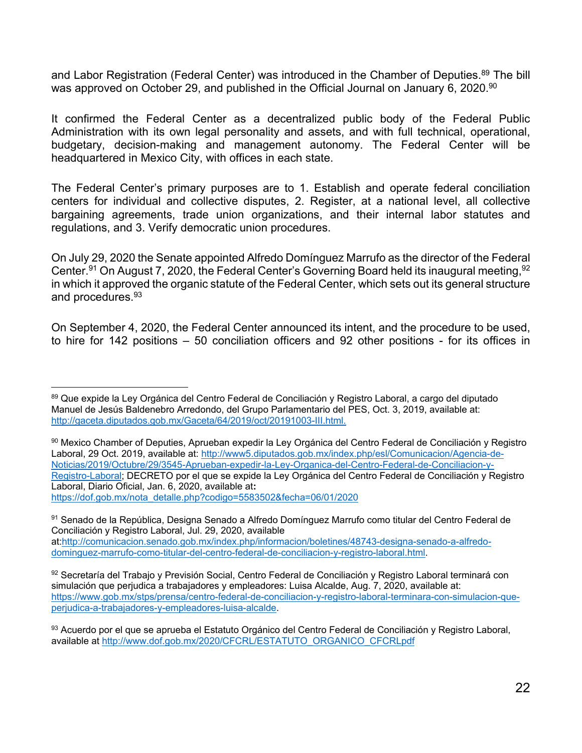and Labor Registration (Federal Center) was introduced in the Chamber of Deputies.[89] The bill was approved on October 29, and published in the Official Journal on January 6, 2020.[90]

It confirmed the Federal Center as a decentralized public body of the Federal Public Administration with its own legal personality and assets, and with full technical, operational, budgetary, decision-making and management autonomy. The Federal Center will be headquartered in Mexico City, with offices in each state.

The Federal Center's primary purposes are to 1. Establish and operate federal conciliation centers for individual and collective disputes, 2. Register, at a national level, all collective bargaining agreements, trade union organizations, and their internal labor statutes and regulations, and 3. Verify democratic union procedures.

On July 29, 2020 the Senate appointed Alfredo Domínguez Marrufo as the director of the Federal Center.[91] On August 7, 2020, the Federal Center's Governing Board held its inaugural meeting,[92] in which it approved the organic statute of the Federal Center, which sets out its general structure and procedures.[93]

On September 4, 2020, the Federal Center announced its intent, and the procedure to be used, to hire for 142 positions – 50 conciliation officers and 92 other positions - for its offices in

---

[89] Que expide la Ley Orgánica del Centro Federal de Conciliación y Registro Laboral, a cargo del diputado Manuel de Jesús Baldenebro Arredondo, del Grupo Parlamentario del PES, Oct. 3, 2019, available at: http://gaceta.diputados.gob.mx/Gaceta/64/2019/oct/20191003-III.html.

[90] Mexico Chamber of Deputies, Aprueban expedir la Ley Orgánica del Centro Federal de Conciliación y Registro Laboral, 29 Oct. 2019, available at: http://www5.diputados.gob.mx/index.php/esl/Comunicacion/Agencia-de-Noticias/2019/Octubre/29/3545-Aprueban-expedir-la-Ley-Organica-del-Centro-Federal-de-Conciliacion-y-Registro-Laboral; DECRETO por el que se expide la Ley Orgánica del Centro Federal de Conciliación y Registro Laboral, Diario Oficial, Jan. 6, 2020, available at: https://dof.gob.mx/nota_detalle.php?codigo=5583502&fecha=06/01/2020

[91] Senado de la República, Designa Senado a Alfredo Domínguez Marrufo como titular del Centro Federal de Conciliación y Registro Laboral, Jul. 29, 2020, available at:http://comunicacion.senado.gob.mx/index.php/informacion/boletines/48743-designa-senado-a-alfredo-dominguez-marrufo-como-titular-del-centro-federal-de-conciliacion-y-registro-laboral.html.

[92] Secretaría del Trabajo y Previsión Social, Centro Federal de Conciliación y Registro Laboral terminará con simulación que perjudica a trabajadores y empleadores: Luisa Alcalde, Aug. 7, 2020, available at: https://www.gob.mx/stps/prensa/centro-federal-de-conciliacion-y-registro-laboral-terminara-con-simulacion-que-perjudica-a-trabajadores-y-empleadores-luisa-alcalde.

[93] Acuerdo por el que se aprueba el Estatuto Orgánico del Centro Federal de Conciliación y Registro Laboral, available at http://www.dof.gob.mx/2020/CFCRL/ESTATUTO_ORGANICO_CFCRLpdf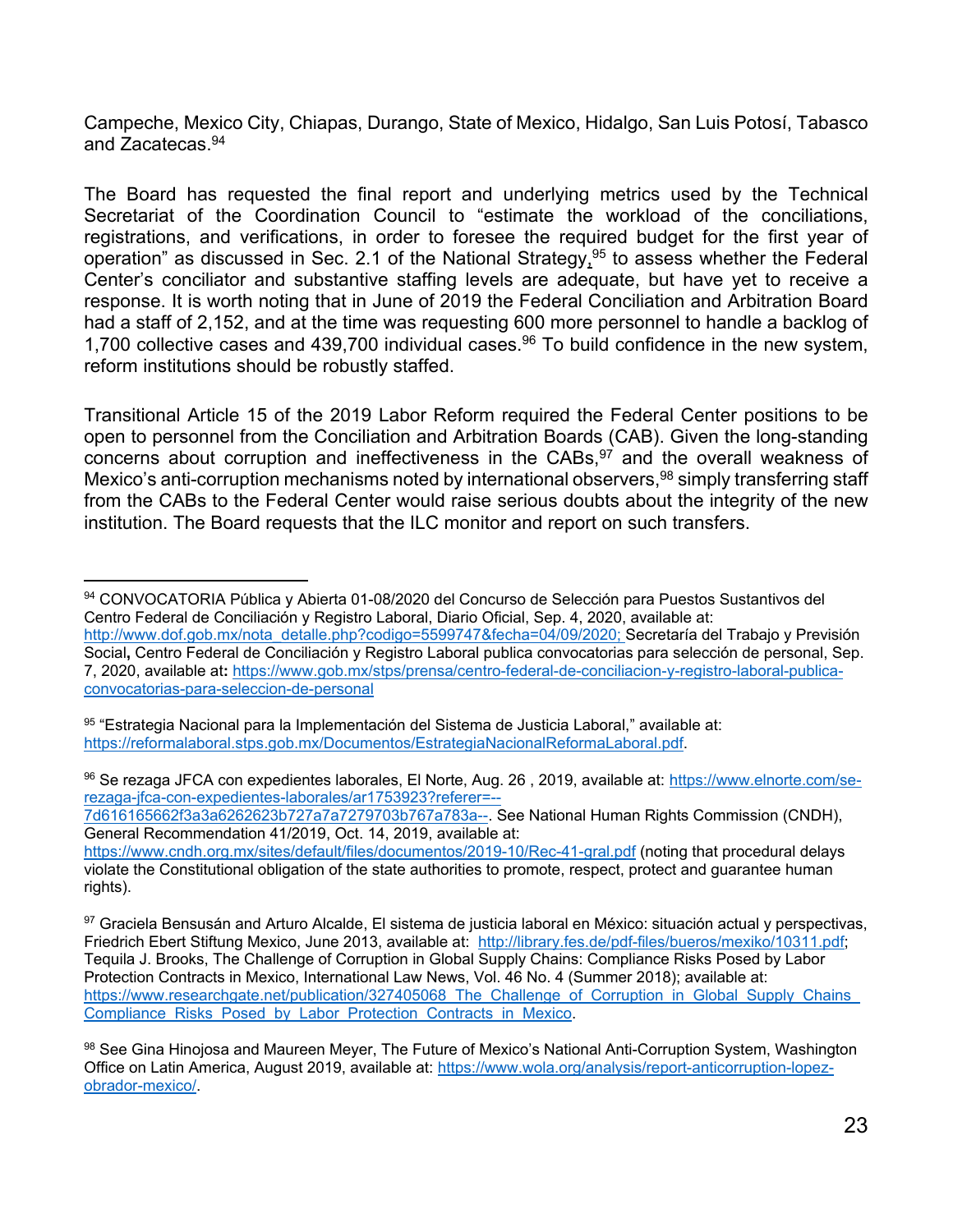Campeche, Mexico City, Chiapas, Durango, State of Mexico, Hidalgo, San Luis Potosí, Tabasco and Zacatecas.[94]

The Board has requested the final report and underlying metrics used by the Technical Secretariat of the Coordination Council to "estimate the workload of the conciliations, registrations, and verifications, in order to foresee the required budget for the first year of operation" as discussed in Sec. 2.1 of the National Strategy,[95] to assess whether the Federal Center's conciliator and substantive staffing levels are adequate, but have yet to receive a response. It is worth noting that in June of 2019 the Federal Conciliation and Arbitration Board had a staff of 2,152, and at the time was requesting 600 more personnel to handle a backlog of 1,700 collective cases and 439,700 individual cases.[96] To build confidence in the new system, reform institutions should be robustly staffed.

Transitional Article 15 of the 2019 Labor Reform required the Federal Center positions to be open to personnel from the Conciliation and Arbitration Boards (CAB). Given the long-standing concerns about corruption and ineffectiveness in the CABs,[97] and the overall weakness of Mexico's anti-corruption mechanisms noted by international observers,[98] simply transferring staff from the CABs to the Federal Center would raise serious doubts about the integrity of the new institution. The Board requests that the ILC monitor and report on such transfers.

---

[94] CONVOCATORIA Pública y Abierta 01-08/2020 del Concurso de Selección para Puestos Sustantivos del Centro Federal de Conciliación y Registro Laboral, Diario Oficial, Sep. 4, 2020, available at: http://www.dof.gob.mx/nota_detalle.php?codigo=5599747&fecha=04/09/2020; Secretaría del Trabajo y Previsión Social, Centro Federal de Conciliación y Registro Laboral publica convocatorias para selección de personal, Sep. 7, 2020, available at: https://www.gob.mx/stps/prensa/centro-federal-de-conciliacion-y-registro-laboral-publica-convocatorias-para-seleccion-de-personal

[95] "Estrategia Nacional para la Implementación del Sistema de Justicia Laboral," available at: https://reformalaboral.stps.gob.mx/Documentos/EstrategiaNacionalReformaLaboral.pdf.

[96] Se rezaga JFCA con expedientes laborales, El Norte, Aug. 26 , 2019, available at: https://www.elnorte.com/se-rezaga-jfca-con-expedientes-laborales/ar1753923?referer=--7d616165662f3a3a6262623b727a7a7279703b767a783a--. See National Human Rights Commission (CNDH), General Recommendation 41/2019, Oct. 14, 2019, available at: https://www.cndh.org.mx/sites/default/files/documentos/2019-10/Rec-41-gral.pdf (noting that procedural delays violate the Constitutional obligation of the state authorities to promote, respect, protect and guarantee human rights).

[97] Graciela Bensusán and Arturo Alcalde, El sistema de justicia laboral en México: situación actual y perspectivas, Friedrich Ebert Stiftung Mexico, June 2013, available at: http://library.fes.de/pdf-files/bueros/mexiko/10311.pdf; Tequila J. Brooks, The Challenge of Corruption in Global Supply Chains: Compliance Risks Posed by Labor Protection Contracts in Mexico, International Law News, Vol. 46 No. 4 (Summer 2018); available at: https://www.researchgate.net/publication/327405068_The_Challenge_of_Corruption_in_Global_Supply_Chains_Compliance_Risks_Posed_by_Labor_Protection_Contracts_in_Mexico.

[98] See Gina Hinojosa and Maureen Meyer, The Future of Mexico's National Anti-Corruption System, Washington Office on Latin America, August 2019, available at: https://www.wola.org/analysis/report-anticorruption-lopez-obrador-mexico/.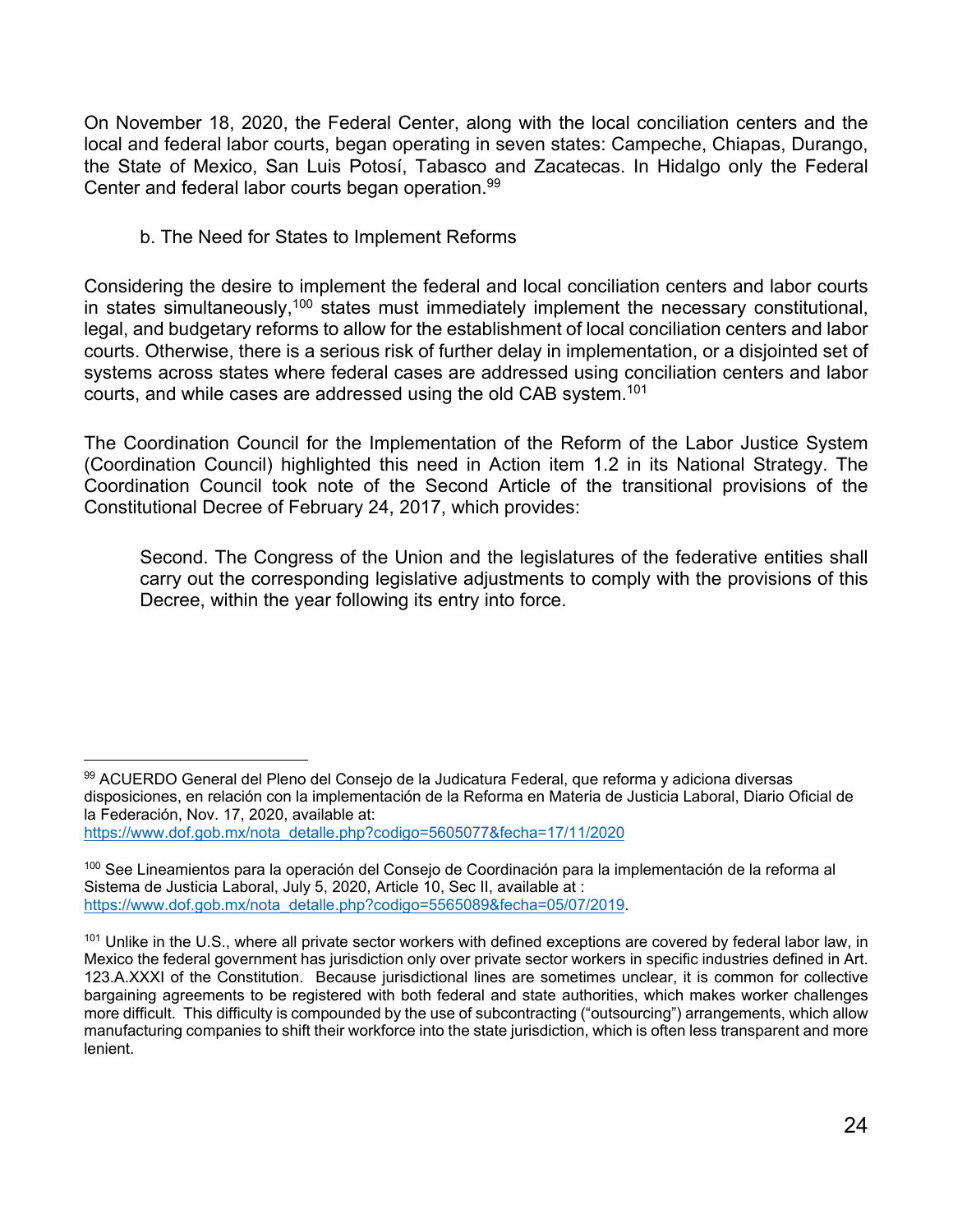On November 18, 2020, the Federal Center, along with the local conciliation centers and the local and federal labor courts, began operating in seven states: Campeche, Chiapas, Durango, the State of Mexico, San Luis Potosí, Tabasco and Zacatecas. In Hidalgo only the Federal Center and federal labor courts began operation.[99]

### b. The Need for States to Implement Reforms

Considering the desire to implement the federal and local conciliation centers and labor courts in states simultaneously,[100] states must immediately implement the necessary constitutional, legal, and budgetary reforms to allow for the establishment of local conciliation centers and labor courts. Otherwise, there is a serious risk of further delay in implementation, or a disjointed set of systems across states where federal cases are addressed using conciliation centers and labor courts, and while cases are addressed using the old CAB system.[101]

The Coordination Council for the Implementation of the Reform of the Labor Justice System (Coordination Council) highlighted this need in Action item 1.2 in its National Strategy. The Coordination Council took note of the Second Article of the transitional provisions of the Constitutional Decree of February 24, 2017, which provides:

> Second. The Congress of the Union and the legislatures of the federative entities shall carry out the corresponding legislative adjustments to comply with the provisions of this Decree, within the year following its entry into force.

---

[99] ACUERDO General del Pleno del Consejo de la Judicatura Federal, que reforma y adiciona diversas disposiciones, en relación con la implementación de la Reforma en Materia de Justicia Laboral, Diario Oficial de la Federación, Nov. 17, 2020, available at: https://www.dof.gob.mx/nota_detalle.php?codigo=5605077&fecha=17/11/2020

[100] See Lineamientos para la operación del Consejo de Coordinación para la implementación de la reforma al Sistema de Justicia Laboral, July 5, 2020, Article 10, Sec II, available at : https://www.dof.gob.mx/nota_detalle.php?codigo=5565089&fecha=05/07/2019.

[101] Unlike in the U.S., where all private sector workers with defined exceptions are covered by federal labor law, in Mexico the federal government has jurisdiction only over private sector workers in specific industries defined in Art. 123.A.XXXI of the Constitution. Because jurisdictional lines are sometimes unclear, it is common for collective bargaining agreements to be registered with both federal and state authorities, which makes worker challenges more difficult. This difficulty is compounded by the use of subcontracting ("outsourcing") arrangements, which allow manufacturing companies to shift their workforce into the state jurisdiction, which is often less transparent and more lenient.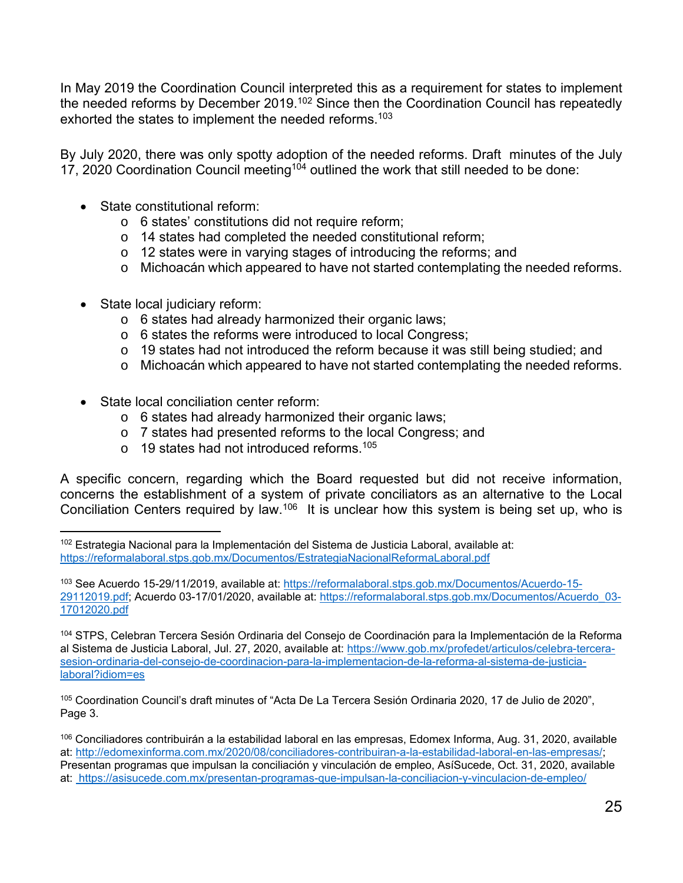In May 2019 the Coordination Council interpreted this as a requirement for states to implement the needed reforms by December 2019.[102] Since then the Coordination Council has repeatedly exhorted the states to implement the needed reforms.[103]

By July 2020, there was only spotty adoption of the needed reforms. Draft minutes of the July 17, 2020 Coordination Council meeting[104] outlined the work that still needed to be done:

- State constitutional reform:
  - 6 states' constitutions did not require reform;
  - 14 states had completed the needed constitutional reform;
  - 12 states were in varying stages of introducing the reforms; and
  - Michoacán which appeared to have not started contemplating the needed reforms.

- State local judiciary reform:
  - 6 states had already harmonized their organic laws;
  - 6 states the reforms were introduced to local Congress;
  - 19 states had not introduced the reform because it was still being studied; and
  - Michoacán which appeared to have not started contemplating the needed reforms.

- State local conciliation center reform:
  - 6 states had already harmonized their organic laws;
  - 7 states had presented reforms to the local Congress; and
  - 19 states had not introduced reforms.[105]

A specific concern, regarding which the Board requested but did not receive information, concerns the establishment of a system of private conciliators as an alternative to the Local Conciliation Centers required by law.[106] It is unclear how this system is being set up, who is

---

[102] Estrategia Nacional para la Implementación del Sistema de Justicia Laboral, available at: https://reformalaboral.stps.gob.mx/Documentos/EstrategiaNacionalReformaLaboral.pdf

[103] See Acuerdo 15-29/11/2019, available at: https://reformalaboral.stps.gob.mx/Documentos/Acuerdo-15-29112019.pdf; Acuerdo 03-17/01/2020, available at: https://reformalaboral.stps.gob.mx/Documentos/Acuerdo_03-17012020.pdf

[104] STPS, Celebran Tercera Sesión Ordinaria del Consejo de Coordinación para la Implementación de la Reforma al Sistema de Justicia Laboral, Jul. 27, 2020, available at: https://www.gob.mx/profedet/articulos/celebra-tercera-sesion-ordinaria-del-consejo-de-coordinacion-para-la-implementacion-de-la-reforma-al-sistema-de-justicia-laboral?idiom=es

[105] Coordination Council's draft minutes of "Acta De La Tercera Sesión Ordinaria 2020, 17 de Julio de 2020", Page 3.

[106] Conciliadores contribuirán a la estabilidad laboral en las empresas, Edomex Informa, Aug. 31, 2020, available at: http://edomexinforma.com.mx/2020/08/conciliadores-contribuiran-a-la-estabilidad-laboral-en-las-empresas/; Presentan programas que impulsan la conciliación y vinculación de empleo, AsíSucede, Oct. 31, 2020, available at: https://asisucede.com.mx/presentan-programas-que-impulsan-la-conciliacion-y-vinculacion-de-empleo/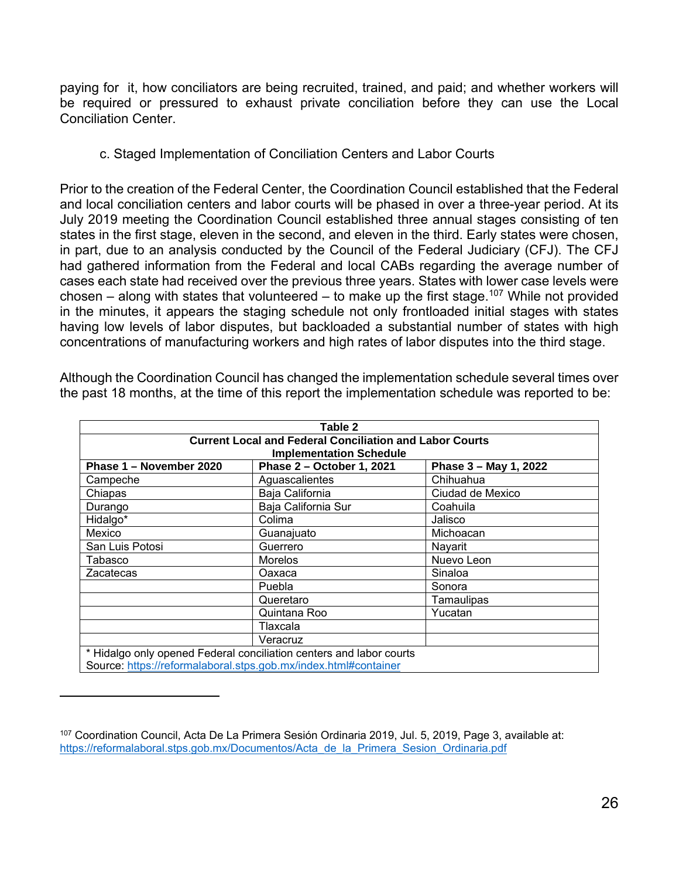paying for it, how conciliators are being recruited, trained, and paid; and whether workers will be required or pressured to exhaust private conciliation before they can use the Local Conciliation Center.

### c. Staged Implementation of Conciliation Centers and Labor Courts

Prior to the creation of the Federal Center, the Coordination Council established that the Federal and local conciliation centers and labor courts will be phased in over a three-year period. At its July 2019 meeting the Coordination Council established three annual stages consisting of ten states in the first stage, eleven in the second, and eleven in the third. Early states were chosen, in part, due to an analysis conducted by the Council of the Federal Judiciary (CFJ). The CFJ had gathered information from the Federal and local CABs regarding the average number of cases each state had received over the previous three years. States with lower case levels were chosen – along with states that volunteered – to make up the first stage.[107] While not provided in the minutes, it appears the staging schedule not only frontloaded initial stages with states having low levels of labor disputes, but backloaded a substantial number of states with high concentrations of manufacturing workers and high rates of labor disputes into the third stage.

Although the Coordination Council has changed the implementation schedule several times over the past 18 months, at the time of this report the implementation schedule was reported to be:

**Table 2**
**Current Local and Federal Conciliation and Labor Courts Implementation Schedule**

| Phase 1 – November 2020 | Phase 2 – October 1, 2021 | Phase 3 – May 1, 2022 |
|---|---|---|
| Campeche | Aguascalientes | Chihuahua |
| Chiapas | Baja California | Ciudad de Mexico |
| Durango | Baja California Sur | Coahuila |
| Hidalgo* | Colima | Jalisco |
| Mexico | Guanajuato | Michoacan |
| San Luis Potosi | Guerrero | Nayarit |
| Tabasco | Morelos | Nuevo Leon |
| Zacatecas | Oaxaca | Sinaloa |
| | Puebla | Sonora |
| | Queretaro | Tamaulipas |
| | Quintana Roo | Yucatan |
| | Tlaxcala | |
| | Veracruz | |

* Hidalgo only opened Federal conciliation centers and labor courts
Source: https://reformalaboral.stps.gob.mx/index.html#container

[107] Coordination Council, Acta De La Primera Sesión Ordinaria 2019, Jul. 5, 2019, Page 3, available at: https://reformalaboral.stps.gob.mx/Documentos/Acta_de_la_Primera_Sesion_Ordinaria.pdf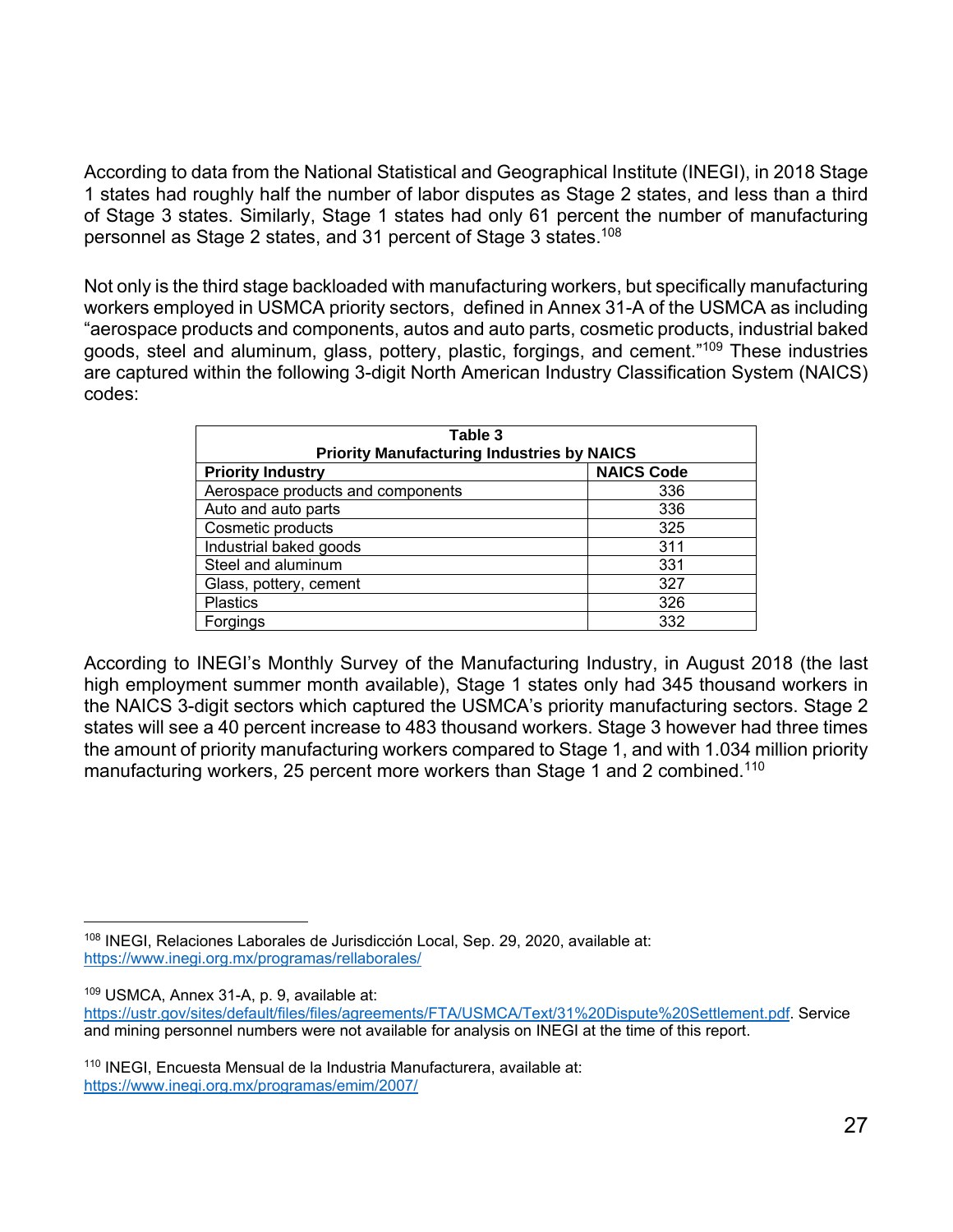According to data from the National Statistical and Geographical Institute (INEGI), in 2018 Stage 1 states had roughly half the number of labor disputes as Stage 2 states, and less than a third of Stage 3 states. Similarly, Stage 1 states had only 61 percent the number of manufacturing personnel as Stage 2 states, and 31 percent of Stage 3 states.[108]

Not only is the third stage backloaded with manufacturing workers, but specifically manufacturing workers employed in USMCA priority sectors, defined in Annex 31-A of the USMCA as including "aerospace products and components, autos and auto parts, cosmetic products, industrial baked goods, steel and aluminum, glass, pottery, plastic, forgings, and cement."[109] These industries are captured within the following 3-digit North American Industry Classification System (NAICS) codes:

**Table 3**
**Priority Manufacturing Industries by NAICS**

| Priority Industry | NAICS Code |
|---|---|
| Aerospace products and components | 336 |
| Auto and auto parts | 336 |
| Cosmetic products | 325 |
| Industrial baked goods | 311 |
| Steel and aluminum | 331 |
| Glass, pottery, cement | 327 |
| Plastics | 326 |
| Forgings | 332 |

According to INEGI's Monthly Survey of the Manufacturing Industry, in August 2018 (the last high employment summer month available), Stage 1 states only had 345 thousand workers in the NAICS 3-digit sectors which captured the USMCA's priority manufacturing sectors. Stage 2 states will see a 40 percent increase to 483 thousand workers. Stage 3 however had three times the amount of priority manufacturing workers compared to Stage 1, and with 1.034 million priority manufacturing workers, 25 percent more workers than Stage 1 and 2 combined.[110]

---

[108] INEGI, Relaciones Laborales de Jurisdicción Local, Sep. 29, 2020, available at: https://www.inegi.org.mx/programas/rellaborales/

[109] USMCA, Annex 31-A, p. 9, available at: https://ustr.gov/sites/default/files/files/agreements/FTA/USMCA/Text/31%20Dispute%20Settlement.pdf. Service and mining personnel numbers were not available for analysis on INEGI at the time of this report.

[110] INEGI, Encuesta Mensual de la Industria Manufacturera, available at: https://www.inegi.org.mx/programas/emim/2007/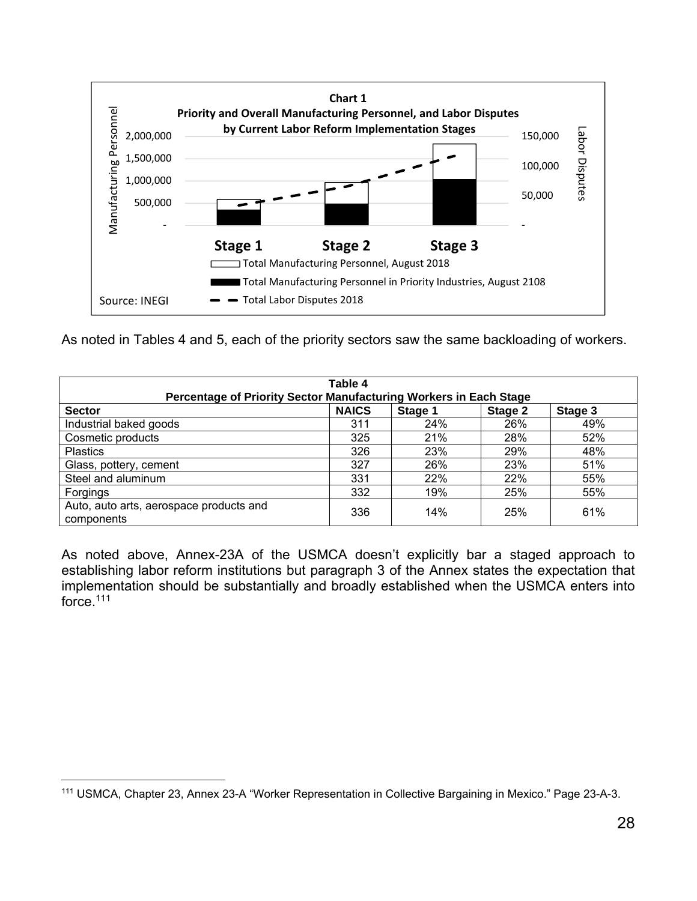**Chart 1**
**Priority and Overall Manufacturing Personnel, and Labor Disputes by Current Labor Reform Implementation Stages**

Manufacturing Personnel: 2,000,000; 1,500,000; 1,000,000; 500,000; -

Labor Disputes: 150,000; 100,000; 50,000; -

**Stage 1** **Stage 2** **Stage 3**

Total Manufacturing Personnel, August 2018

Total Manufacturing Personnel in Priority Industries, August 2108

Total Labor Disputes 2018

Source: INEGI

As noted in Tables 4 and 5, each of the priority sectors saw the same backloading of workers.

**Table 4**
**Percentage of Priority Sector Manufacturing Workers in Each Stage**

| Sector | NAICS | Stage 1 | Stage 2 | Stage 3 |
|---|---|---|---|---|
| Industrial baked goods | 311 | 24% | 26% | 49% |
| Cosmetic products | 325 | 21% | 28% | 52% |
| Plastics | 326 | 23% | 29% | 48% |
| Glass, pottery, cement | 327 | 26% | 23% | 51% |
| Steel and aluminum | 331 | 22% | 22% | 55% |
| Forgings | 332 | 19% | 25% | 55% |
| Auto, auto arts, aerospace products and components | 336 | 14% | 25% | 61% |

As noted above, Annex-23A of the USMCA doesn't explicitly bar a staged approach to establishing labor reform institutions but paragraph 3 of the Annex states the expectation that implementation should be substantially and broadly established when the USMCA enters into force.[111]

---

[111] USMCA, Chapter 23, Annex 23-A "Worker Representation in Collective Bargaining in Mexico." Page 23-A-3.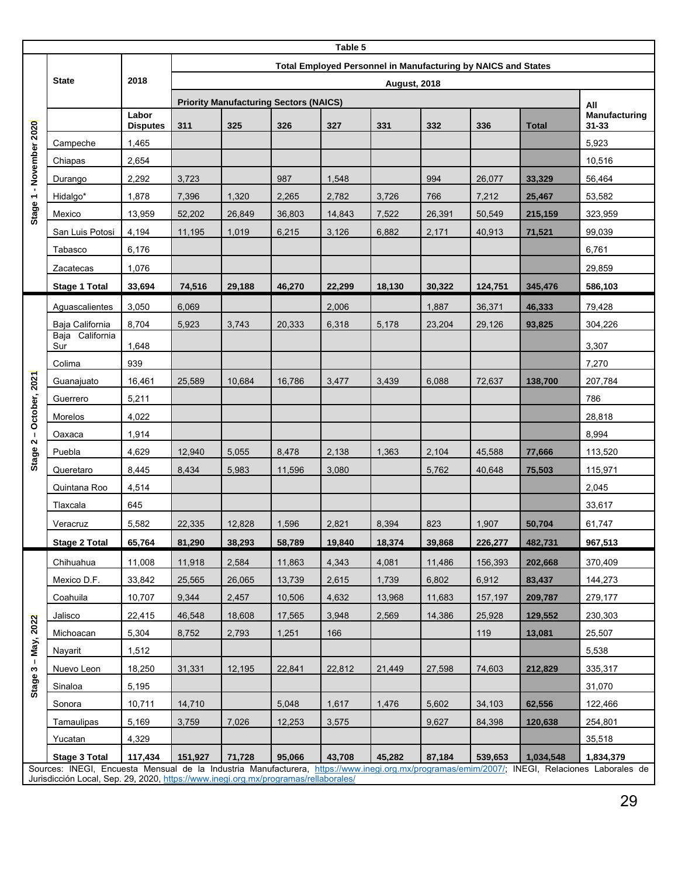**Table 5**

| Stage | State | 2018 | Total Employed Personnel in Manufacturing by NAICS and States | | | | | | | | |
|---|---|---|---|---|---|---|---|---|---|---|---|
| | | | **August, 2018** | | | | | | | | |
| | | | **Priority Manufacturing Sectors (NAICS)** | | | | | | | | **All Manufacturing 31-33** |
| | | **Labor Disputes** | **311** | **325** | **326** | **327** | **331** | **332** | **336** | **Total** | |
| Stage 1 - November 2020 | Campeche | 1,465 | | | | | | | | | 5,923 |
| | Chiapas | 2,654 | | | | | | | | | 10,516 |
| | Durango | 2,292 | 3,723 | | 987 | 1,548 | | 994 | 26,077 | **33,329** | 56,464 |
| | Hidalgo* | 1,878 | 7,396 | 1,320 | 2,265 | 2,782 | 3,726 | 766 | 7,212 | **25,467** | 53,582 |
| | Mexico | 13,959 | 52,202 | 26,849 | 36,803 | 14,843 | 7,522 | 26,391 | 50,549 | **215,159** | 323,959 |
| | San Luis Potosi | 4,194 | 11,195 | 1,019 | 6,215 | 3,126 | 6,882 | 2,171 | 40,913 | **71,521** | 99,039 |
| | Tabasco | 6,176 | | | | | | | | | 6,761 |
| | Zacatecas | 1,076 | | | | | | | | | 29,859 |
| | **Stage 1 Total** | **33,694** | **74,516** | **29,188** | **46,270** | **22,299** | **18,130** | **30,322** | **124,751** | **345,476** | **586,103** |
| Stage 2 – October, 2021 | Aguascalientes | 3,050 | 6,069 | | | 2,006 | | 1,887 | 36,371 | **46,333** | 79,428 |
| | Baja California | 8,704 | 5,923 | 3,743 | 20,333 | 6,318 | 5,178 | 23,204 | 29,126 | **93,825** | 304,226 |
| | Baja California Sur | 1,648 | | | | | | | | | 3,307 |
| | Colima | 939 | | | | | | | | | 7,270 |
| | Guanajuato | 16,461 | 25,589 | 10,684 | 16,786 | 3,477 | 3,439 | 6,088 | 72,637 | **138,700** | 207,784 |
| | Guerrero | 5,211 | | | | | | | | | 786 |
| | Morelos | 4,022 | | | | | | | | | 28,818 |
| | Oaxaca | 1,914 | | | | | | | | | 8,994 |
| | Puebla | 4,629 | 12,940 | 5,055 | 8,478 | 2,138 | 1,363 | 2,104 | 45,588 | **77,666** | 113,520 |
| | Queretaro | 8,445 | 8,434 | 5,983 | 11,596 | 3,080 | | 5,762 | 40,648 | **75,503** | 115,971 |
| | Quintana Roo | 4,514 | | | | | | | | | 2,045 |
| | Tlaxcala | 645 | | | | | | | | | 33,617 |
| | Veracruz | 5,582 | 22,335 | 12,828 | 1,596 | 2,821 | 8,394 | 823 | 1,907 | **50,704** | 61,747 |
| | **Stage 2 Total** | **65,764** | **81,290** | **38,293** | **58,789** | **19,840** | **18,374** | **39,868** | **226,277** | **482,731** | **967,513** |
| Stage 3 – May, 2022 | Chihuahua | 11,008 | 11,918 | 2,584 | 11,863 | 4,343 | 4,081 | 11,486 | 156,393 | **202,668** | 370,409 |
| | Mexico D.F. | 33,842 | 25,565 | 26,065 | 13,739 | 2,615 | 1,739 | 6,802 | 6,912 | **83,437** | 144,273 |
| | Coahuila | 10,707 | 9,344 | 2,457 | 10,506 | 4,632 | 13,968 | 11,683 | 157,197 | **209,787** | 279,177 |
| | Jalisco | 22,415 | 46,548 | 18,608 | 17,565 | 3,948 | 2,569 | 14,386 | 25,928 | **129,552** | 230,303 |
| | Michoacan | 5,304 | 8,752 | 2,793 | 1,251 | 166 | | | 119 | **13,081** | 25,507 |
| | Nayarit | 1,512 | | | | | | | | | 5,538 |
| | Nuevo Leon | 18,250 | 31,331 | 12,195 | 22,841 | 22,812 | 21,449 | 27,598 | 74,603 | **212,829** | 335,317 |
| | Sinaloa | 5,195 | | | | | | | | | 31,070 |
| | Sonora | 10,711 | 14,710 | | 5,048 | 1,617 | 1,476 | 5,602 | 34,103 | **62,556** | 122,466 |
| | Tamaulipas | 5,169 | 3,759 | 7,026 | 12,253 | 3,575 | | 9,627 | 84,398 | **120,638** | 254,801 |
| | Yucatan | 4,329 | | | | | | | | | 35,518 |
| | **Stage 3 Total** | **117,434** | **151,927** | **71,728** | **95,066** | **43,708** | **45,282** | **87,184** | **539,653** | **1,034,548** | **1,834,379** |

Sources: INEGI, Encuesta Mensual de la Industria Manufacturera, https://www.inegi.org.mx/programas/emim/2007/; INEGI, Relaciones Laborales de Jurisdicción Local, Sep. 29, 2020, https://www.inegi.org.mx/programas/rellaborales/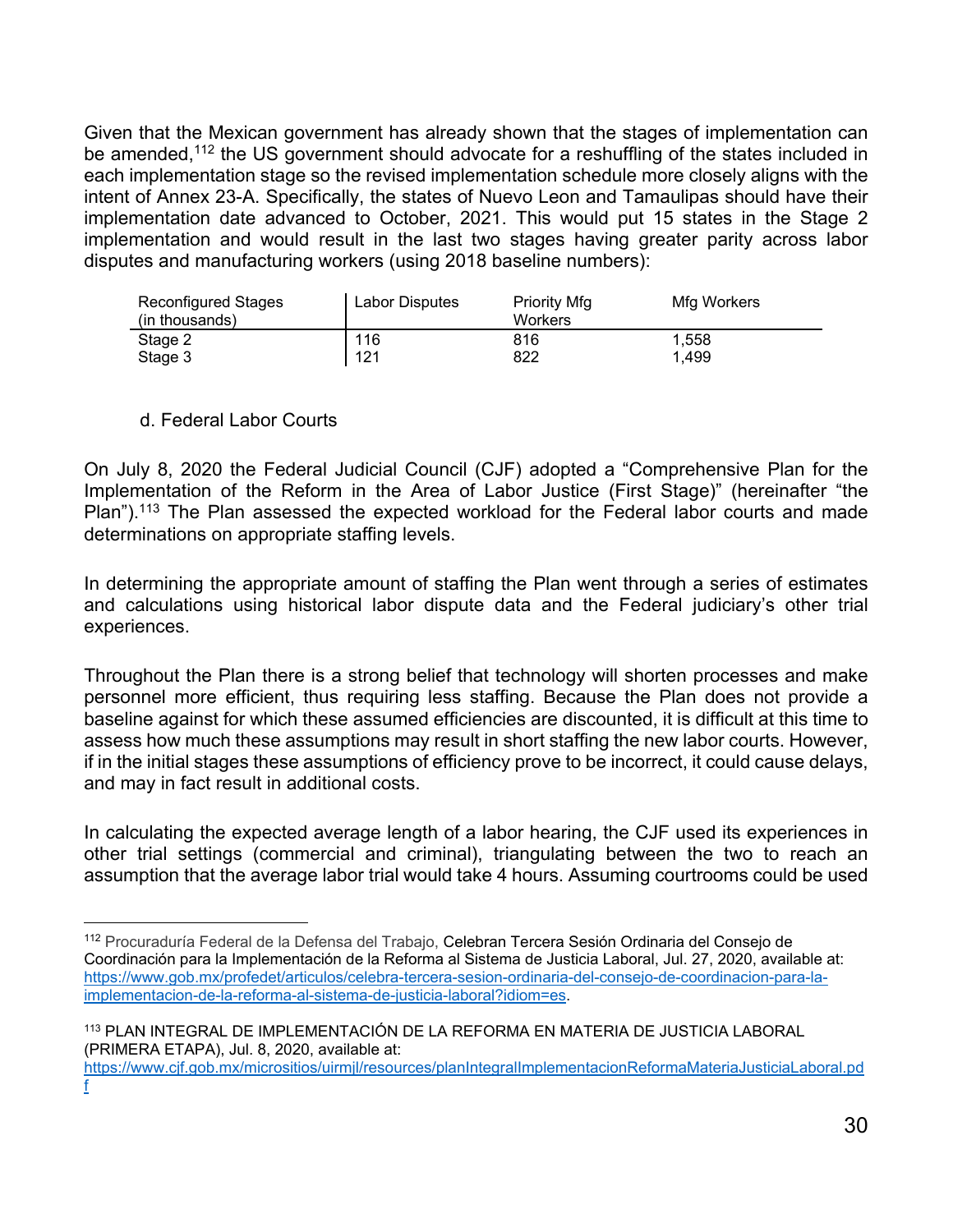Given that the Mexican government has already shown that the stages of implementation can be amended,[112] the US government should advocate for a reshuffling of the states included in each implementation stage so the revised implementation schedule more closely aligns with the intent of Annex 23-A. Specifically, the states of Nuevo Leon and Tamaulipas should have their implementation date advanced to October, 2021. This would put 15 states in the Stage 2 implementation and would result in the last two stages having greater parity across labor disputes and manufacturing workers (using 2018 baseline numbers):

| Reconfigured Stages (in thousands) | Labor Disputes | Priority Mfg Workers | Mfg Workers |
|---|---|---|---|
| Stage 2 | 116 | 816 | 1,558 |
| Stage 3 | 121 | 822 | 1,499 |

d. Federal Labor Courts

On July 8, 2020 the Federal Judicial Council (CJF) adopted a "Comprehensive Plan for the Implementation of the Reform in the Area of Labor Justice (First Stage)" (hereinafter "the Plan").[113] The Plan assessed the expected workload for the Federal labor courts and made determinations on appropriate staffing levels.

In determining the appropriate amount of staffing the Plan went through a series of estimates and calculations using historical labor dispute data and the Federal judiciary's other trial experiences.

Throughout the Plan there is a strong belief that technology will shorten processes and make personnel more efficient, thus requiring less staffing. Because the Plan does not provide a baseline against for which these assumed efficiencies are discounted, it is difficult at this time to assess how much these assumptions may result in short staffing the new labor courts. However, if in the initial stages these assumptions of efficiency prove to be incorrect, it could cause delays, and may in fact result in additional costs.

In calculating the expected average length of a labor hearing, the CJF used its experiences in other trial settings (commercial and criminal), triangulating between the two to reach an assumption that the average labor trial would take 4 hours. Assuming courtrooms could be used

---

[112] Procuraduría Federal de la Defensa del Trabajo, Celebran Tercera Sesión Ordinaria del Consejo de Coordinación para la Implementación de la Reforma al Sistema de Justicia Laboral, Jul. 27, 2020, available at: https://www.gob.mx/profedet/articulos/celebra-tercera-sesion-ordinaria-del-consejo-de-coordinacion-para-la-implementacion-de-la-reforma-al-sistema-de-justicia-laboral?idiom=es.

[113] PLAN INTEGRAL DE IMPLEMENTACIÓN DE LA REFORMA EN MATERIA DE JUSTICIA LABORAL (PRIMERA ETAPA), Jul. 8, 2020, available at: https://www.cjf.gob.mx/micrositios/uirmjl/resources/planIntegralImplementacionReformaMateriaJusticiaLaboral.pdf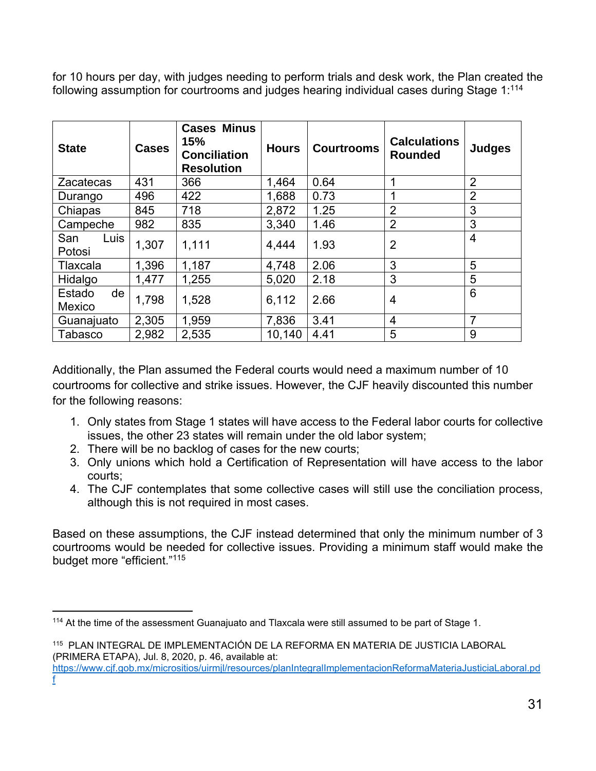for 10 hours per day, with judges needing to perform trials and desk work, the Plan created the following assumption for courtrooms and judges hearing individual cases during Stage 1:[114]

| State | Cases | Cases Minus 15% Conciliation Resolution | Hours | Courtrooms | Calculations Rounded | Judges |
|---|---|---|---|---|---|---|
| Zacatecas | 431 | 366 | 1,464 | 0.64 | 1 | 2 |
| Durango | 496 | 422 | 1,688 | 0.73 | 1 | 2 |
| Chiapas | 845 | 718 | 2,872 | 1.25 | 2 | 3 |
| Campeche | 982 | 835 | 3,340 | 1.46 | 2 | 3 |
| San Luis Potosi | 1,307 | 1,111 | 4,444 | 1.93 | 2 | 4 |
| Tlaxcala | 1,396 | 1,187 | 4,748 | 2.06 | 3 | 5 |
| Hidalgo | 1,477 | 1,255 | 5,020 | 2.18 | 3 | 5 |
| Estado de Mexico | 1,798 | 1,528 | 6,112 | 2.66 | 4 | 6 |
| Guanajuato | 2,305 | 1,959 | 7,836 | 3.41 | 4 | 7 |
| Tabasco | 2,982 | 2,535 | 10,140 | 4.41 | 5 | 9 |

Additionally, the Plan assumed the Federal courts would need a maximum number of 10 courtrooms for collective and strike issues. However, the CJF heavily discounted this number for the following reasons:

1. Only states from Stage 1 states will have access to the Federal labor courts for collective issues, the other 23 states will remain under the old labor system;
2. There will be no backlog of cases for the new courts;
3. Only unions which hold a Certification of Representation will have access to the labor courts;
4. The CJF contemplates that some collective cases will still use the conciliation process, although this is not required in most cases.

Based on these assumptions, the CJF instead determined that only the minimum number of 3 courtrooms would be needed for collective issues. Providing a minimum staff would make the budget more "efficient."[115]

---

[114] At the time of the assessment Guanajuato and Tlaxcala were still assumed to be part of Stage 1.

[115] PLAN INTEGRAL DE IMPLEMENTACIÓN DE LA REFORMA EN MATERIA DE JUSTICIA LABORAL (PRIMERA ETAPA), Jul. 8, 2020, p. 46, available at: https://www.cjf.gob.mx/micrositios/uirmjl/resources/planIntegralImplementacionReformaMateriaJusticiaLaboral.pdf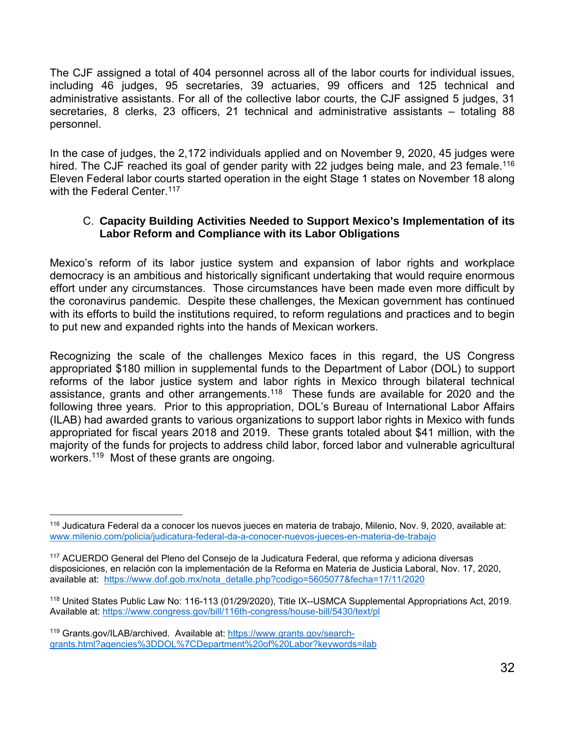The CJF assigned a total of 404 personnel across all of the labor courts for individual issues, including 46 judges, 95 secretaries, 39 actuaries, 99 officers and 125 technical and administrative assistants. For all of the collective labor courts, the CJF assigned 5 judges, 31 secretaries, 8 clerks, 23 officers, 21 technical and administrative assistants – totaling 88 personnel.

In the case of judges, the 2,172 individuals applied and on November 9, 2020, 45 judges were hired. The CJF reached its goal of gender parity with 22 judges being male, and 23 female.[116] Eleven Federal labor courts started operation in the eight Stage 1 states on November 18 along with the Federal Center.[117]

### C. Capacity Building Activities Needed to Support Mexico's Implementation of its Labor Reform and Compliance with its Labor Obligations

Mexico's reform of its labor justice system and expansion of labor rights and workplace democracy is an ambitious and historically significant undertaking that would require enormous effort under any circumstances. Those circumstances have been made even more difficult by the coronavirus pandemic. Despite these challenges, the Mexican government has continued with its efforts to build the institutions required, to reform regulations and practices and to begin to put new and expanded rights into the hands of Mexican workers.

Recognizing the scale of the challenges Mexico faces in this regard, the US Congress appropriated $180 million in supplemental funds to the Department of Labor (DOL) to support reforms of the labor justice system and labor rights in Mexico through bilateral technical assistance, grants and other arrangements.[118] These funds are available for 2020 and the following three years. Prior to this appropriation, DOL's Bureau of International Labor Affairs (ILAB) had awarded grants to various organizations to support labor rights in Mexico with funds appropriated for fiscal years 2018 and 2019. These grants totaled about $41 million, with the majority of the funds for projects to address child labor, forced labor and vulnerable agricultural workers.[119] Most of these grants are ongoing.

---

[116] Judicatura Federal da a conocer los nuevos jueces en materia de trabajo, Milenio, Nov. 9, 2020, available at: www.milenio.com/policia/judicatura-federal-da-a-conocer-nuevos-jueces-en-materia-de-trabajo

[117] ACUERDO General del Pleno del Consejo de la Judicatura Federal, que reforma y adiciona diversas disposiciones, en relación con la implementación de la Reforma en Materia de Justicia Laboral, Nov. 17, 2020, available at: https://www.dof.gob.mx/nota_detalle.php?codigo=5605077&fecha=17/11/2020

[118] United States Public Law No: 116-113 (01/29/2020), Title IX--USMCA Supplemental Appropriations Act, 2019. Available at: https://www.congress.gov/bill/116th-congress/house-bill/5430/text/pl

[119] Grants.gov/ILAB/archived. Available at: https://www.grants.gov/search-grants.html?agencies%3DDOL%7CDepartment%20of%20Labor?keywords=ilab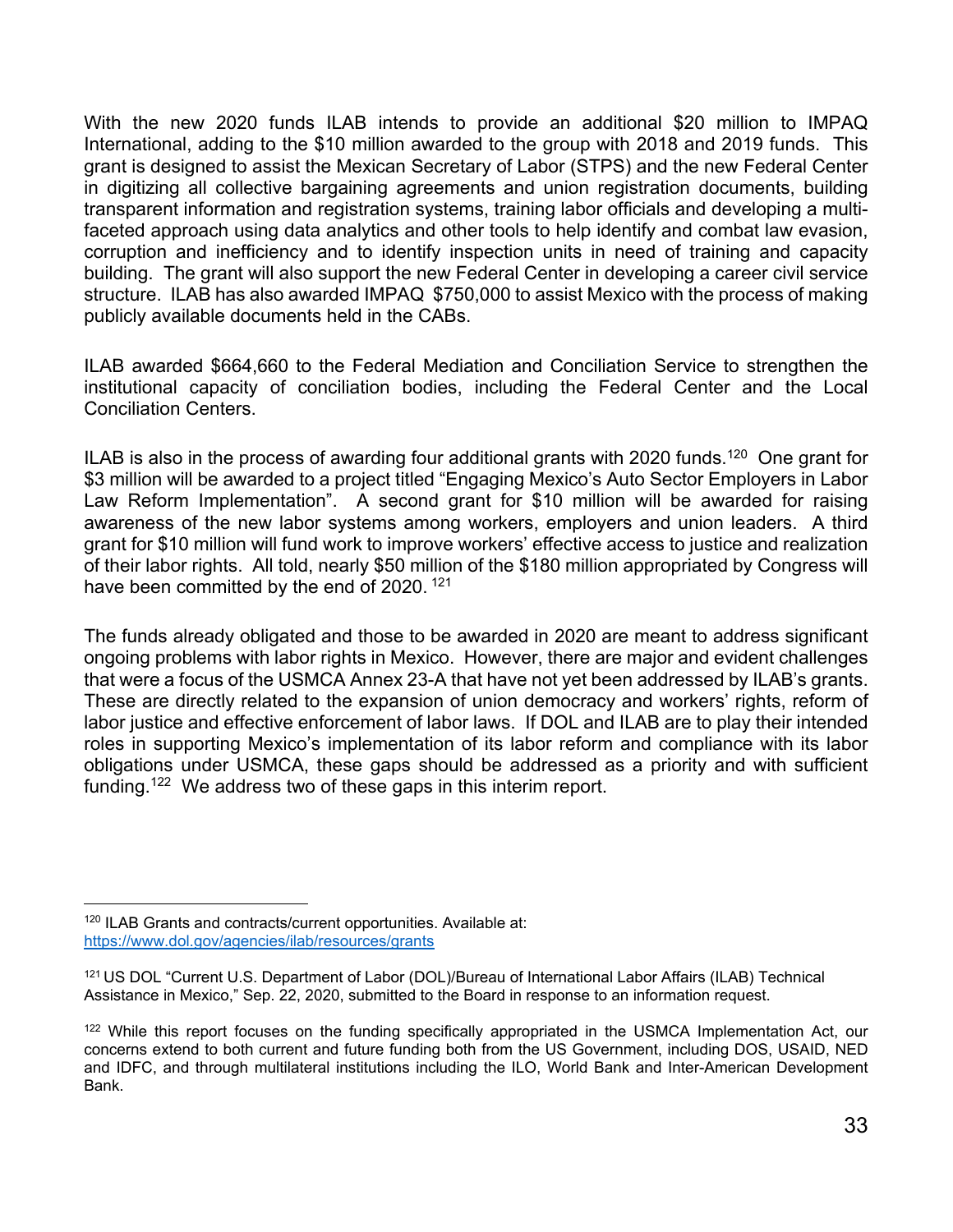With the new 2020 funds ILAB intends to provide an additional $20 million to IMPAQ International, adding to the $10 million awarded to the group with 2018 and 2019 funds. This grant is designed to assist the Mexican Secretary of Labor (STPS) and the new Federal Center in digitizing all collective bargaining agreements and union registration documents, building transparent information and registration systems, training labor officials and developing a multi-faceted approach using data analytics and other tools to help identify and combat law evasion, corruption and inefficiency and to identify inspection units in need of training and capacity building. The grant will also support the new Federal Center in developing a career civil service structure. ILAB has also awarded IMPAQ $750,000 to assist Mexico with the process of making publicly available documents held in the CABs.

ILAB awarded $664,660 to the Federal Mediation and Conciliation Service to strengthen the institutional capacity of conciliation bodies, including the Federal Center and the Local Conciliation Centers.

ILAB is also in the process of awarding four additional grants with 2020 funds.[120] One grant for $3 million will be awarded to a project titled "Engaging Mexico's Auto Sector Employers in Labor Law Reform Implementation". A second grant for $10 million will be awarded for raising awareness of the new labor systems among workers, employers and union leaders. A third grant for $10 million will fund work to improve workers' effective access to justice and realization of their labor rights. All told, nearly $50 million of the $180 million appropriated by Congress will have been committed by the end of 2020. [121]

The funds already obligated and those to be awarded in 2020 are meant to address significant ongoing problems with labor rights in Mexico. However, there are major and evident challenges that were a focus of the USMCA Annex 23-A that have not yet been addressed by ILAB's grants. These are directly related to the expansion of union democracy and workers' rights, reform of labor justice and effective enforcement of labor laws. If DOL and ILAB are to play their intended roles in supporting Mexico's implementation of its labor reform and compliance with its labor obligations under USMCA, these gaps should be addressed as a priority and with sufficient funding.[122] We address two of these gaps in this interim report.

---

[120] ILAB Grants and contracts/current opportunities. Available at: https://www.dol.gov/agencies/ilab/resources/grants

[121] US DOL "Current U.S. Department of Labor (DOL)/Bureau of International Labor Affairs (ILAB) Technical Assistance in Mexico," Sep. 22, 2020, submitted to the Board in response to an information request.

[122] While this report focuses on the funding specifically appropriated in the USMCA Implementation Act, our concerns extend to both current and future funding both from the US Government, including DOS, USAID, NED and IDFC, and through multilateral institutions including the ILO, World Bank and Inter-American Development Bank.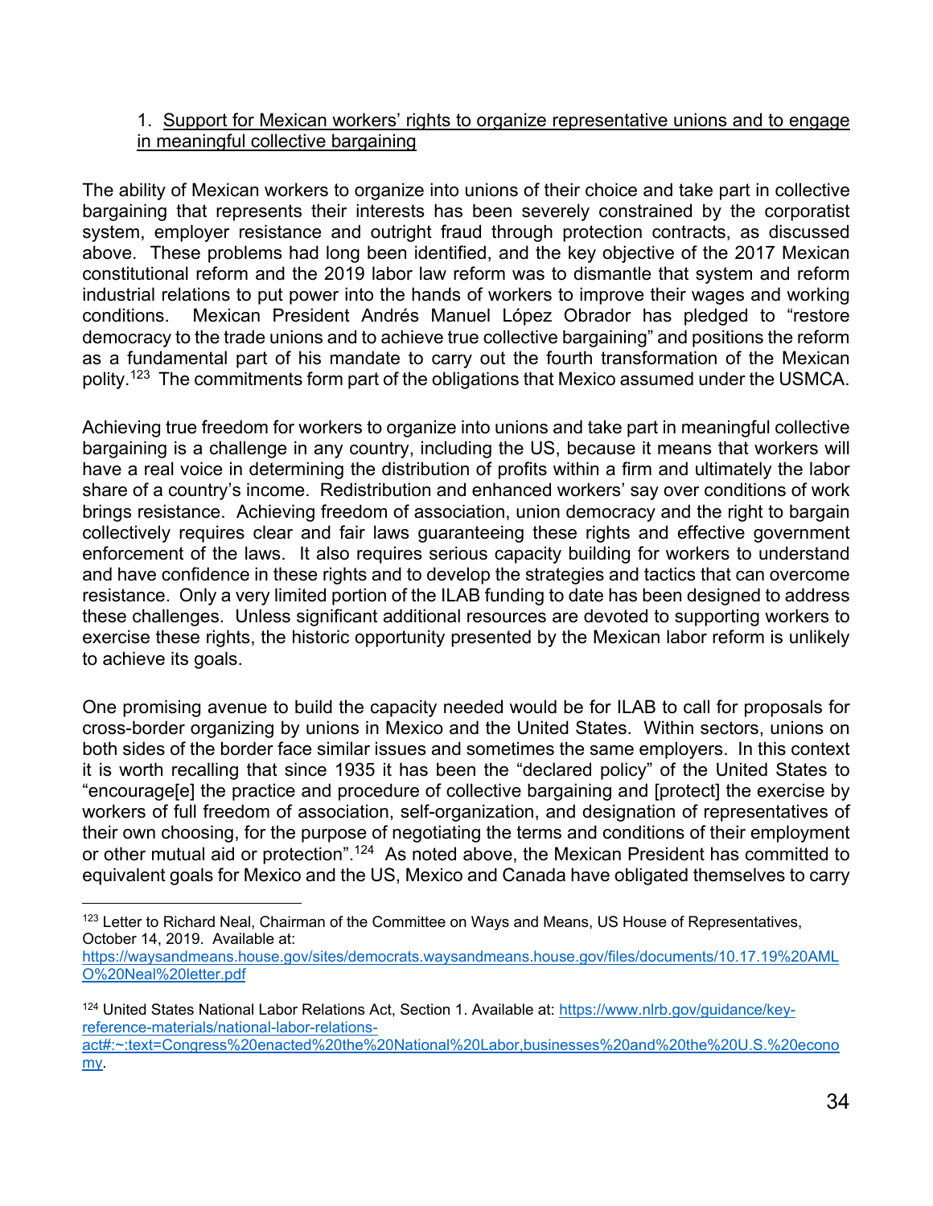1. Support for Mexican workers' rights to organize representative unions and to engage in meaningful collective bargaining

The ability of Mexican workers to organize into unions of their choice and take part in collective bargaining that represents their interests has been severely constrained by the corporatist system, employer resistance and outright fraud through protection contracts, as discussed above. These problems had long been identified, and the key objective of the 2017 Mexican constitutional reform and the 2019 labor law reform was to dismantle that system and reform industrial relations to put power into the hands of workers to improve their wages and working conditions. Mexican President Andrés Manuel López Obrador has pledged to "restore democracy to the trade unions and to achieve true collective bargaining" and positions the reform as a fundamental part of his mandate to carry out the fourth transformation of the Mexican polity.[123] The commitments form part of the obligations that Mexico assumed under the USMCA.

Achieving true freedom for workers to organize into unions and take part in meaningful collective bargaining is a challenge in any country, including the US, because it means that workers will have a real voice in determining the distribution of profits within a firm and ultimately the labor share of a country's income. Redistribution and enhanced workers' say over conditions of work brings resistance. Achieving freedom of association, union democracy and the right to bargain collectively requires clear and fair laws guaranteeing these rights and effective government enforcement of the laws. It also requires serious capacity building for workers to understand and have confidence in these rights and to develop the strategies and tactics that can overcome resistance. Only a very limited portion of the ILAB funding to date has been designed to address these challenges. Unless significant additional resources are devoted to supporting workers to exercise these rights, the historic opportunity presented by the Mexican labor reform is unlikely to achieve its goals.

One promising avenue to build the capacity needed would be for ILAB to call for proposals for cross-border organizing by unions in Mexico and the United States. Within sectors, unions on both sides of the border face similar issues and sometimes the same employers. In this context it is worth recalling that since 1935 it has been the "declared policy" of the United States to "encourage[e] the practice and procedure of collective bargaining and [protect] the exercise by workers of full freedom of association, self-organization, and designation of representatives of their own choosing, for the purpose of negotiating the terms and conditions of their employment or other mutual aid or protection".[124] As noted above, the Mexican President has committed to equivalent goals for Mexico and the US, Mexico and Canada have obligated themselves to carry

---

[123] Letter to Richard Neal, Chairman of the Committee on Ways and Means, US House of Representatives, October 14, 2019. Available at: https://waysandmeans.house.gov/sites/democrats.waysandmeans.house.gov/files/documents/10.17.19%20AMLO%20Neal%20letter.pdf

[124] United States National Labor Relations Act, Section 1. Available at: https://www.nlrb.gov/guidance/key-reference-materials/national-labor-relations-act#:~:text=Congress%20enacted%20the%20National%20Labor,businesses%20and%20the%20U.S.%20economy.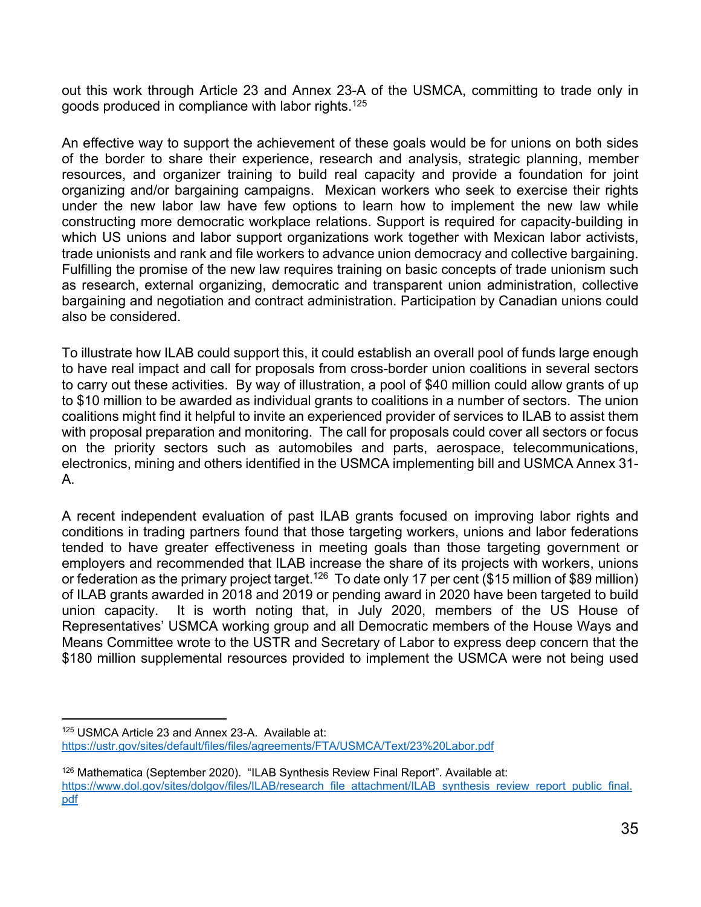out this work through Article 23 and Annex 23-A of the USMCA, committing to trade only in goods produced in compliance with labor rights.[125]

An effective way to support the achievement of these goals would be for unions on both sides of the border to share their experience, research and analysis, strategic planning, member resources, and organizer training to build real capacity and provide a foundation for joint organizing and/or bargaining campaigns. Mexican workers who seek to exercise their rights under the new labor law have few options to learn how to implement the new law while constructing more democratic workplace relations. Support is required for capacity-building in which US unions and labor support organizations work together with Mexican labor activists, trade unionists and rank and file workers to advance union democracy and collective bargaining. Fulfilling the promise of the new law requires training on basic concepts of trade unionism such as research, external organizing, democratic and transparent union administration, collective bargaining and negotiation and contract administration. Participation by Canadian unions could also be considered.

To illustrate how ILAB could support this, it could establish an overall pool of funds large enough to have real impact and call for proposals from cross-border union coalitions in several sectors to carry out these activities. By way of illustration, a pool of $40 million could allow grants of up to $10 million to be awarded as individual grants to coalitions in a number of sectors. The union coalitions might find it helpful to invite an experienced provider of services to ILAB to assist them with proposal preparation and monitoring. The call for proposals could cover all sectors or focus on the priority sectors such as automobiles and parts, aerospace, telecommunications, electronics, mining and others identified in the USMCA implementing bill and USMCA Annex 31-A.

A recent independent evaluation of past ILAB grants focused on improving labor rights and conditions in trading partners found that those targeting workers, unions and labor federations tended to have greater effectiveness in meeting goals than those targeting government or employers and recommended that ILAB increase the share of its projects with workers, unions or federation as the primary project target.[126] To date only 17 per cent ($15 million of $89 million) of ILAB grants awarded in 2018 and 2019 or pending award in 2020 have been targeted to build union capacity. It is worth noting that, in July 2020, members of the US House of Representatives' USMCA working group and all Democratic members of the House Ways and Means Committee wrote to the USTR and Secretary of Labor to express deep concern that the $180 million supplemental resources provided to implement the USMCA were not being used

---

[125] USMCA Article 23 and Annex 23-A. Available at: https://ustr.gov/sites/default/files/files/agreements/FTA/USMCA/Text/23%20Labor.pdf

[126] Mathematica (September 2020). "ILAB Synthesis Review Final Report". Available at: https://www.dol.gov/sites/dolgov/files/ILAB/research_file_attachment/ILAB_synthesis_review_report_public_final.pdf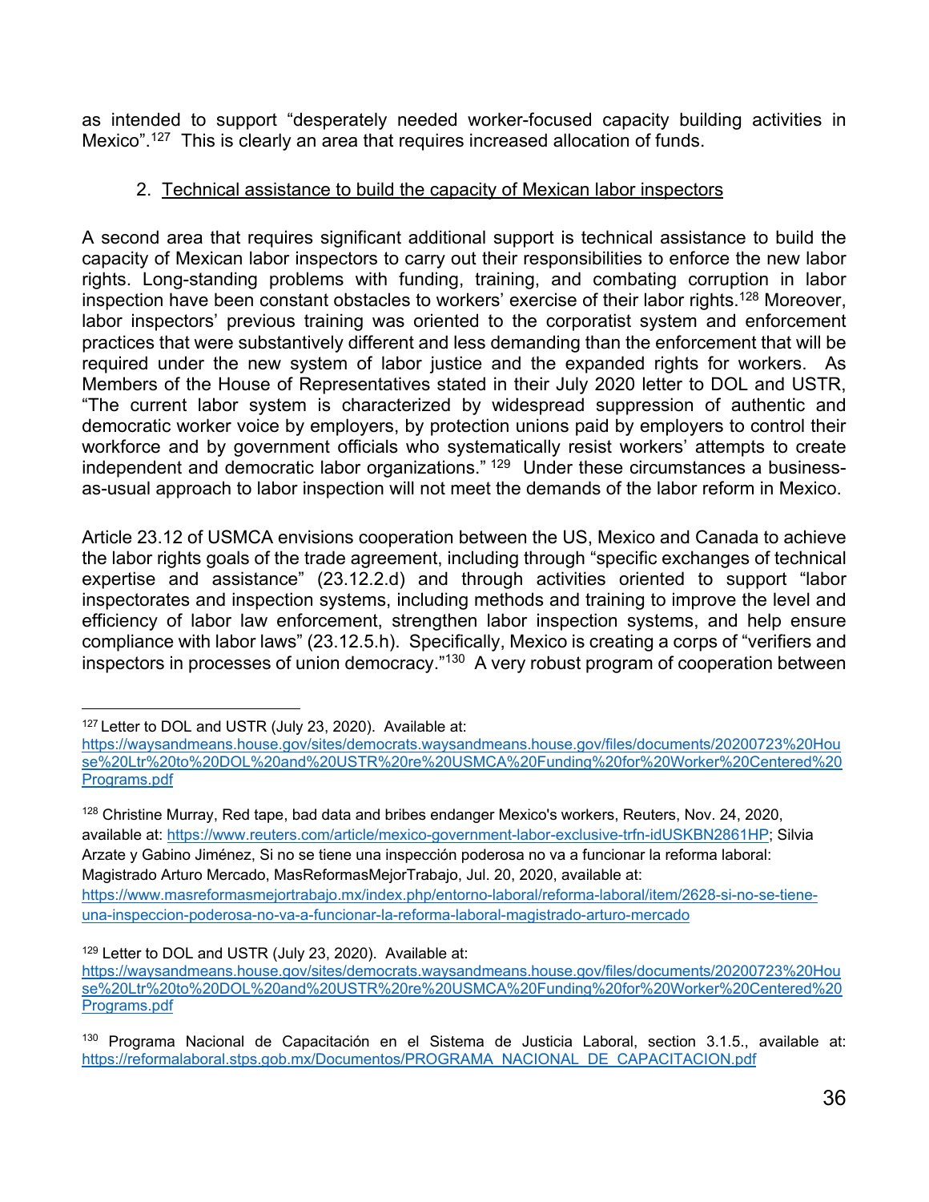as intended to support "desperately needed worker-focused capacity building activities in Mexico".[127] This is clearly an area that requires increased allocation of funds.

2. <u>Technical assistance to build the capacity of Mexican labor inspectors</u>

A second area that requires significant additional support is technical assistance to build the capacity of Mexican labor inspectors to carry out their responsibilities to enforce the new labor rights. Long-standing problems with funding, training, and combating corruption in labor inspection have been constant obstacles to workers' exercise of their labor rights.[128] Moreover, labor inspectors' previous training was oriented to the corporatist system and enforcement practices that were substantively different and less demanding than the enforcement that will be required under the new system of labor justice and the expanded rights for workers. As Members of the House of Representatives stated in their July 2020 letter to DOL and USTR, "The current labor system is characterized by widespread suppression of authentic and democratic worker voice by employers, by protection unions paid by employers to control their workforce and by government officials who systematically resist workers' attempts to create independent and democratic labor organizations." [129] Under these circumstances a business-as-usual approach to labor inspection will not meet the demands of the labor reform in Mexico.

Article 23.12 of USMCA envisions cooperation between the US, Mexico and Canada to achieve the labor rights goals of the trade agreement, including through "specific exchanges of technical expertise and assistance" (23.12.2.d) and through activities oriented to support "labor inspectorates and inspection systems, including methods and training to improve the level and efficiency of labor law enforcement, strengthen labor inspection systems, and help ensure compliance with labor laws" (23.12.5.h). Specifically, Mexico is creating a corps of "verifiers and inspectors in processes of union democracy."[130] A very robust program of cooperation between

---

[127] Letter to DOL and USTR (July 23, 2020). Available at: https://waysandmeans.house.gov/sites/democrats.waysandmeans.house.gov/files/documents/20200723%20House%20Ltr%20to%20DOL%20and%20USTR%20re%20USMCA%20Funding%20for%20Worker%20Centered%20Programs.pdf

[128] Christine Murray, Red tape, bad data and bribes endanger Mexico's workers, Reuters, Nov. 24, 2020, available at: https://www.reuters.com/article/mexico-government-labor-exclusive-trfn-idUSKBN2861HP; Silvia Arzate y Gabino Jiménez, Si no se tiene una inspección poderosa no va a funcionar la reforma laboral: Magistrado Arturo Mercado, MasReformasMejorTrabajo, Jul. 20, 2020, available at: https://www.masreformasmejortrabajo.mx/index.php/entorno-laboral/reforma-laboral/item/2628-si-no-se-tiene-una-inspeccion-poderosa-no-va-a-funcionar-la-reforma-laboral-magistrado-arturo-mercado

[129] Letter to DOL and USTR (July 23, 2020). Available at: https://waysandmeans.house.gov/sites/democrats.waysandmeans.house.gov/files/documents/20200723%20House%20Ltr%20to%20DOL%20and%20USTR%20re%20USMCA%20Funding%20for%20Worker%20Centered%20Programs.pdf

[130] Programa Nacional de Capacitación en el Sistema de Justicia Laboral, section 3.1.5., available at: https://reformalaboral.stps.gob.mx/Documentos/PROGRAMA_NACIONAL_DE_CAPACITACION.pdf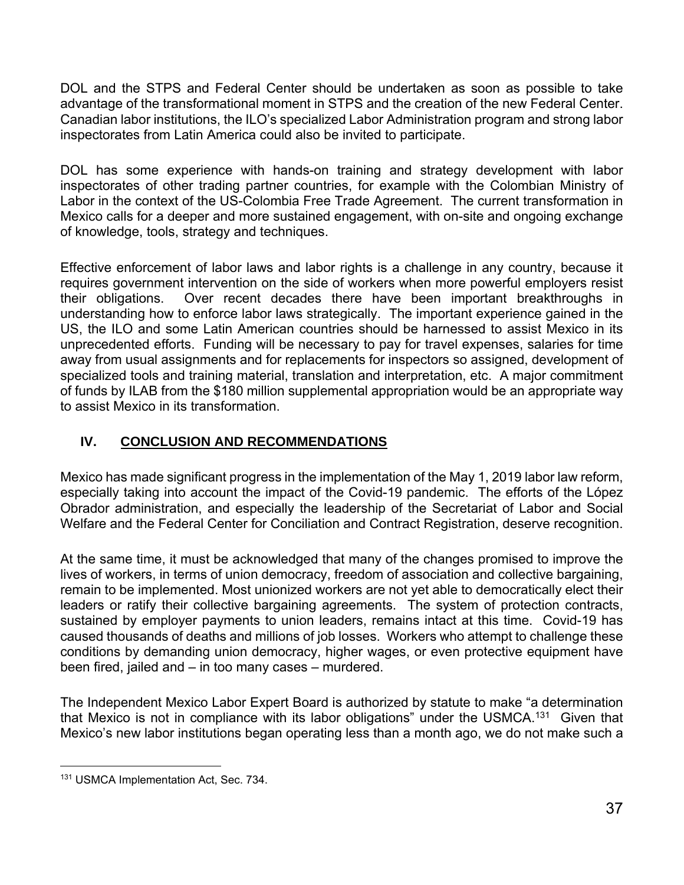DOL and the STPS and Federal Center should be undertaken as soon as possible to take advantage of the transformational moment in STPS and the creation of the new Federal Center. Canadian labor institutions, the ILO's specialized Labor Administration program and strong labor inspectorates from Latin America could also be invited to participate.

DOL has some experience with hands-on training and strategy development with labor inspectorates of other trading partner countries, for example with the Colombian Ministry of Labor in the context of the US-Colombia Free Trade Agreement. The current transformation in Mexico calls for a deeper and more sustained engagement, with on-site and ongoing exchange of knowledge, tools, strategy and techniques.

Effective enforcement of labor laws and labor rights is a challenge in any country, because it requires government intervention on the side of workers when more powerful employers resist their obligations. Over recent decades there have been important breakthroughs in understanding how to enforce labor laws strategically. The important experience gained in the US, the ILO and some Latin American countries should be harnessed to assist Mexico in its unprecedented efforts. Funding will be necessary to pay for travel expenses, salaries for time away from usual assignments and for replacements for inspectors so assigned, development of specialized tools and training material, translation and interpretation, etc. A major commitment of funds by ILAB from the $180 million supplemental appropriation would be an appropriate way to assist Mexico in its transformation.

## IV. CONCLUSION AND RECOMMENDATIONS

Mexico has made significant progress in the implementation of the May 1, 2019 labor law reform, especially taking into account the impact of the Covid-19 pandemic. The efforts of the López Obrador administration, and especially the leadership of the Secretariat of Labor and Social Welfare and the Federal Center for Conciliation and Contract Registration, deserve recognition.

At the same time, it must be acknowledged that many of the changes promised to improve the lives of workers, in terms of union democracy, freedom of association and collective bargaining, remain to be implemented. Most unionized workers are not yet able to democratically elect their leaders or ratify their collective bargaining agreements. The system of protection contracts, sustained by employer payments to union leaders, remains intact at this time. Covid-19 has caused thousands of deaths and millions of job losses. Workers who attempt to challenge these conditions by demanding union democracy, higher wages, or even protective equipment have been fired, jailed and – in too many cases – murdered.

The Independent Mexico Labor Expert Board is authorized by statute to make "a determination that Mexico is not in compliance with its labor obligations" under the USMCA.[131] Given that Mexico's new labor institutions began operating less than a month ago, we do not make such a

---

[131] USMCA Implementation Act, Sec. 734.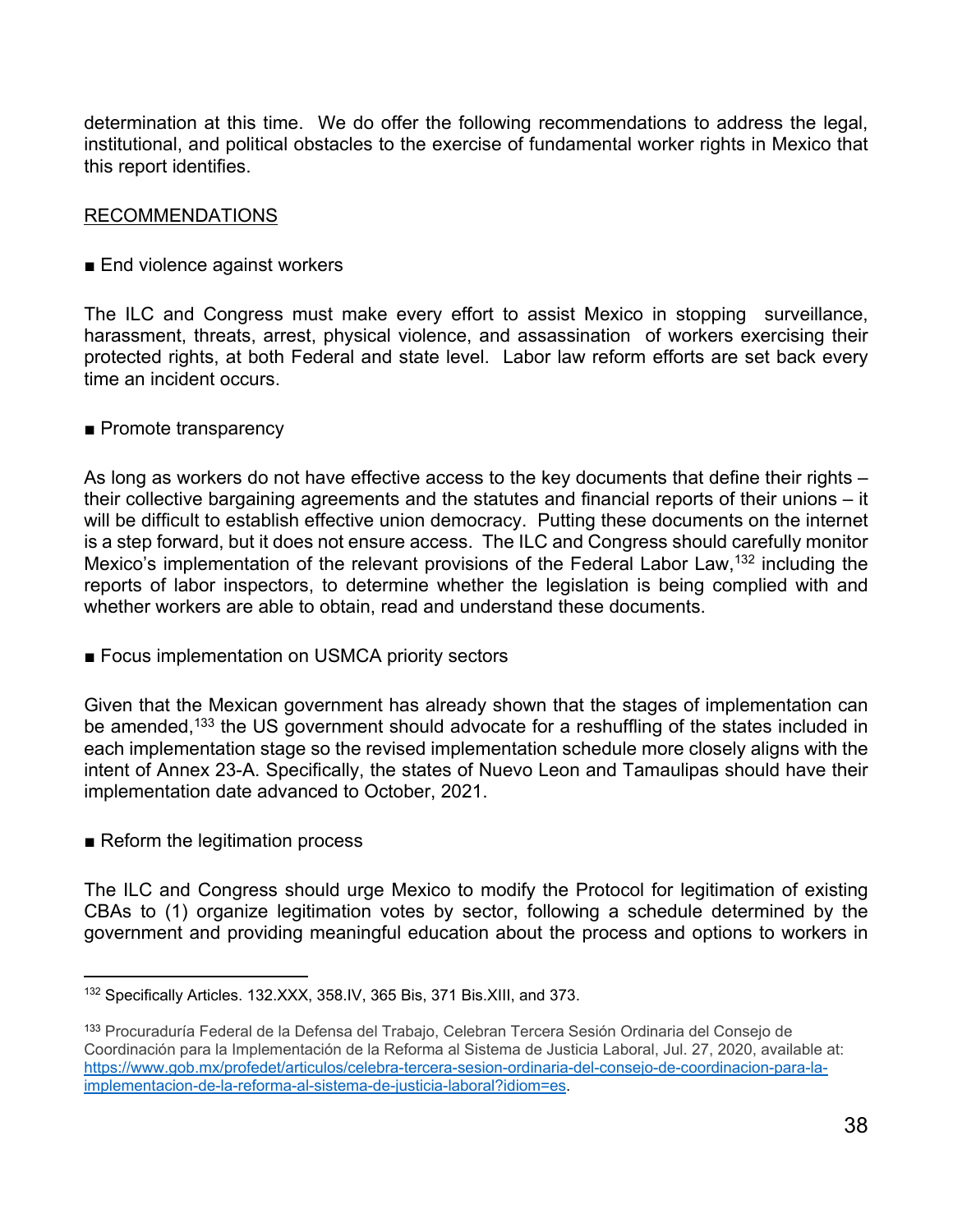determination at this time. We do offer the following recommendations to address the legal, institutional, and political obstacles to the exercise of fundamental worker rights in Mexico that this report identifies.

RECOMMENDATIONS

■ End violence against workers

The ILC and Congress must make every effort to assist Mexico in stopping surveillance, harassment, threats, arrest, physical violence, and assassination of workers exercising their protected rights, at both Federal and state level. Labor law reform efforts are set back every time an incident occurs.

■ Promote transparency

As long as workers do not have effective access to the key documents that define their rights – their collective bargaining agreements and the statutes and financial reports of their unions – it will be difficult to establish effective union democracy. Putting these documents on the internet is a step forward, but it does not ensure access. The ILC and Congress should carefully monitor Mexico's implementation of the relevant provisions of the Federal Labor Law,[132] including the reports of labor inspectors, to determine whether the legislation is being complied with and whether workers are able to obtain, read and understand these documents.

■ Focus implementation on USMCA priority sectors

Given that the Mexican government has already shown that the stages of implementation can be amended,[133] the US government should advocate for a reshuffling of the states included in each implementation stage so the revised implementation schedule more closely aligns with the intent of Annex 23-A. Specifically, the states of Nuevo Leon and Tamaulipas should have their implementation date advanced to October, 2021.

■ Reform the legitimation process

The ILC and Congress should urge Mexico to modify the Protocol for legitimation of existing CBAs to (1) organize legitimation votes by sector, following a schedule determined by the government and providing meaningful education about the process and options to workers in

---

[132] Specifically Articles. 132.XXX, 358.IV, 365 Bis, 371 Bis.XIII, and 373.

[133] Procuraduría Federal de la Defensa del Trabajo, Celebran Tercera Sesión Ordinaria del Consejo de Coordinación para la Implementación de la Reforma al Sistema de Justicia Laboral, Jul. 27, 2020, available at: https://www.gob.mx/profedet/articulos/celebra-tercera-sesion-ordinaria-del-consejo-de-coordinacion-para-la-implementacion-de-la-reforma-al-sistema-de-justicia-laboral?idiom=es.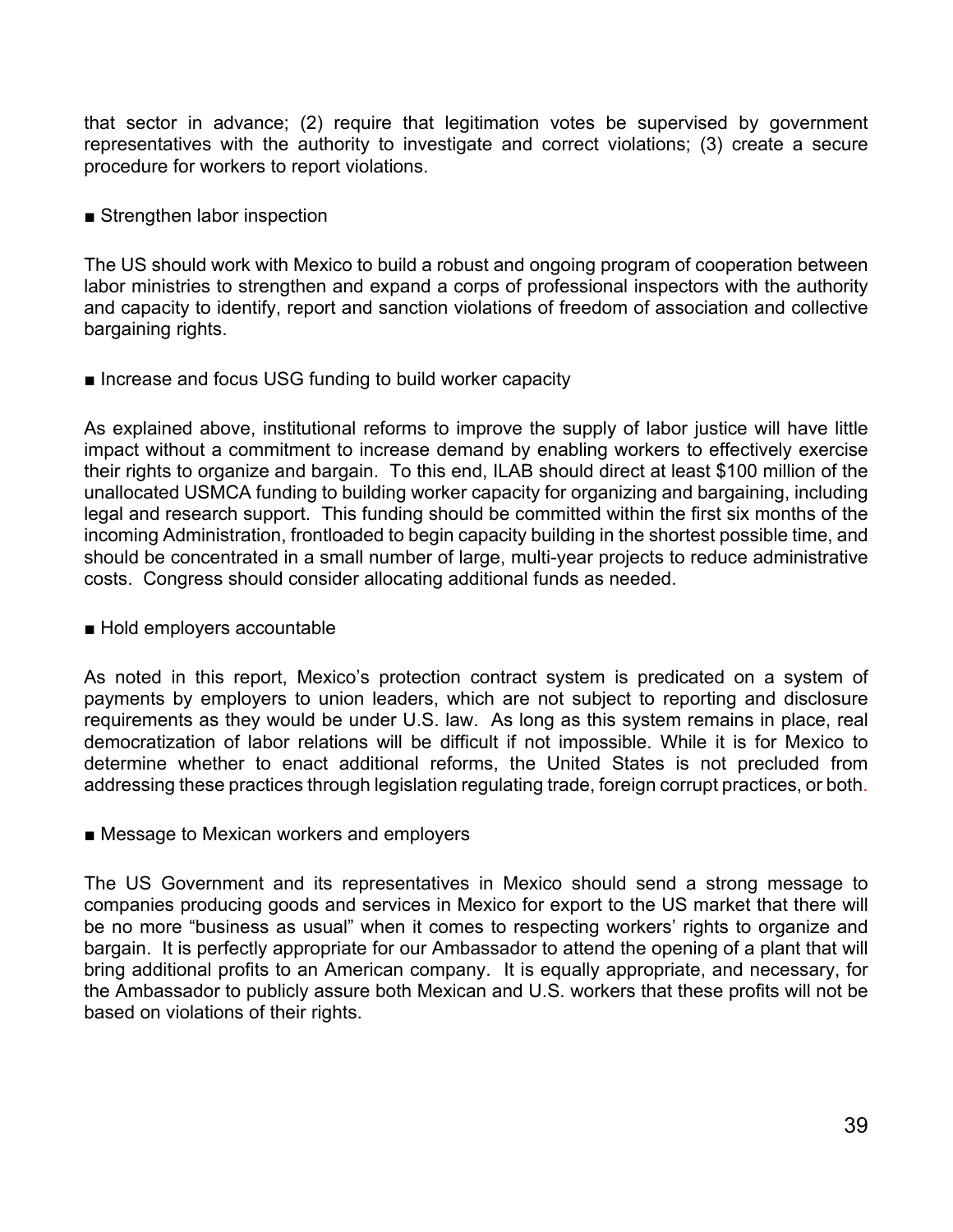that sector in advance; (2) require that legitimation votes be supervised by government representatives with the authority to investigate and correct violations; (3) create a secure procedure for workers to report violations.

■ Strengthen labor inspection

The US should work with Mexico to build a robust and ongoing program of cooperation between labor ministries to strengthen and expand a corps of professional inspectors with the authority and capacity to identify, report and sanction violations of freedom of association and collective bargaining rights.

■ Increase and focus USG funding to build worker capacity

As explained above, institutional reforms to improve the supply of labor justice will have little impact without a commitment to increase demand by enabling workers to effectively exercise their rights to organize and bargain. To this end, ILAB should direct at least $100 million of the unallocated USMCA funding to building worker capacity for organizing and bargaining, including legal and research support. This funding should be committed within the first six months of the incoming Administration, frontloaded to begin capacity building in the shortest possible time, and should be concentrated in a small number of large, multi-year projects to reduce administrative costs. Congress should consider allocating additional funds as needed.

■ Hold employers accountable

As noted in this report, Mexico's protection contract system is predicated on a system of payments by employers to union leaders, which are not subject to reporting and disclosure requirements as they would be under U.S. law. As long as this system remains in place, real democratization of labor relations will be difficult if not impossible. While it is for Mexico to determine whether to enact additional reforms, the United States is not precluded from addressing these practices through legislation regulating trade, foreign corrupt practices, or both.

■ Message to Mexican workers and employers

The US Government and its representatives in Mexico should send a strong message to companies producing goods and services in Mexico for export to the US market that there will be no more "business as usual" when it comes to respecting workers' rights to organize and bargain. It is perfectly appropriate for our Ambassador to attend the opening of a plant that will bring additional profits to an American company. It is equally appropriate, and necessary, for the Ambassador to publicly assure both Mexican and U.S. workers that these profits will not be based on violations of their rights.